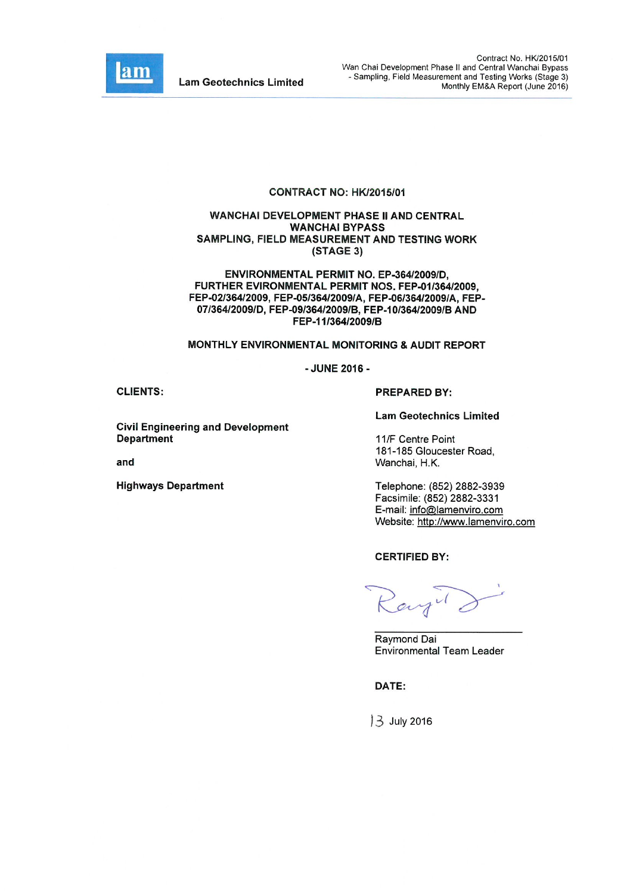**CONTRACT NO: HK/2015/01**

**WANCHAI DEVELOPMENT PHASE II AND CENTRAL WANCHAI BYPASS SAMPLING, FIELD MEASUREMENT AND TESTING WORK (STAGE 3)**

**ENVIRONMENTAL PERMIT NO. EP-364/2009/D, FURTHER EVIRONMENTAL PERMIT NOS. FEP-01/364/2009, FEP-02/364/2009, FEP-05/364/2009/A, FEP-06/364/2009/A, FEP-07/364/2009/D, FEP-09/364/2009/B, FEP-10/364/2009/B AND FEP-11/364/2009/B**

**MONTHLY ENVIRONMENTAL MONITORING & AUDIT REPORT**

**- JUNE 2016 -**

**CLIENTS:**

**Civil Engineering and Development Department**

**and**

**Highways Department**

**PREPARED BY:**

**Lam Geotechnics Limited**

11/F Centre Point
181-185 Gloucester Road,
Wanchai, H.K.

Telephone: (852) 2882-3939
Facsimile: (852) 2882-3331
E-mail: info@lamenviro.com
Website: http://www.lamenviro.com

**CERTIFIED BY:**

Raymond Dai
Environmental Team Leader

**DATE:**

13 July 2016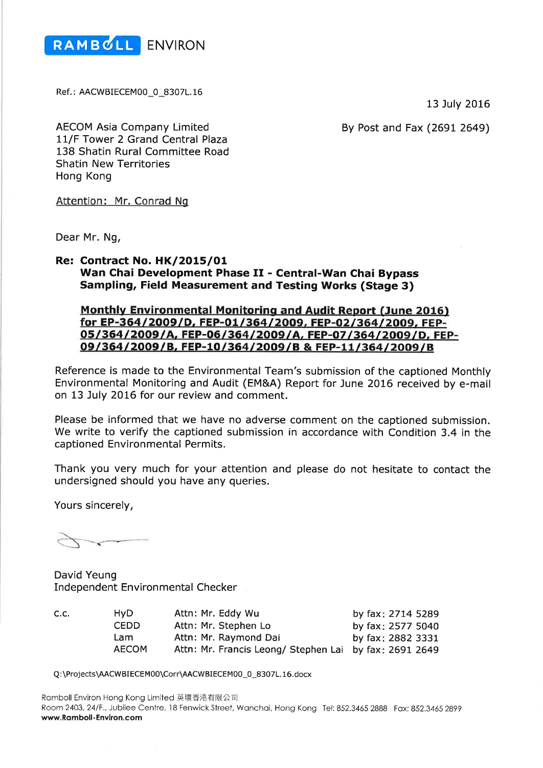RAMBOLL ENVIRON

Ref.: AACWBIECEM00_0_8307L.16

13 July 2016

AECOM Asia Company Limited
11/F Tower 2 Grand Central Plaza
138 Shatin Rural Committee Road
Shatin New Territories
Hong Kong

By Post and Fax (2691 2649)

Attention: Mr. Conrad Ng

Dear Mr. Ng,

**Re: Contract No. HK/2015/01**
**Wan Chai Development Phase II - Central-Wan Chai Bypass**
**Sampling, Field Measurement and Testing Works (Stage 3)**

**Monthly Environmental Monitoring and Audit Report (June 2016) for EP-364/2009/D, FEP-01/364/2009, FEP-02/364/2009, FEP-05/364/2009/A, FEP-06/364/2009/A, FEP-07/364/2009/D, FEP-09/364/2009/B, FEP-10/364/2009/B & FEP-11/364/2009/B**

Reference is made to the Environmental Team's submission of the captioned Monthly Environmental Monitoring and Audit (EM&A) Report for June 2016 received by e-mail on 13 July 2016 for our review and comment.

Please be informed that we have no adverse comment on the captioned submission. We write to verify the captioned submission in accordance with Condition 3.4 in the captioned Environmental Permits.

Thank you very much for your attention and please do not hesitate to contact the undersigned should you have any queries.

Yours sincerely,

David Yeung
Independent Environmental Checker

| c.c. | HyD | Attn: Mr. Eddy Wu | by fax: 2714 5289 |
|---|---|---|---|
| | CEDD | Attn: Mr. Stephen Lo | by fax: 2577 5040 |
| | Lam | Attn: Mr. Raymond Dai | by fax: 2882 3331 |
| | AECOM | Attn: Mr. Francis Leong/ Stephen Lai | by fax: 2691 2649 |

Q:\Projects\AACWBIECEM00\Corr\AACWBIECEM00_0_8307L.16.docx

Ramboll Environ Hong Kong Limited 英環香港有限公司
Room 2403, 24/F., Jubilee Centre, 18 Fenwick Street, Wanchai, Hong Kong Tel: 852.3465 2888 Fax: 852.3465 2899
**www.Ramboll-Environ.com**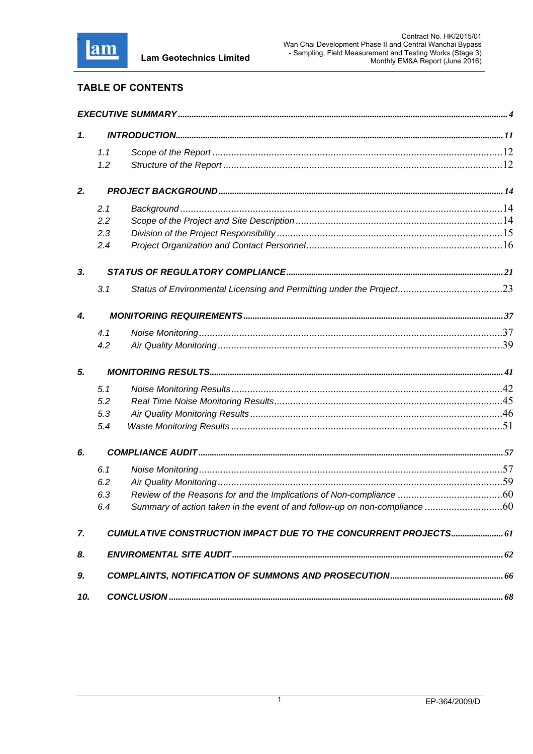## TABLE OF CONTENTS

| | | |
|---|---|---|
| ***EXECUTIVE SUMMARY*** | | ***4*** |
| ***1.*** | ***INTRODUCTION*** | ***11*** |
| *1.1* | *Scope of the Report* | 12 |
| *1.2* | *Structure of the Report* | 12 |
| ***2.*** | ***PROJECT BACKGROUND*** | ***14*** |
| *2.1* | *Background* | 14 |
| *2.2* | *Scope of the Project and Site Description* | 14 |
| *2.3* | *Division of the Project Responsibility* | 15 |
| *2.4* | *Project Organization and Contact Personnel* | 16 |
| ***3.*** | ***STATUS OF REGULATORY COMPLIANCE*** | ***21*** |
| *3.1* | *Status of Environmental Licensing and Permitting under the Project* | 23 |
| ***4.*** | ***MONITORING REQUIREMENTS*** | ***37*** |
| *4.1* | *Noise Monitoring* | 37 |
| *4.2* | *Air Quality Monitoring* | 39 |
| ***5.*** | ***MONITORING RESULTS*** | ***41*** |
| *5.1* | *Noise Monitoring Results* | 42 |
| *5.2* | *Real Time Noise Monitoring Results* | 45 |
| *5.3* | *Air Quality Monitoring Results* | 46 |
| *5.4* | *Waste Monitoring Results* | 51 |
| ***6.*** | ***COMPLIANCE AUDIT*** | ***57*** |
| *6.1* | *Noise Monitoring* | 57 |
| *6.2* | *Air Quality Monitoring* | 59 |
| *6.3* | *Review of the Reasons for and the Implications of Non-compliance* | 60 |
| *6.4* | *Summary of action taken in the event of and follow-up on non-compliance* | 60 |
| ***7.*** | ***CUMULATIVE CONSTRUCTION IMPACT DUE TO THE CONCURRENT PROJECTS*** | ***61*** |
| ***8.*** | ***ENVIROMENTAL SITE AUDIT*** | ***62*** |
| ***9.*** | ***COMPLAINTS, NOTIFICATION OF SUMMONS AND PROSECUTION*** | ***66*** |
| ***10.*** | ***CONCLUSION*** | ***68*** |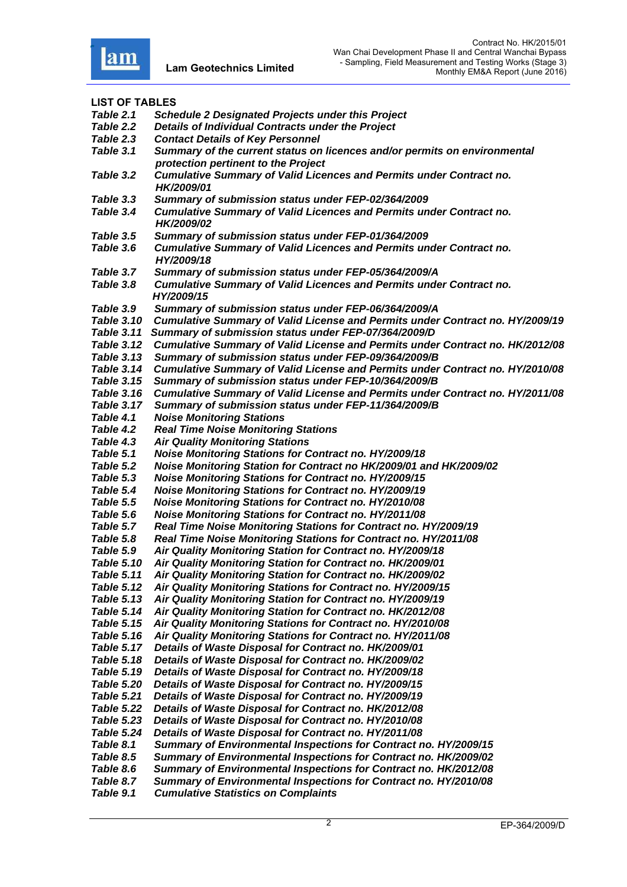## LIST OF TABLES

| | |
|---|---|
| *Table 2.1* | ***Schedule 2 Designated Projects under this Project*** |
| *Table 2.2* | ***Details of Individual Contracts under the Project*** |
| *Table 2.3* | ***Contact Details of Key Personnel*** |
| *Table 3.1* | ***Summary of the current status on licences and/or permits on environmental protection pertinent to the Project*** |
| *Table 3.2* | ***Cumulative Summary of Valid Licences and Permits under Contract no. HK/2009/01*** |
| *Table 3.3* | ***Summary of submission status under FEP-02/364/2009*** |
| *Table 3.4* | ***Cumulative Summary of Valid Licences and Permits under Contract no. HK/2009/02*** |
| *Table 3.5* | ***Summary of submission status under FEP-01/364/2009*** |
| *Table 3.6* | ***Cumulative Summary of Valid Licences and Permits under Contract no. HY/2009/18*** |
| *Table 3.7* | ***Summary of submission status under FEP-05/364/2009/A*** |
| *Table 3.8* | ***Cumulative Summary of Valid Licences and Permits under Contract no. HY/2009/15*** |
| *Table 3.9* | ***Summary of submission status under FEP-06/364/2009/A*** |
| *Table 3.10* | ***Cumulative Summary of Valid License and Permits under Contract no. HY/2009/19*** |
| *Table 3.11* | ***Summary of submission status under FEP-07/364/2009/D*** |
| *Table 3.12* | ***Cumulative Summary of Valid License and Permits under Contract no. HK/2012/08*** |
| *Table 3.13* | ***Summary of submission status under FEP-09/364/2009/B*** |
| *Table 3.14* | ***Cumulative Summary of Valid License and Permits under Contract no. HY/2010/08*** |
| *Table 3.15* | ***Summary of submission status under FEP-10/364/2009/B*** |
| *Table 3.16* | ***Cumulative Summary of Valid License and Permits under Contract no. HY/2011/08*** |
| *Table 3.17* | ***Summary of submission status under FEP-11/364/2009/B*** |
| *Table 4.1* | ***Noise Monitoring Stations*** |
| *Table 4.2* | ***Real Time Noise Monitoring Stations*** |
| *Table 4.3* | ***Air Quality Monitoring Stations*** |
| *Table 5.1* | ***Noise Monitoring Stations for Contract no. HY/2009/18*** |
| *Table 5.2* | ***Noise Monitoring Station for Contract no HK/2009/01 and HK/2009/02*** |
| *Table 5.3* | ***Noise Monitoring Stations for Contract no. HY/2009/15*** |
| *Table 5.4* | ***Noise Monitoring Stations for Contract no. HY/2009/19*** |
| *Table 5.5* | ***Noise Monitoring Stations for Contract no. HY/2010/08*** |
| *Table 5.6* | ***Noise Monitoring Stations for Contract no. HY/2011/08*** |
| *Table 5.7* | ***Real Time Noise Monitoring Stations for Contract no. HY/2009/19*** |
| *Table 5.8* | ***Real Time Noise Monitoring Stations for Contract no. HY/2011/08*** |
| *Table 5.9* | ***Air Quality Monitoring Station for Contract no. HY/2009/18*** |
| *Table 5.10* | ***Air Quality Monitoring Station for Contract no. HK/2009/01*** |
| *Table 5.11* | ***Air Quality Monitoring Station for Contract no. HK/2009/02*** |
| *Table 5.12* | ***Air Quality Monitoring Stations for Contract no. HY/2009/15*** |
| *Table 5.13* | ***Air Quality Monitoring Station for Contract no. HY/2009/19*** |
| *Table 5.14* | ***Air Quality Monitoring Station for Contract no. HK/2012/08*** |
| *Table 5.15* | ***Air Quality Monitoring Stations for Contract no. HY/2010/08*** |
| *Table 5.16* | ***Air Quality Monitoring Stations for Contract no. HY/2011/08*** |
| *Table 5.17* | ***Details of Waste Disposal for Contract no. HK/2009/01*** |
| *Table 5.18* | ***Details of Waste Disposal for Contract no. HK/2009/02*** |
| *Table 5.19* | ***Details of Waste Disposal for Contract no. HY/2009/18*** |
| *Table 5.20* | ***Details of Waste Disposal for Contract no. HY/2009/15*** |
| *Table 5.21* | ***Details of Waste Disposal for Contract no. HY/2009/19*** |
| *Table 5.22* | ***Details of Waste Disposal for Contract no. HK/2012/08*** |
| *Table 5.23* | ***Details of Waste Disposal for Contract no. HY/2010/08*** |
| *Table 5.24* | ***Details of Waste Disposal for Contract no. HY/2011/08*** |
| *Table 8.1* | ***Summary of Environmental Inspections for Contract no. HY/2009/15*** |
| *Table 8.5* | ***Summary of Environmental Inspections for Contract no. HK/2009/02*** |
| *Table 8.6* | ***Summary of Environmental Inspections for Contract no. HK/2012/08*** |
| *Table 8.7* | ***Summary of Environmental Inspections for Contract no. HY/2010/08*** |
| *Table 9.1* | ***Cumulative Statistics on Complaints*** |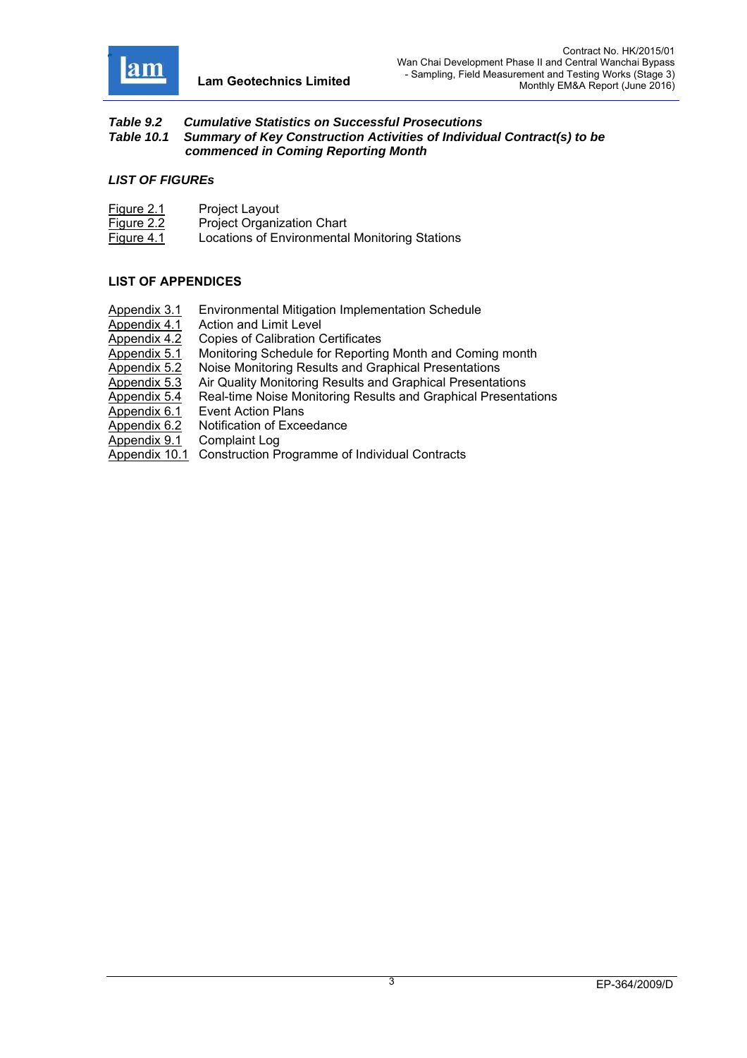*Table 9.2 Cumulative Statistics on Successful Prosecutions*
*Table 10.1 Summary of Key Construction Activities of Individual Contract(s) to be commenced in Coming Reporting Month*

***LIST OF FIGUREs***

| | |
|---|---|
| Figure 2.1 | Project Layout |
| Figure 2.2 | Project Organization Chart |
| Figure 4.1 | Locations of Environmental Monitoring Stations |

**LIST OF APPENDICES**

| | |
|---|---|
| Appendix 3.1 | Environmental Mitigation Implementation Schedule |
| Appendix 4.1 | Action and Limit Level |
| Appendix 4.2 | Copies of Calibration Certificates |
| Appendix 5.1 | Monitoring Schedule for Reporting Month and Coming month |
| Appendix 5.2 | Noise Monitoring Results and Graphical Presentations |
| Appendix 5.3 | Air Quality Monitoring Results and Graphical Presentations |
| Appendix 5.4 | Real-time Noise Monitoring Results and Graphical Presentations |
| Appendix 6.1 | Event Action Plans |
| Appendix 6.2 | Notification of Exceedance |
| Appendix 9.1 | Complaint Log |
| Appendix 10.1 | Construction Programme of Individual Contracts |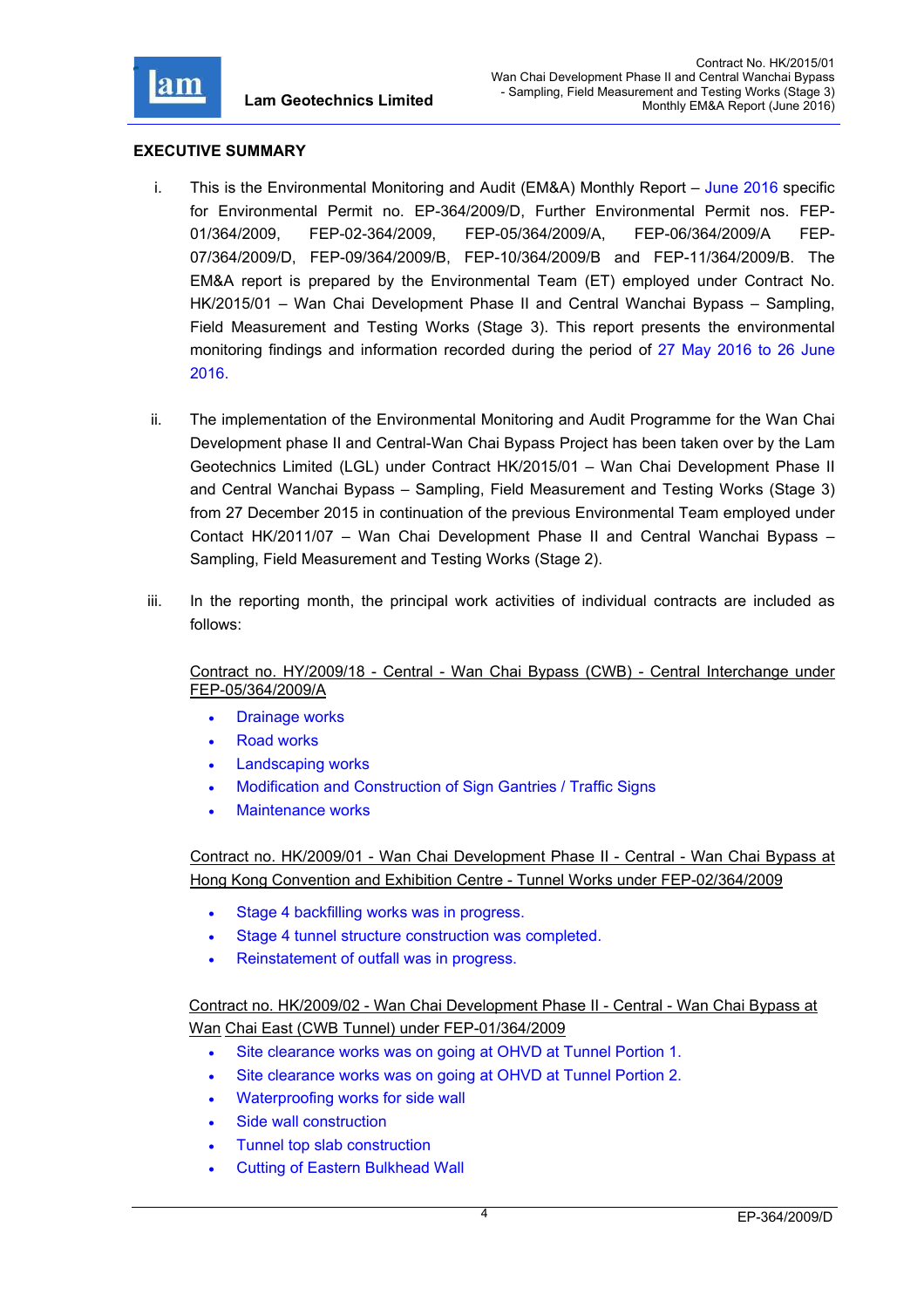## EXECUTIVE SUMMARY

i. This is the Environmental Monitoring and Audit (EM&A) Monthly Report – June 2016 specific for Environmental Permit no. EP-364/2009/D, Further Environmental Permit nos. FEP-01/364/2009, FEP-02-364/2009, FEP-05/364/2009/A, FEP-06/364/2009/A FEP-07/364/2009/D, FEP-09/364/2009/B, FEP-10/364/2009/B and FEP-11/364/2009/B. The EM&A report is prepared by the Environmental Team (ET) employed under Contract No. HK/2015/01 – Wan Chai Development Phase II and Central Wanchai Bypass – Sampling, Field Measurement and Testing Works (Stage 3). This report presents the environmental monitoring findings and information recorded during the period of 27 May 2016 to 26 June 2016.

ii. The implementation of the Environmental Monitoring and Audit Programme for the Wan Chai Development phase II and Central-Wan Chai Bypass Project has been taken over by the Lam Geotechnics Limited (LGL) under Contract HK/2015/01 – Wan Chai Development Phase II and Central Wanchai Bypass – Sampling, Field Measurement and Testing Works (Stage 3) from 27 December 2015 in continuation of the previous Environmental Team employed under Contact HK/2011/07 – Wan Chai Development Phase II and Central Wanchai Bypass – Sampling, Field Measurement and Testing Works (Stage 2).

iii. In the reporting month, the principal work activities of individual contracts are included as follows:

Contract no. HY/2009/18 - Central - Wan Chai Bypass (CWB) - Central Interchange under FEP-05/364/2009/A

- Drainage works
- Road works
- Landscaping works
- Modification and Construction of Sign Gantries / Traffic Signs
- Maintenance works

Contract no. HK/2009/01 - Wan Chai Development Phase II - Central - Wan Chai Bypass at Hong Kong Convention and Exhibition Centre - Tunnel Works under FEP-02/364/2009

- Stage 4 backfilling works was in progress.
- Stage 4 tunnel structure construction was completed.
- Reinstatement of outfall was in progress.

Contract no. HK/2009/02 - Wan Chai Development Phase II - Central - Wan Chai Bypass at Wan Chai East (CWB Tunnel) under FEP-01/364/2009

- Site clearance works was on going at OHVD at Tunnel Portion 1.
- Site clearance works was on going at OHVD at Tunnel Portion 2.
- Waterproofing works for side wall
- Side wall construction
- Tunnel top slab construction
- Cutting of Eastern Bulkhead Wall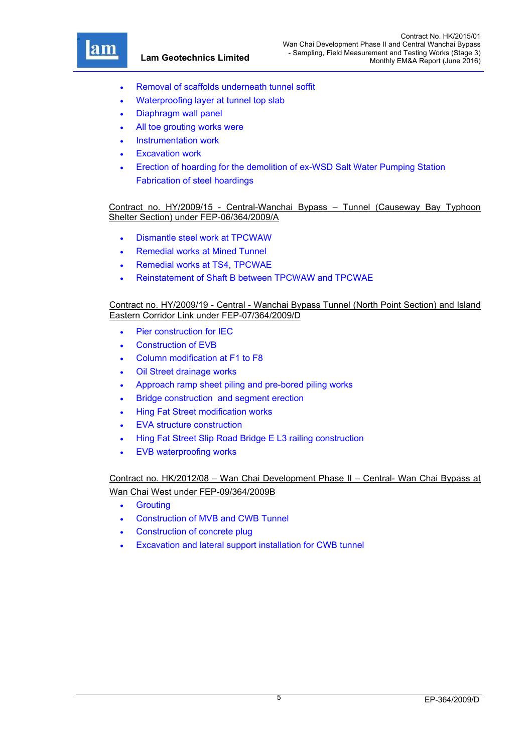- Removal of scaffolds underneath tunnel soffit
- Waterproofing layer at tunnel top slab
- Diaphragm wall panel
- All toe grouting works were
- Instrumentation work
- Excavation work
- Erection of hoarding for the demolition of ex-WSD Salt Water Pumping Station Fabrication of steel hoardings

Contract no. HY/2009/15 - Central-Wanchai Bypass – Tunnel (Causeway Bay Typhoon Shelter Section) under FEP-06/364/2009/A

- Dismantle steel work at TPCWAW
- Remedial works at Mined Tunnel
- Remedial works at TS4, TPCWAE
- Reinstatement of Shaft B between TPCWAW and TPCWAE

Contract no. HY/2009/19 - Central - Wanchai Bypass Tunnel (North Point Section) and Island Eastern Corridor Link under FEP-07/364/2009/D

- Pier construction for IEC
- Construction of EVB
- Column modification at F1 to F8
- Oil Street drainage works
- Approach ramp sheet piling and pre-bored piling works
- Bridge construction and segment erection
- Hing Fat Street modification works
- EVA structure construction
- Hing Fat Street Slip Road Bridge E L3 railing construction
- EVB waterproofing works

Contract no. HK/2012/08 – Wan Chai Development Phase II – Central- Wan Chai Bypass at Wan Chai West under FEP-09/364/2009B

- Grouting
- Construction of MVB and CWB Tunnel
- Construction of concrete plug
- Excavation and lateral support installation for CWB tunnel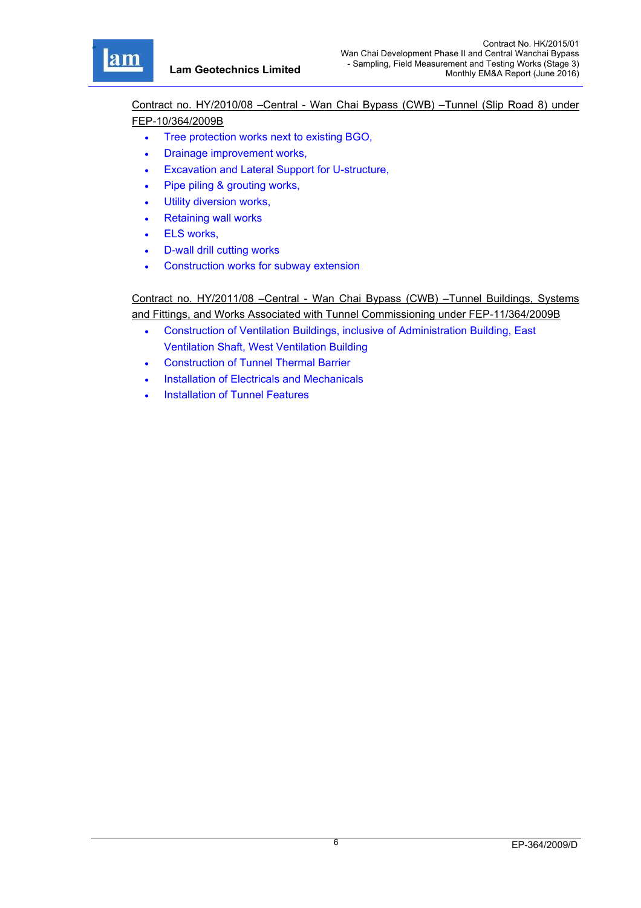<u>Contract no. HY/2010/08 –Central - Wan Chai Bypass (CWB) –Tunnel (Slip Road 8) under FEP-10/364/2009B</u>

- Tree protection works next to existing BGO,
- Drainage improvement works,
- Excavation and Lateral Support for U-structure,
- Pipe piling & grouting works,
- Utility diversion works,
- Retaining wall works
- ELS works,
- D-wall drill cutting works
- Construction works for subway extension

<u>Contract no. HY/2011/08 –Central - Wan Chai Bypass (CWB) –Tunnel Buildings, Systems and Fittings, and Works Associated with Tunnel Commissioning under FEP-11/364/2009B</u>

- Construction of Ventilation Buildings, inclusive of Administration Building, East Ventilation Shaft, West Ventilation Building
- Construction of Tunnel Thermal Barrier
- Installation of Electricals and Mechanicals
- Installation of Tunnel Features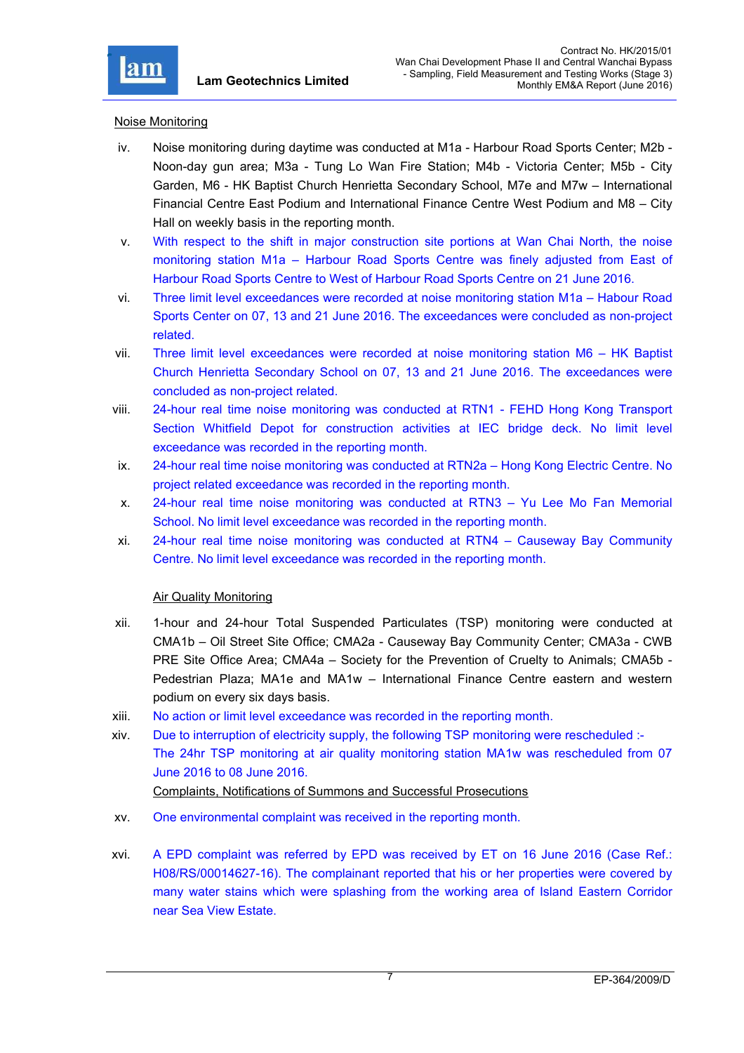Noise Monitoring

iv. Noise monitoring during daytime was conducted at M1a - Harbour Road Sports Center; M2b - Noon-day gun area; M3a - Tung Lo Wan Fire Station; M4b - Victoria Center; M5b - City Garden, M6 - HK Baptist Church Henrietta Secondary School, M7e and M7w – International Financial Centre East Podium and International Finance Centre West Podium and M8 – City Hall on weekly basis in the reporting month.

v. With respect to the shift in major construction site portions at Wan Chai North, the noise monitoring station M1a – Harbour Road Sports Centre was finely adjusted from East of Harbour Road Sports Centre to West of Harbour Road Sports Centre on 21 June 2016.

vi. Three limit level exceedances were recorded at noise monitoring station M1a – Habour Road Sports Center on 07, 13 and 21 June 2016. The exceedances were concluded as non-project related.

vii. Three limit level exceedances were recorded at noise monitoring station M6 – HK Baptist Church Henrietta Secondary School on 07, 13 and 21 June 2016. The exceedances were concluded as non-project related.

viii. 24-hour real time noise monitoring was conducted at RTN1 - FEHD Hong Kong Transport Section Whitfield Depot for construction activities at IEC bridge deck. No limit level exceedance was recorded in the reporting month.

ix. 24-hour real time noise monitoring was conducted at RTN2a – Hong Kong Electric Centre. No project related exceedance was recorded in the reporting month.

x. 24-hour real time noise monitoring was conducted at RTN3 – Yu Lee Mo Fan Memorial School. No limit level exceedance was recorded in the reporting month.

xi. 24-hour real time noise monitoring was conducted at RTN4 – Causeway Bay Community Centre. No limit level exceedance was recorded in the reporting month.

Air Quality Monitoring

xii. 1-hour and 24-hour Total Suspended Particulates (TSP) monitoring were conducted at CMA1b – Oil Street Site Office; CMA2a - Causeway Bay Community Center; CMA3a - CWB PRE Site Office Area; CMA4a – Society for the Prevention of Cruelty to Animals; CMA5b - Pedestrian Plaza; MA1e and MA1w – International Finance Centre eastern and western podium on every six days basis.

xiii. No action or limit level exceedance was recorded in the reporting month.

xiv. Due to interruption of electricity supply, the following TSP monitoring were rescheduled :-
The 24hr TSP monitoring at air quality monitoring station MA1w was rescheduled from 07 June 2016 to 08 June 2016.

Complaints, Notifications of Summons and Successful Prosecutions

xv. One environmental complaint was received in the reporting month.

xvi. A EPD complaint was referred by EPD was received by ET on 16 June 2016 (Case Ref.: H08/RS/00014627-16). The complainant reported that his or her properties were covered by many water stains which were splashing from the working area of Island Eastern Corridor near Sea View Estate.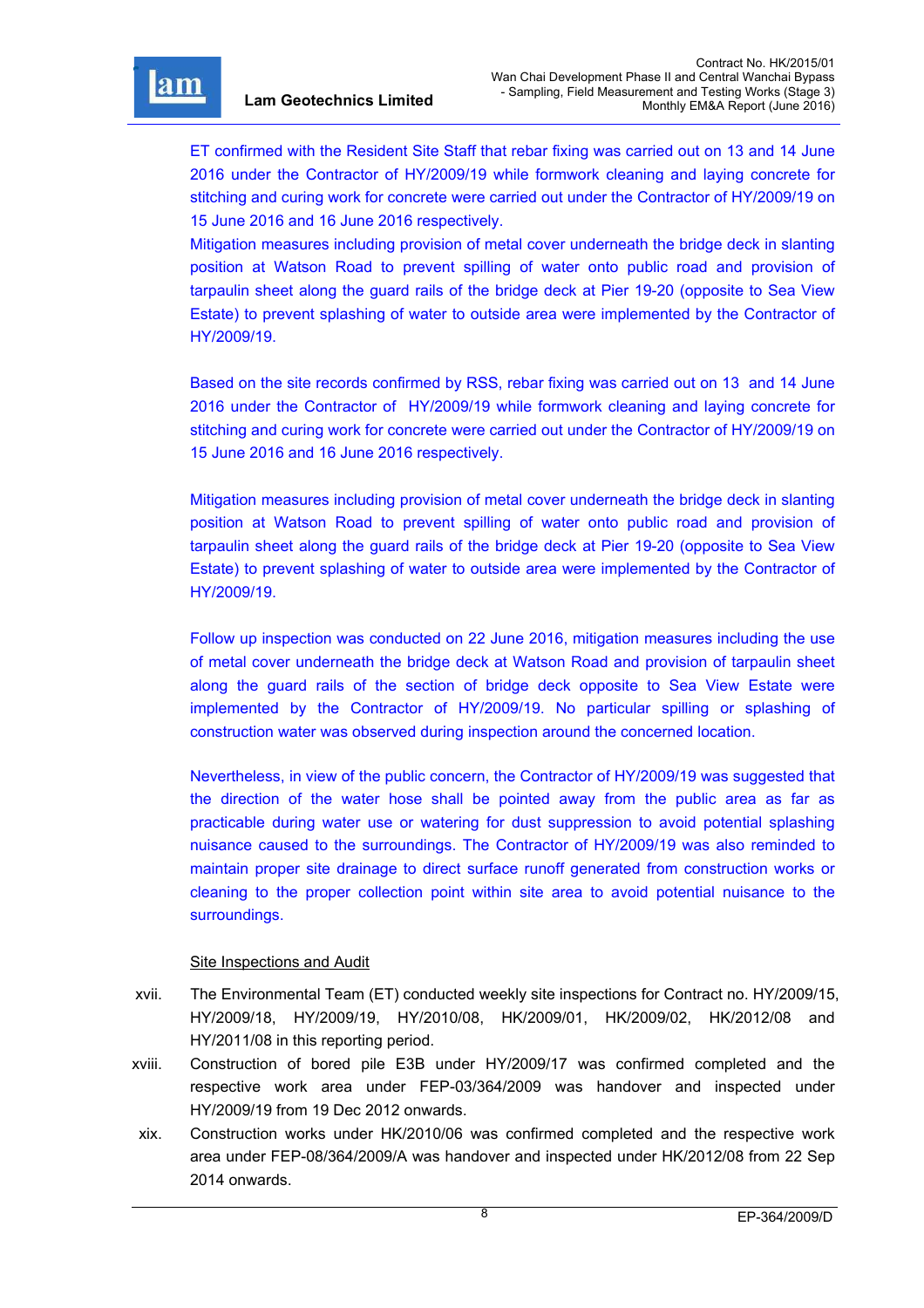ET confirmed with the Resident Site Staff that rebar fixing was carried out on 13 and 14 June 2016 under the Contractor of HY/2009/19 while formwork cleaning and laying concrete for stitching and curing work for concrete were carried out under the Contractor of HY/2009/19 on 15 June 2016 and 16 June 2016 respectively.

Mitigation measures including provision of metal cover underneath the bridge deck in slanting position at Watson Road to prevent spilling of water onto public road and provision of tarpaulin sheet along the guard rails of the bridge deck at Pier 19-20 (opposite to Sea View Estate) to prevent splashing of water to outside area were implemented by the Contractor of HY/2009/19.

Based on the site records confirmed by RSS, rebar fixing was carried out on 13 and 14 June 2016 under the Contractor of HY/2009/19 while formwork cleaning and laying concrete for stitching and curing work for concrete were carried out under the Contractor of HY/2009/19 on 15 June 2016 and 16 June 2016 respectively.

Mitigation measures including provision of metal cover underneath the bridge deck in slanting position at Watson Road to prevent spilling of water onto public road and provision of tarpaulin sheet along the guard rails of the bridge deck at Pier 19-20 (opposite to Sea View Estate) to prevent splashing of water to outside area were implemented by the Contractor of HY/2009/19.

Follow up inspection was conducted on 22 June 2016, mitigation measures including the use of metal cover underneath the bridge deck at Watson Road and provision of tarpaulin sheet along the guard rails of the section of bridge deck opposite to Sea View Estate were implemented by the Contractor of HY/2009/19. No particular spilling or splashing of construction water was observed during inspection around the concerned location.

Nevertheless, in view of the public concern, the Contractor of HY/2009/19 was suggested that the direction of the water hose shall be pointed away from the public area as far as practicable during water use or watering for dust suppression to avoid potential splashing nuisance caused to the surroundings. The Contractor of HY/2009/19 was also reminded to maintain proper site drainage to direct surface runoff generated from construction works or cleaning to the proper collection point within site area to avoid potential nuisance to the surroundings.

Site Inspections and Audit

xvii. The Environmental Team (ET) conducted weekly site inspections for Contract no. HY/2009/15, HY/2009/18, HY/2009/19, HY/2010/08, HK/2009/01, HK/2009/02, HK/2012/08 and HY/2011/08 in this reporting period.

xviii. Construction of bored pile E3B under HY/2009/17 was confirmed completed and the respective work area under FEP-03/364/2009 was handover and inspected under HY/2009/19 from 19 Dec 2012 onwards.

xix. Construction works under HK/2010/06 was confirmed completed and the respective work area under FEP-08/364/2009/A was handover and inspected under HK/2012/08 from 22 Sep 2014 onwards.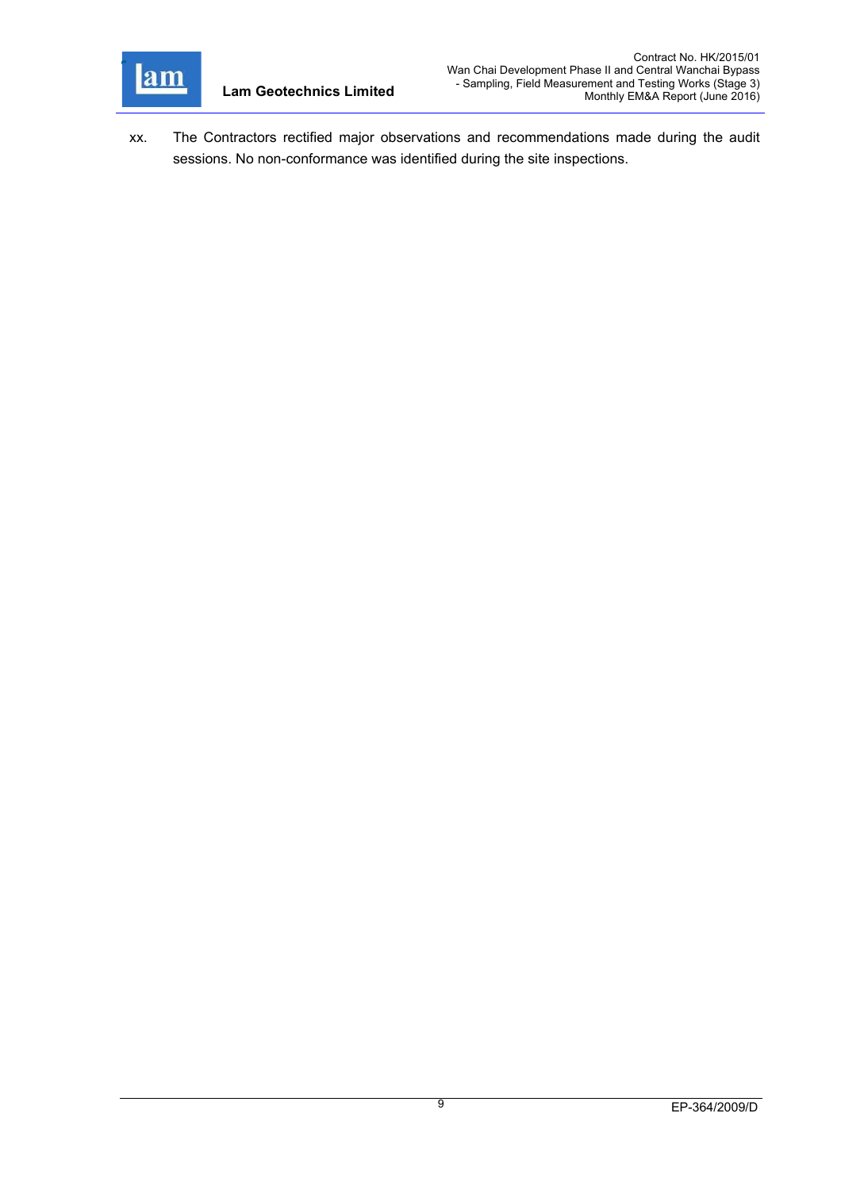xx. The Contractors rectified major observations and recommendations made during the audit sessions. No non-conformance was identified during the site inspections.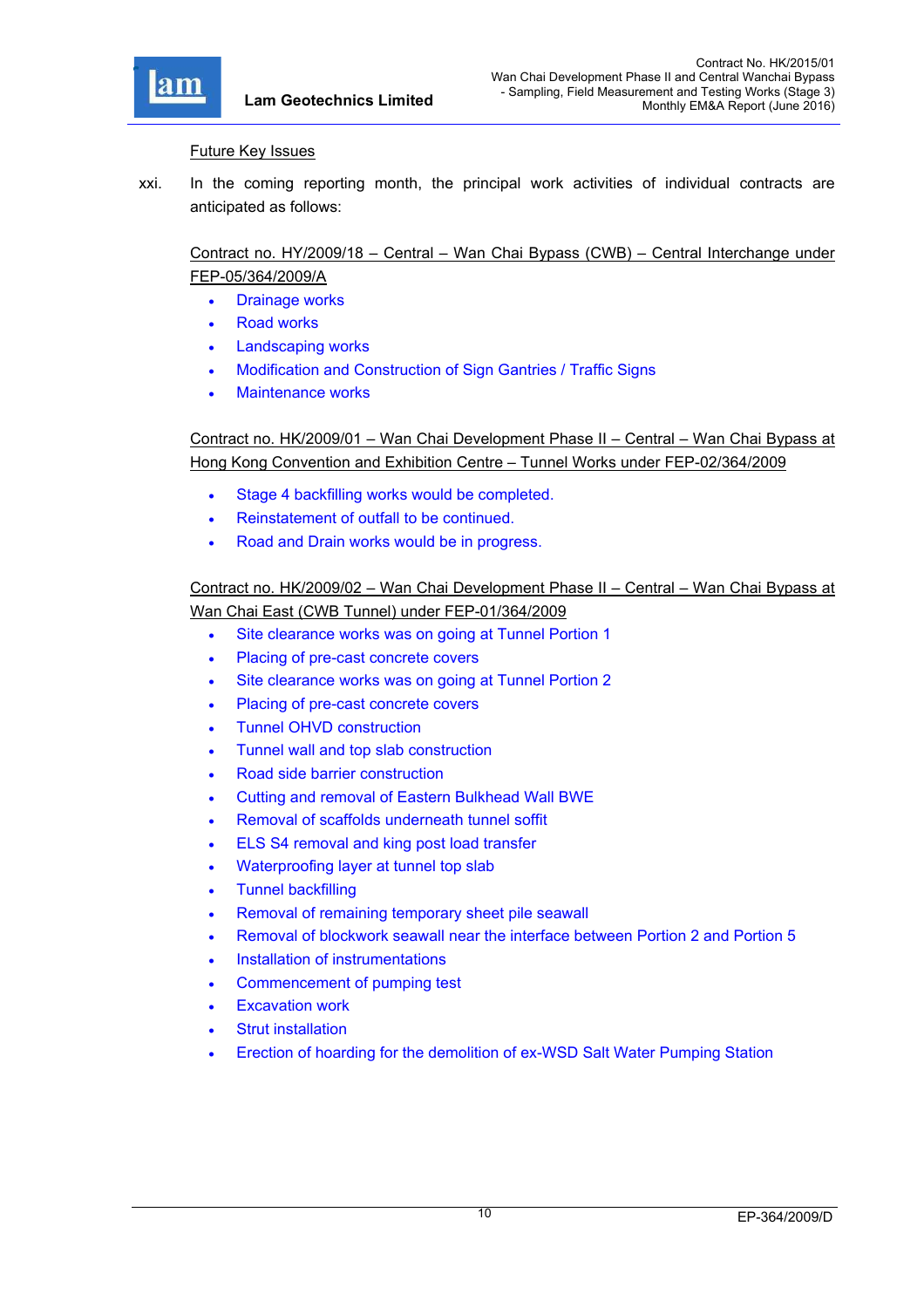Future Key Issues

xxi. In the coming reporting month, the principal work activities of individual contracts are anticipated as follows:

Contract no. HY/2009/18 – Central – Wan Chai Bypass (CWB) – Central Interchange under FEP-05/364/2009/A

- Drainage works
- Road works
- Landscaping works
- Modification and Construction of Sign Gantries / Traffic Signs
- Maintenance works

Contract no. HK/2009/01 – Wan Chai Development Phase II – Central – Wan Chai Bypass at Hong Kong Convention and Exhibition Centre – Tunnel Works under FEP-02/364/2009

- Stage 4 backfilling works would be completed.
- Reinstatement of outfall to be continued.
- Road and Drain works would be in progress.

Contract no. HK/2009/02 – Wan Chai Development Phase II – Central – Wan Chai Bypass at Wan Chai East (CWB Tunnel) under FEP-01/364/2009

- Site clearance works was on going at Tunnel Portion 1
- Placing of pre-cast concrete covers
- Site clearance works was on going at Tunnel Portion 2
- Placing of pre-cast concrete covers
- Tunnel OHVD construction
- Tunnel wall and top slab construction
- Road side barrier construction
- Cutting and removal of Eastern Bulkhead Wall BWE
- Removal of scaffolds underneath tunnel soffit
- ELS S4 removal and king post load transfer
- Waterproofing layer at tunnel top slab
- Tunnel backfilling
- Removal of remaining temporary sheet pile seawall
- Removal of blockwork seawall near the interface between Portion 2 and Portion 5
- Installation of instrumentations
- Commencement of pumping test
- Excavation work
- Strut installation
- Erection of hoarding for the demolition of ex-WSD Salt Water Pumping Station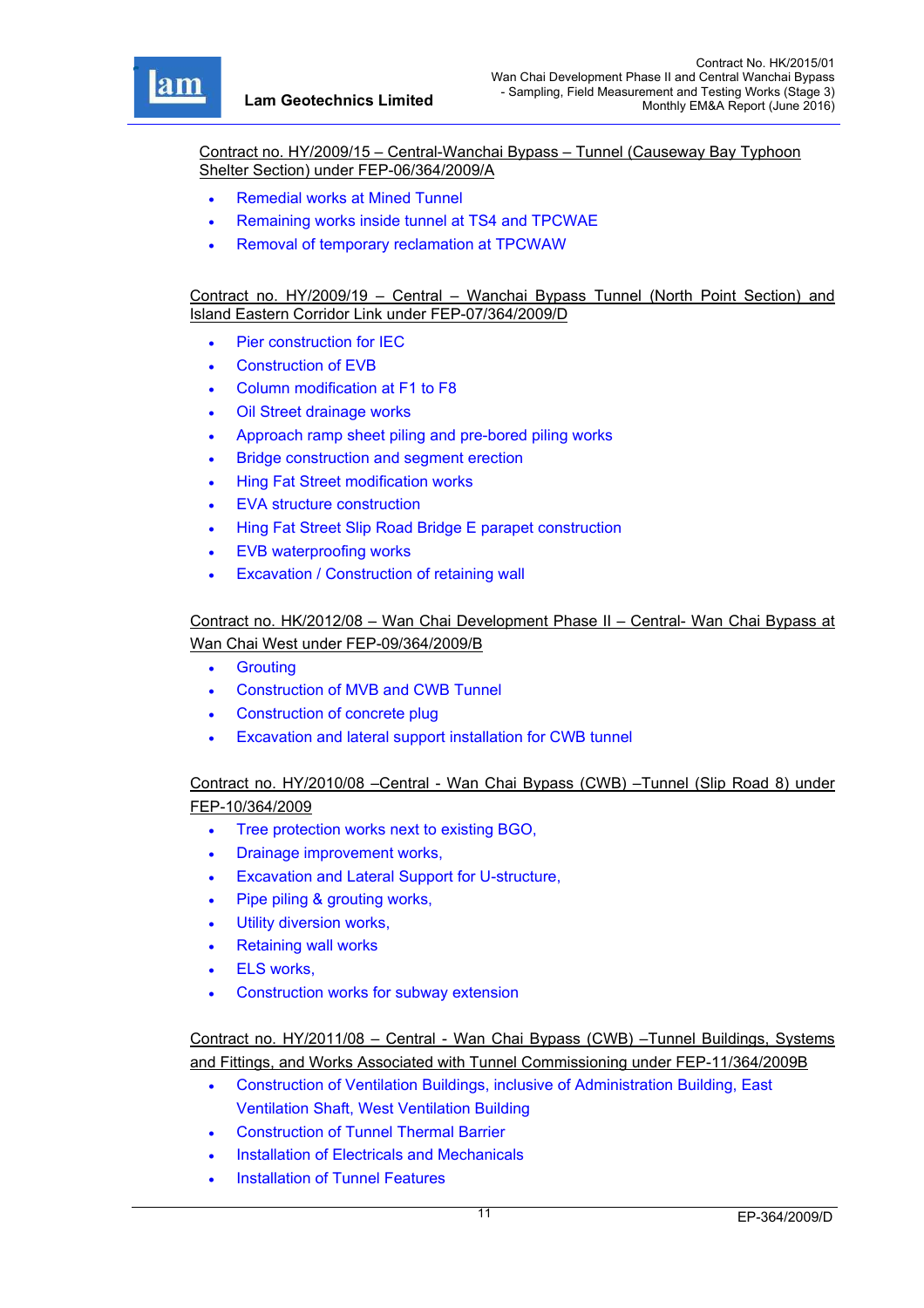<u>Contract no. HY/2009/15 – Central-Wanchai Bypass – Tunnel (Causeway Bay Typhoon Shelter Section) under FEP-06/364/2009/A</u>

- Remedial works at Mined Tunnel
- Remaining works inside tunnel at TS4 and TPCWAE
- Removal of temporary reclamation at TPCWAW

<u>Contract no. HY/2009/19 – Central – Wanchai Bypass Tunnel (North Point Section) and Island Eastern Corridor Link under FEP-07/364/2009/D</u>

- Pier construction for IEC
- Construction of EVB
- Column modification at F1 to F8
- Oil Street drainage works
- Approach ramp sheet piling and pre-bored piling works
- Bridge construction and segment erection
- Hing Fat Street modification works
- EVA structure construction
- Hing Fat Street Slip Road Bridge E parapet construction
- EVB waterproofing works
- Excavation / Construction of retaining wall

<u>Contract no. HK/2012/08 – Wan Chai Development Phase II – Central- Wan Chai Bypass at Wan Chai West under FEP-09/364/2009/B</u>

- Grouting
- Construction of MVB and CWB Tunnel
- Construction of concrete plug
- Excavation and lateral support installation for CWB tunnel

<u>Contract no. HY/2010/08 –Central - Wan Chai Bypass (CWB) –Tunnel (Slip Road 8) under FEP-10/364/2009</u>

- Tree protection works next to existing BGO,
- Drainage improvement works,
- Excavation and Lateral Support for U-structure,
- Pipe piling & grouting works,
- Utility diversion works,
- Retaining wall works
- ELS works,
- Construction works for subway extension

<u>Contract no. HY/2011/08 – Central - Wan Chai Bypass (CWB) –Tunnel Buildings, Systems and Fittings, and Works Associated with Tunnel Commissioning under FEP-11/364/2009B</u>

- Construction of Ventilation Buildings, inclusive of Administration Building, East Ventilation Shaft, West Ventilation Building
- Construction of Tunnel Thermal Barrier
- Installation of Electricals and Mechanicals
- Installation of Tunnel Features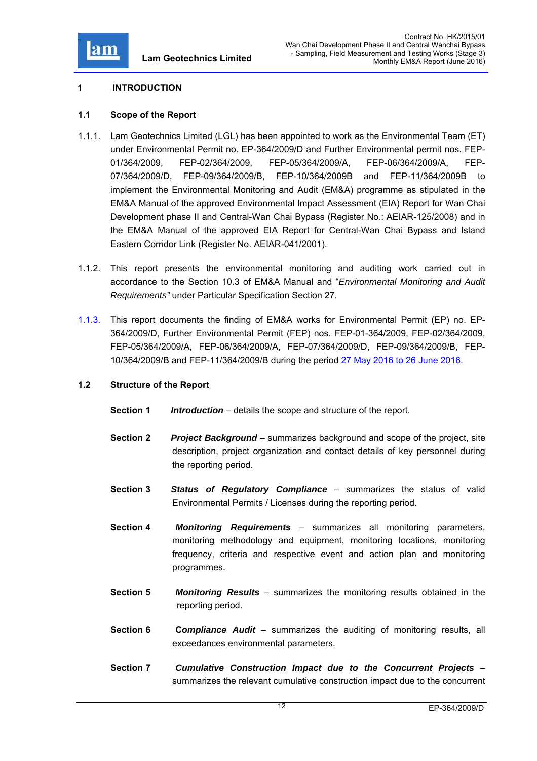# 1 INTRODUCTION

## 1.1 Scope of the Report

1.1.1. Lam Geotechnics Limited (LGL) has been appointed to work as the Environmental Team (ET) under Environmental Permit no. EP-364/2009/D and Further Environmental permit nos. FEP-01/364/2009, FEP-02/364/2009, FEP-05/364/2009/A, FEP-06/364/2009/A, FEP-07/364/2009/D, FEP-09/364/2009/B, FEP-10/364/2009B and FEP-11/364/2009B to implement the Environmental Monitoring and Audit (EM&A) programme as stipulated in the EM&A Manual of the approved Environmental Impact Assessment (EIA) Report for Wan Chai Development phase II and Central-Wan Chai Bypass (Register No.: AEIAR-125/2008) and in the EM&A Manual of the approved EIA Report for Central-Wan Chai Bypass and Island Eastern Corridor Link (Register No. AEIAR-041/2001).

1.1.2. This report presents the environmental monitoring and auditing work carried out in accordance to the Section 10.3 of EM&A Manual and "*Environmental Monitoring and Audit Requirements"* under Particular Specification Section 27.

1.1.3. This report documents the finding of EM&A works for Environmental Permit (EP) no. EP-364/2009/D, Further Environmental Permit (FEP) nos. FEP-01-364/2009, FEP-02/364/2009, FEP-05/364/2009/A, FEP-06/364/2009/A, FEP-07/364/2009/D, FEP-09/364/2009/B, FEP-10/364/2009/B and FEP-11/364/2009/B during the period 27 May 2016 to 26 June 2016.

## 1.2 Structure of the Report

**Section 1** ***Introduction*** – details the scope and structure of the report.

**Section 2** ***Project Background*** – summarizes background and scope of the project, site description, project organization and contact details of key personnel during the reporting period.

**Section 3** ***Status of Regulatory Compliance*** – summarizes the status of valid Environmental Permits / Licenses during the reporting period.

**Section 4** ***Monitoring Requirements*** – summarizes all monitoring parameters, monitoring methodology and equipment, monitoring locations, monitoring frequency, criteria and respective event and action plan and monitoring programmes.

**Section 5** ***Monitoring Results*** – summarizes the monitoring results obtained in the reporting period.

**Section 6** ***Compliance Audit*** – summarizes the auditing of monitoring results, all exceedances environmental parameters.

**Section 7** ***Cumulative Construction Impact due to the Concurrent Projects*** – summarizes the relevant cumulative construction impact due to the concurrent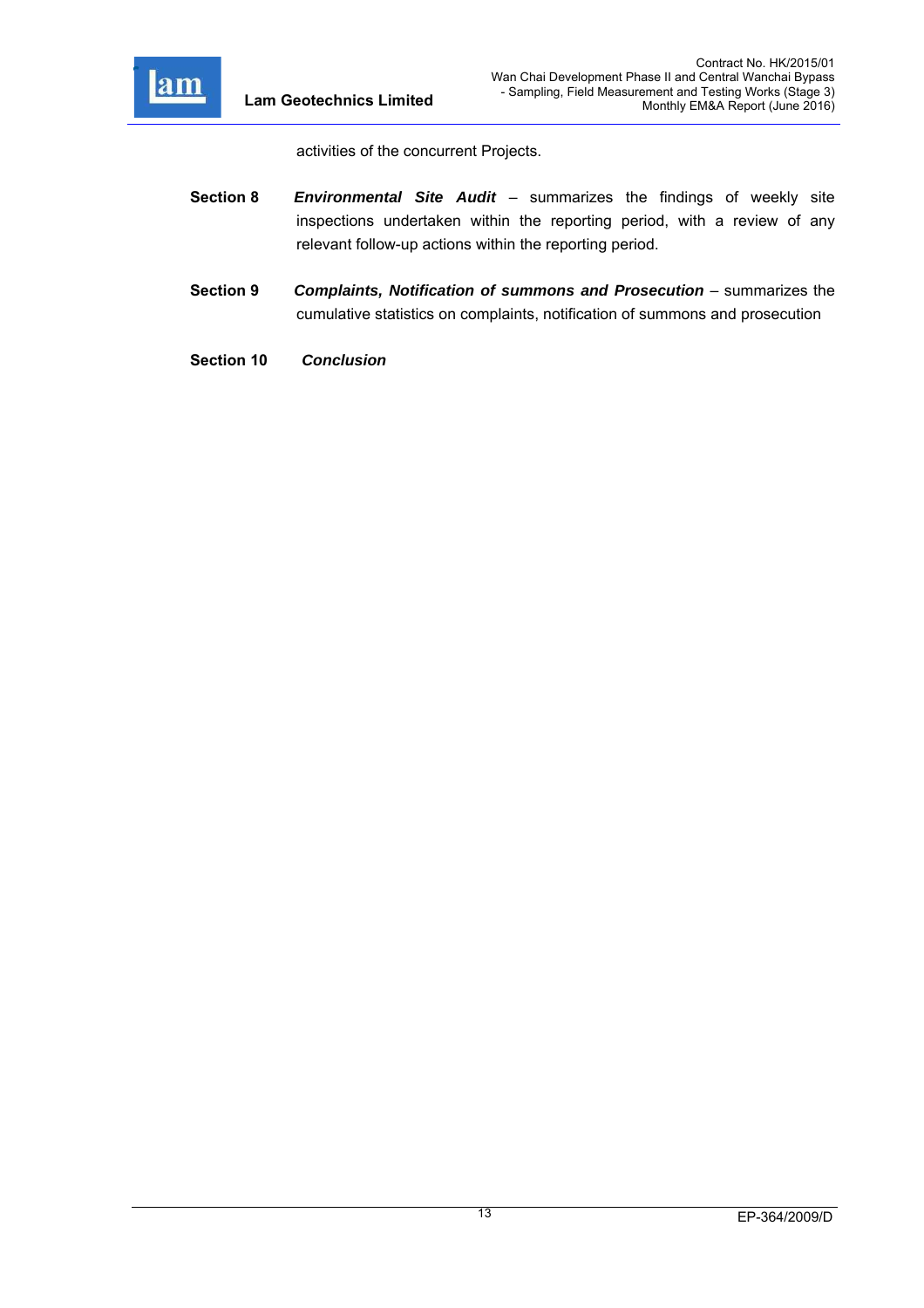activities of the concurrent Projects.

**Section 8** ***Environmental Site Audit*** – summarizes the findings of weekly site inspections undertaken within the reporting period, with a review of any relevant follow-up actions within the reporting period.

**Section 9** ***Complaints, Notification of summons and Prosecution*** – summarizes the cumulative statistics on complaints, notification of summons and prosecution

**Section 10** ***Conclusion***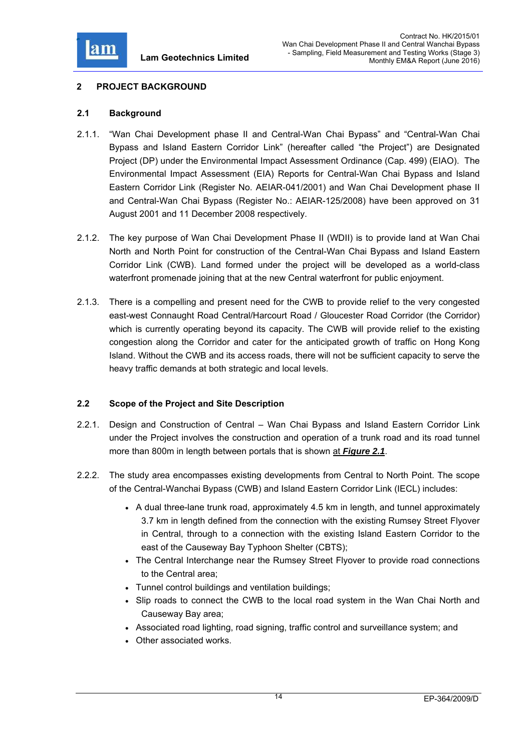## 2 PROJECT BACKGROUND

### 2.1 Background

2.1.1. "Wan Chai Development phase II and Central-Wan Chai Bypass" and "Central-Wan Chai Bypass and Island Eastern Corridor Link" (hereafter called "the Project") are Designated Project (DP) under the Environmental Impact Assessment Ordinance (Cap. 499) (EIAO). The Environmental Impact Assessment (EIA) Reports for Central-Wan Chai Bypass and Island Eastern Corridor Link (Register No. AEIAR-041/2001) and Wan Chai Development phase II and Central-Wan Chai Bypass (Register No.: AEIAR-125/2008) have been approved on 31 August 2001 and 11 December 2008 respectively.

2.1.2. The key purpose of Wan Chai Development Phase II (WDII) is to provide land at Wan Chai North and North Point for construction of the Central-Wan Chai Bypass and Island Eastern Corridor Link (CWB). Land formed under the project will be developed as a world-class waterfront promenade joining that at the new Central waterfront for public enjoyment.

2.1.3. There is a compelling and present need for the CWB to provide relief to the very congested east-west Connaught Road Central/Harcourt Road / Gloucester Road Corridor (the Corridor) which is currently operating beyond its capacity. The CWB will provide relief to the existing congestion along the Corridor and cater for the anticipated growth of traffic on Hong Kong Island. Without the CWB and its access roads, there will not be sufficient capacity to serve the heavy traffic demands at both strategic and local levels.

### 2.2 Scope of the Project and Site Description

2.2.1. Design and Construction of Central – Wan Chai Bypass and Island Eastern Corridor Link under the Project involves the construction and operation of a trunk road and its road tunnel more than 800m in length between portals that is shown at ***Figure 2.1***.

2.2.2. The study area encompasses existing developments from Central to North Point. The scope of the Central-Wanchai Bypass (CWB) and Island Eastern Corridor Link (IECL) includes:

- A dual three-lane trunk road, approximately 4.5 km in length, and tunnel approximately 3.7 km in length defined from the connection with the existing Rumsey Street Flyover in Central, through to a connection with the existing Island Eastern Corridor to the east of the Causeway Bay Typhoon Shelter (CBTS);
- The Central Interchange near the Rumsey Street Flyover to provide road connections to the Central area;
- Tunnel control buildings and ventilation buildings;
- Slip roads to connect the CWB to the local road system in the Wan Chai North and Causeway Bay area;
- Associated road lighting, road signing, traffic control and surveillance system; and
- Other associated works.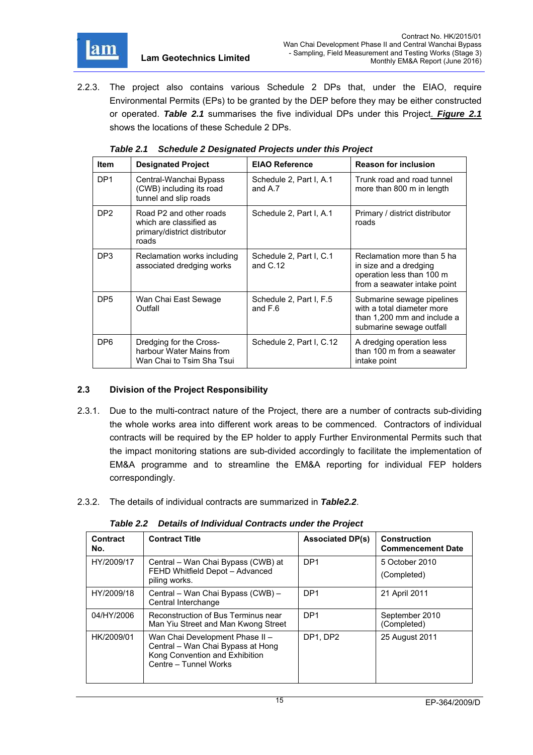2.2.3. The project also contains various Schedule 2 DPs that, under the EIAO, require Environmental Permits (EPs) to be granted by the DEP before they may be either constructed or operated. ***Table 2.1*** summarises the five individual DPs under this Project. ***Figure 2.1*** shows the locations of these Schedule 2 DPs.

***Table 2.1 Schedule 2 Designated Projects under this Project***

| Item | Designated Project | EIAO Reference | Reason for inclusion |
|---|---|---|---|
| DP1 | Central-Wanchai Bypass (CWB) including its road tunnel and slip roads | Schedule 2, Part I, A.1 and A.7 | Trunk road and road tunnel more than 800 m in length |
| DP2 | Road P2 and other roads which are classified as primary/district distributor roads | Schedule 2, Part I, A.1 | Primary / district distributor roads |
| DP3 | Reclamation works including associated dredging works | Schedule 2, Part I, C.1 and C.12 | Reclamation more than 5 ha in size and a dredging operation less than 100 m from a seawater intake point |
| DP5 | Wan Chai East Sewage Outfall | Schedule 2, Part I, F.5 and F.6 | Submarine sewage pipelines with a total diameter more than 1,200 mm and include a submarine sewage outfall |
| DP6 | Dredging for the Cross-harbour Water Mains from Wan Chai to Tsim Sha Tsui | Schedule 2, Part I, C.12 | A dredging operation less than 100 m from a seawater intake point |

## 2.3 Division of the Project Responsibility

2.3.1. Due to the multi-contract nature of the Project, there are a number of contracts sub-dividing the whole works area into different work areas to be commenced. Contractors of individual contracts will be required by the EP holder to apply Further Environmental Permits such that the impact monitoring stations are sub-divided accordingly to facilitate the implementation of EM&A programme and to streamline the EM&A reporting for individual FEP holders correspondingly.

2.3.2. The details of individual contracts are summarized in ***Table2.2***.

***Table 2.2 Details of Individual Contracts under the Project***

| Contract No. | Contract Title | Associated DP(s) | Construction Commencement Date |
|---|---|---|---|
| HY/2009/17 | Central – Wan Chai Bypass (CWB) at FEHD Whitfield Depot – Advanced piling works. | DP1 | 5 October 2010 (Completed) |
| HY/2009/18 | Central – Wan Chai Bypass (CWB) – Central Interchange | DP1 | 21 April 2011 |
| 04/HY/2006 | Reconstruction of Bus Terminus near Man Yiu Street and Man Kwong Street | DP1 | September 2010 (Completed) |
| HK/2009/01 | Wan Chai Development Phase II – Central – Wan Chai Bypass at Hong Kong Convention and Exhibition Centre – Tunnel Works | DP1, DP2 | 25 August 2011 |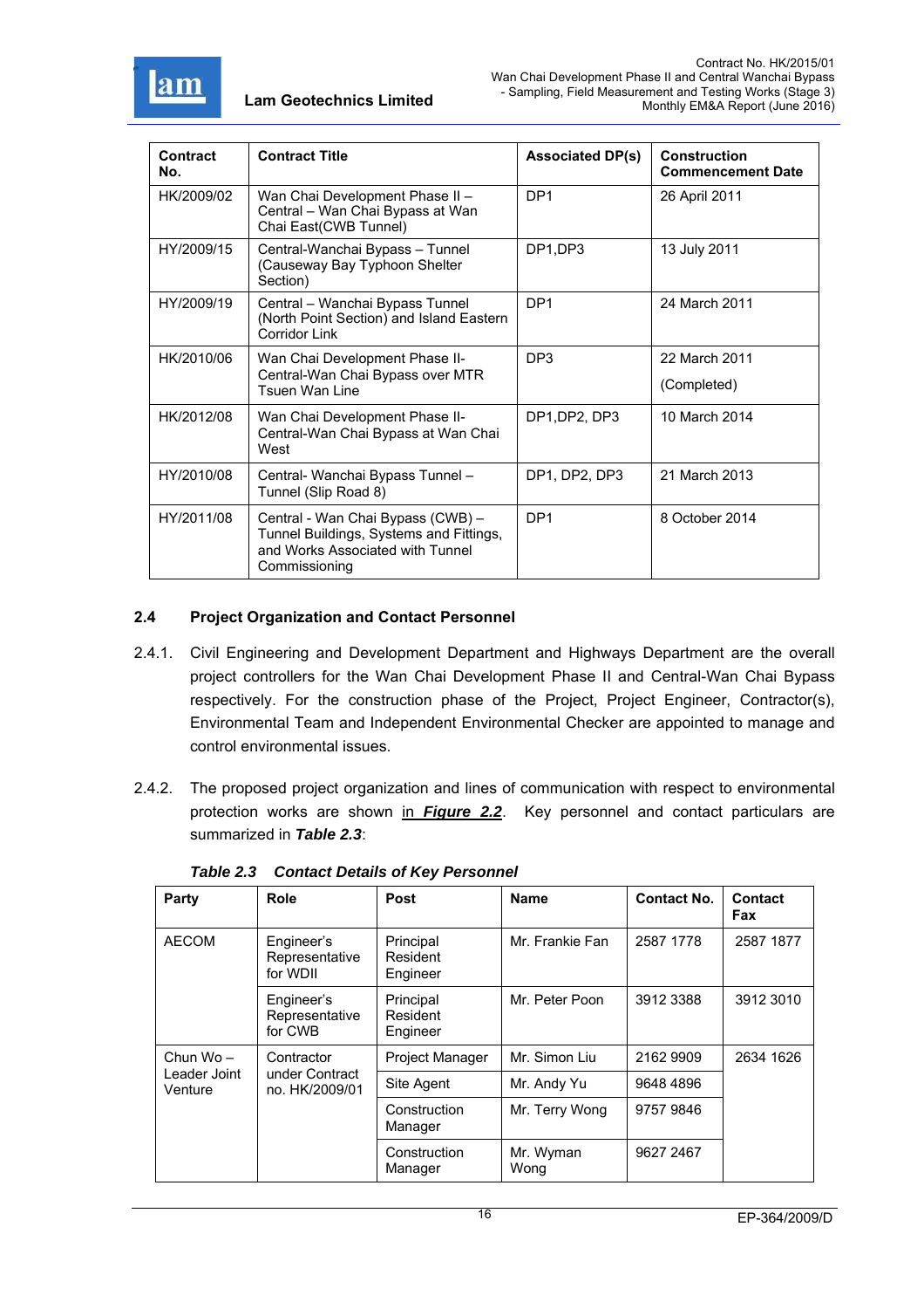| Contract No. | Contract Title | Associated DP(s) | Construction Commencement Date |
|---|---|---|---|
| HK/2009/02 | Wan Chai Development Phase II – Central – Wan Chai Bypass at Wan Chai East(CWB Tunnel) | DP1 | 26 April 2011 |
| HY/2009/15 | Central-Wanchai Bypass – Tunnel (Causeway Bay Typhoon Shelter Section) | DP1,DP3 | 13 July 2011 |
| HY/2009/19 | Central – Wanchai Bypass Tunnel (North Point Section) and Island Eastern Corridor Link | DP1 | 24 March 2011 |
| HK/2010/06 | Wan Chai Development Phase II-Central-Wan Chai Bypass over MTR Tsuen Wan Line | DP3 | 22 March 2011 (Completed) |
| HK/2012/08 | Wan Chai Development Phase II-Central-Wan Chai Bypass at Wan Chai West | DP1,DP2, DP3 | 10 March 2014 |
| HY/2010/08 | Central- Wanchai Bypass Tunnel – Tunnel (Slip Road 8) | DP1, DP2, DP3 | 21 March 2013 |
| HY/2011/08 | Central - Wan Chai Bypass (CWB) – Tunnel Buildings, Systems and Fittings, and Works Associated with Tunnel Commissioning | DP1 | 8 October 2014 |

## 2.4 Project Organization and Contact Personnel

2.4.1. Civil Engineering and Development Department and Highways Department are the overall project controllers for the Wan Chai Development Phase II and Central-Wan Chai Bypass respectively. For the construction phase of the Project, Project Engineer, Contractor(s), Environmental Team and Independent Environmental Checker are appointed to manage and control environmental issues.

2.4.2. The proposed project organization and lines of communication with respect to environmental protection works are shown in ***Figure 2.2***. Key personnel and contact particulars are summarized in ***Table 2.3***:

***Table 2.3 Contact Details of Key Personnel***

| Party | Role | Post | Name | Contact No. | Contact Fax |
|---|---|---|---|---|---|
| AECOM | Engineer's Representative for WDII | Principal Resident Engineer | Mr. Frankie Fan | 2587 1778 | 2587 1877 |
| | Engineer's Representative for CWB | Principal Resident Engineer | Mr. Peter Poon | 3912 3388 | 3912 3010 |
| Chun Wo – Leader Joint Venture | Contractor under Contract no. HK/2009/01 | Project Manager | Mr. Simon Liu | 2162 9909 | 2634 1626 |
| | | Site Agent | Mr. Andy Yu | 9648 4896 | |
| | | Construction Manager | Mr. Terry Wong | 9757 9846 | |
| | | Construction Manager | Mr. Wyman Wong | 9627 2467 | |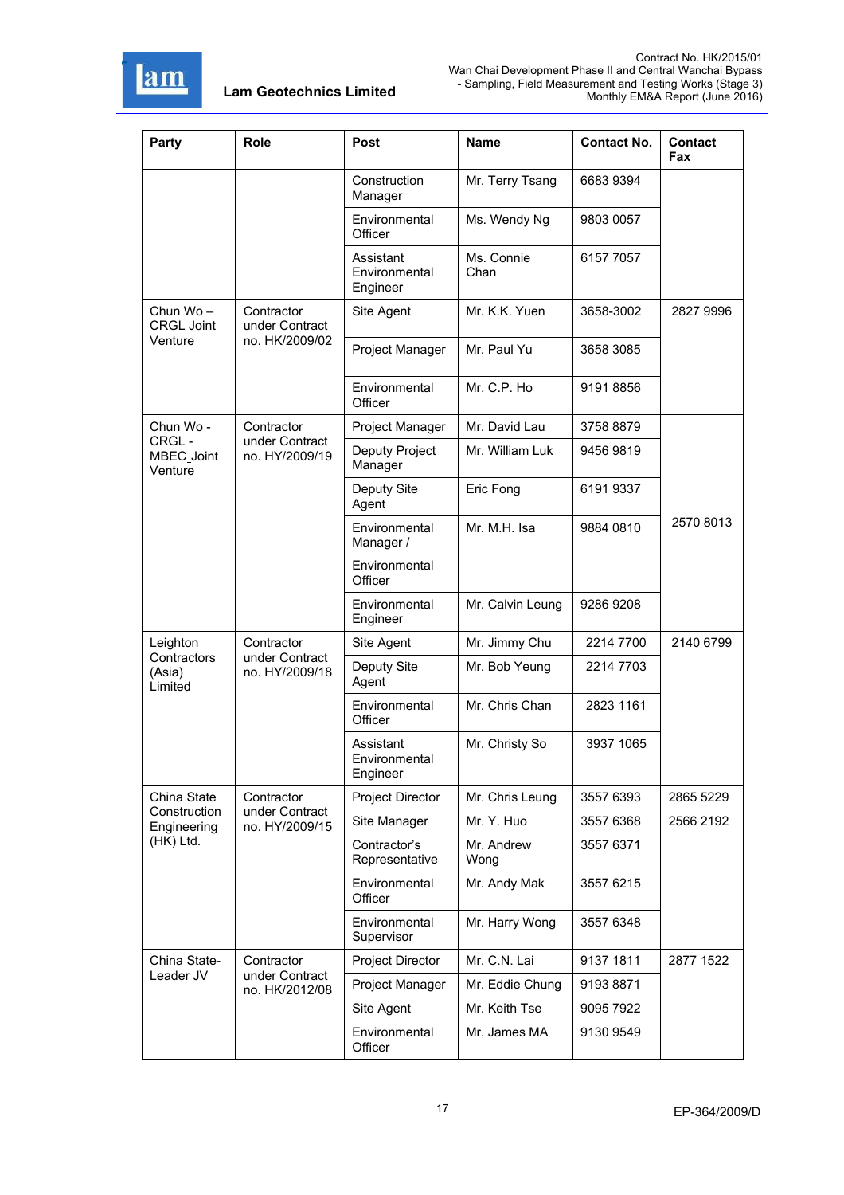| Party | Role | Post | Name | Contact No. | Contact Fax |
|---|---|---|---|---|---|
| | | Construction Manager | Mr. Terry Tsang | 6683 9394 | |
| | | Environmental Officer | Ms. Wendy Ng | 9803 0057 | |
| | | Assistant Environmental Engineer | Ms. Connie Chan | 6157 7057 | |
| Chun Wo – CRGL Joint Venture | Contractor under Contract no. HK/2009/02 | Site Agent | Mr. K.K. Yuen | 3658-3002 | 2827 9996 |
| | | Project Manager | Mr. Paul Yu | 3658 3085 | |
| | | Environmental Officer | Mr. C.P. Ho | 9191 8856 | |
| Chun Wo - CRGL - MBEC_Joint Venture | Contractor under Contract no. HY/2009/19 | Project Manager | Mr. David Lau | 3758 8879 | 2570 8013 |
| | | Deputy Project Manager | Mr. William Luk | 9456 9819 | |
| | | Deputy Site Agent | Eric Fong | 6191 9337 | |
| | | Environmental Manager / Environmental Officer | Mr. M.H. Isa | 9884 0810 | |
| | | Environmental Engineer | Mr. Calvin Leung | 9286 9208 | |
| Leighton Contractors (Asia) Limited | Contractor under Contract no. HY/2009/18 | Site Agent | Mr. Jimmy Chu | 2214 7700 | 2140 6799 |
| | | Deputy Site Agent | Mr. Bob Yeung | 2214 7703 | |
| | | Environmental Officer | Mr. Chris Chan | 2823 1161 | |
| | | Assistant Environmental Engineer | Mr. Christy So | 3937 1065 | |
| China State Construction Engineering (HK) Ltd. | Contractor under Contract no. HY/2009/15 | Project Director | Mr. Chris Leung | 3557 6393 | 2865 5229 |
| | | Site Manager | Mr. Y. Huo | 3557 6368 | 2566 2192 |
| | | Contractor's Representative | Mr. Andrew Wong | 3557 6371 | |
| | | Environmental Officer | Mr. Andy Mak | 3557 6215 | |
| | | Environmental Supervisor | Mr. Harry Wong | 3557 6348 | |
| China State-Leader JV | Contractor under Contract no. HK/2012/08 | Project Director | Mr. C.N. Lai | 9137 1811 | 2877 1522 |
| | | Project Manager | Mr. Eddie Chung | 9193 8871 | |
| | | Site Agent | Mr. Keith Tse | 9095 7922 | |
| | | Environmental Officer | Mr. James MA | 9130 9549 | |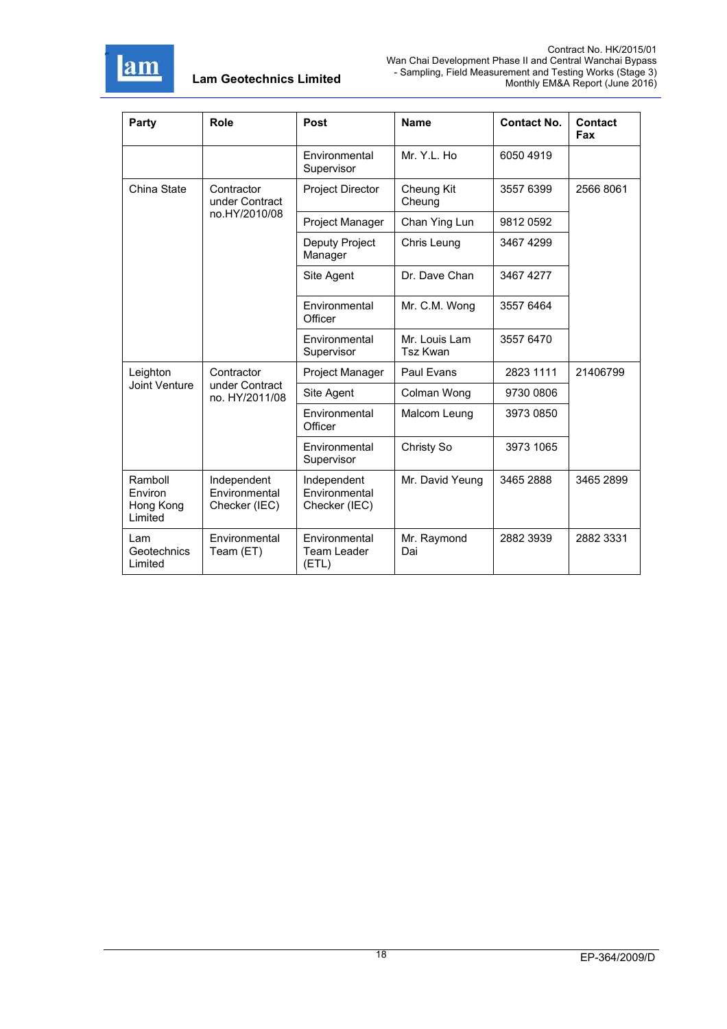| Party | Role | Post | Name | Contact No. | Contact Fax |
|---|---|---|---|---|---|
| | | Environmental Supervisor | Mr. Y.L. Ho | 6050 4919 | |
| China State | Contractor under Contract no.HY/2010/08 | Project Director | Cheung Kit Cheung | 3557 6399 | 2566 8061 |
| | | Project Manager | Chan Ying Lun | 9812 0592 | |
| | | Deputy Project Manager | Chris Leung | 3467 4299 | |
| | | Site Agent | Dr. Dave Chan | 3467 4277 | |
| | | Environmental Officer | Mr. C.M. Wong | 3557 6464 | |
| | | Environmental Supervisor | Mr. Louis Lam Tsz Kwan | 3557 6470 | |
| Leighton Joint Venture | Contractor under Contract no. HY/2011/08 | Project Manager | Paul Evans | 2823 1111 | 21406799 |
| | | Site Agent | Colman Wong | 9730 0806 | |
| | | Environmental Officer | Malcom Leung | 3973 0850 | |
| | | Environmental Supervisor | Christy So | 3973 1065 | |
| Ramboll Environ Hong Kong Limited | Independent Environmental Checker (IEC) | Independent Environmental Checker (IEC) | Mr. David Yeung | 3465 2888 | 3465 2899 |
| Lam Geotechnics Limited | Environmental Team (ET) | Environmental Team Leader (ETL) | Mr. Raymond Dai | 2882 3939 | 2882 3331 |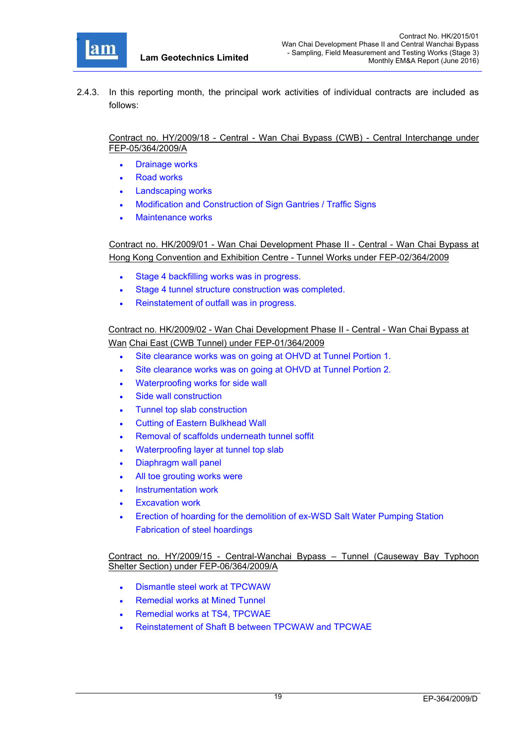2.4.3. In this reporting month, the principal work activities of individual contracts are included as follows:

Contract no. HY/2009/18 - Central - Wan Chai Bypass (CWB) - Central Interchange under FEP-05/364/2009/A

- Drainage works
- Road works
- Landscaping works
- Modification and Construction of Sign Gantries / Traffic Signs
- Maintenance works

Contract no. HK/2009/01 - Wan Chai Development Phase II - Central - Wan Chai Bypass at Hong Kong Convention and Exhibition Centre - Tunnel Works under FEP-02/364/2009

- Stage 4 backfilling works was in progress.
- Stage 4 tunnel structure construction was completed.
- Reinstatement of outfall was in progress.

Contract no. HK/2009/02 - Wan Chai Development Phase II - Central - Wan Chai Bypass at Wan Chai East (CWB Tunnel) under FEP-01/364/2009

- Site clearance works was on going at OHVD at Tunnel Portion 1.
- Site clearance works was on going at OHVD at Tunnel Portion 2.
- Waterproofing works for side wall
- Side wall construction
- Tunnel top slab construction
- Cutting of Eastern Bulkhead Wall
- Removal of scaffolds underneath tunnel soffit
- Waterproofing layer at tunnel top slab
- Diaphragm wall panel
- All toe grouting works were
- Instrumentation work
- Excavation work
- Erection of hoarding for the demolition of ex-WSD Salt Water Pumping Station Fabrication of steel hoardings

Contract no. HY/2009/15 - Central-Wanchai Bypass – Tunnel (Causeway Bay Typhoon Shelter Section) under FEP-06/364/2009/A

- Dismantle steel work at TPCWAW
- Remedial works at Mined Tunnel
- Remedial works at TS4, TPCWAE
- Reinstatement of Shaft B between TPCWAW and TPCWAE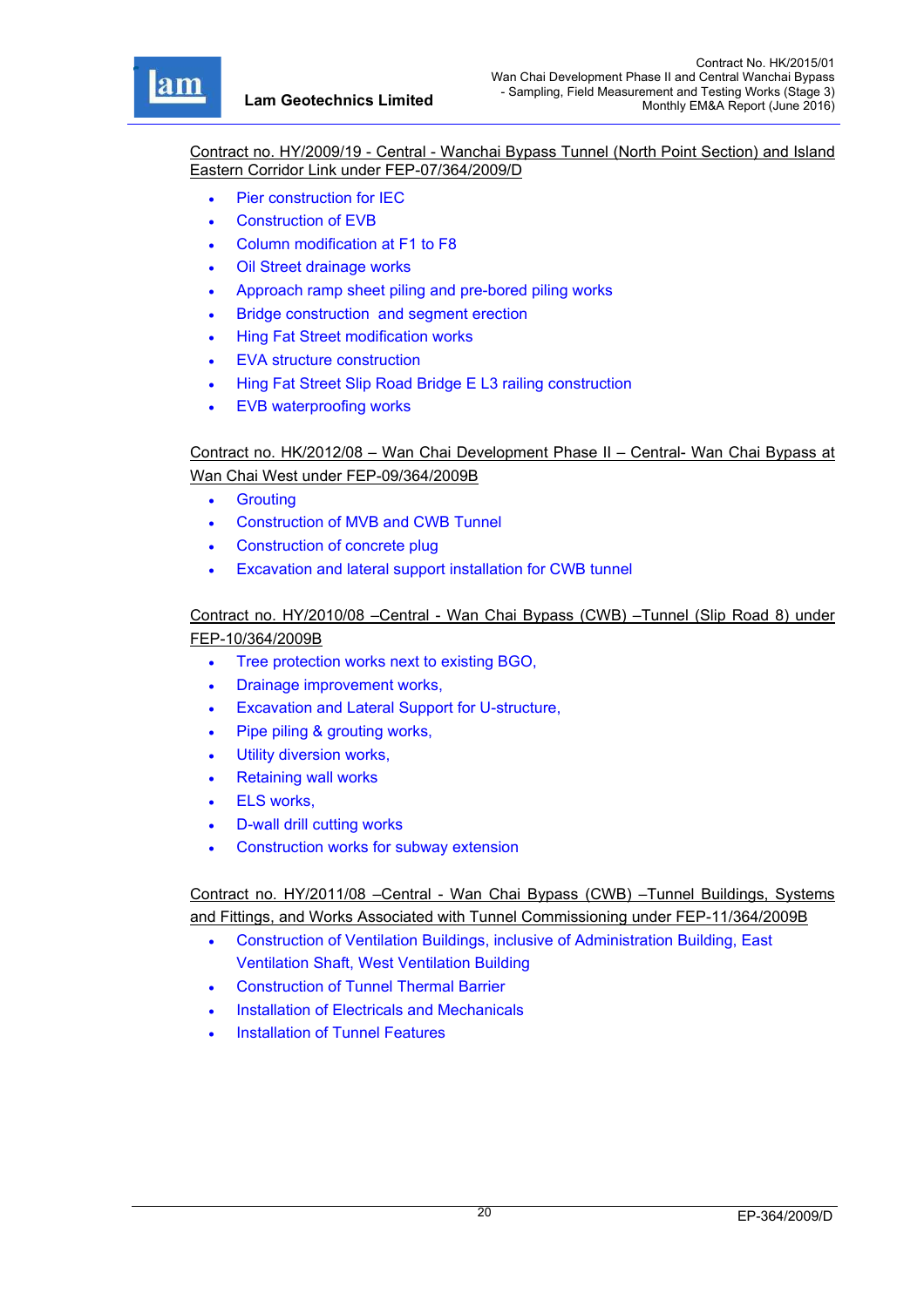Contract no. HY/2009/19 - Central - Wanchai Bypass Tunnel (North Point Section) and Island Eastern Corridor Link under FEP-07/364/2009/D

- Pier construction for IEC
- Construction of EVB
- Column modification at F1 to F8
- Oil Street drainage works
- Approach ramp sheet piling and pre-bored piling works
- Bridge construction and segment erection
- Hing Fat Street modification works
- EVA structure construction
- Hing Fat Street Slip Road Bridge E L3 railing construction
- EVB waterproofing works

Contract no. HK/2012/08 – Wan Chai Development Phase II – Central- Wan Chai Bypass at Wan Chai West under FEP-09/364/2009B

- Grouting
- Construction of MVB and CWB Tunnel
- Construction of concrete plug
- Excavation and lateral support installation for CWB tunnel

Contract no. HY/2010/08 –Central - Wan Chai Bypass (CWB) –Tunnel (Slip Road 8) under FEP-10/364/2009B

- Tree protection works next to existing BGO,
- Drainage improvement works,
- Excavation and Lateral Support for U-structure,
- Pipe piling & grouting works,
- Utility diversion works,
- Retaining wall works
- ELS works,
- D-wall drill cutting works
- Construction works for subway extension

Contract no. HY/2011/08 –Central - Wan Chai Bypass (CWB) –Tunnel Buildings, Systems and Fittings, and Works Associated with Tunnel Commissioning under FEP-11/364/2009B

- Construction of Ventilation Buildings, inclusive of Administration Building, East Ventilation Shaft, West Ventilation Building
- Construction of Tunnel Thermal Barrier
- Installation of Electricals and Mechanicals
- Installation of Tunnel Features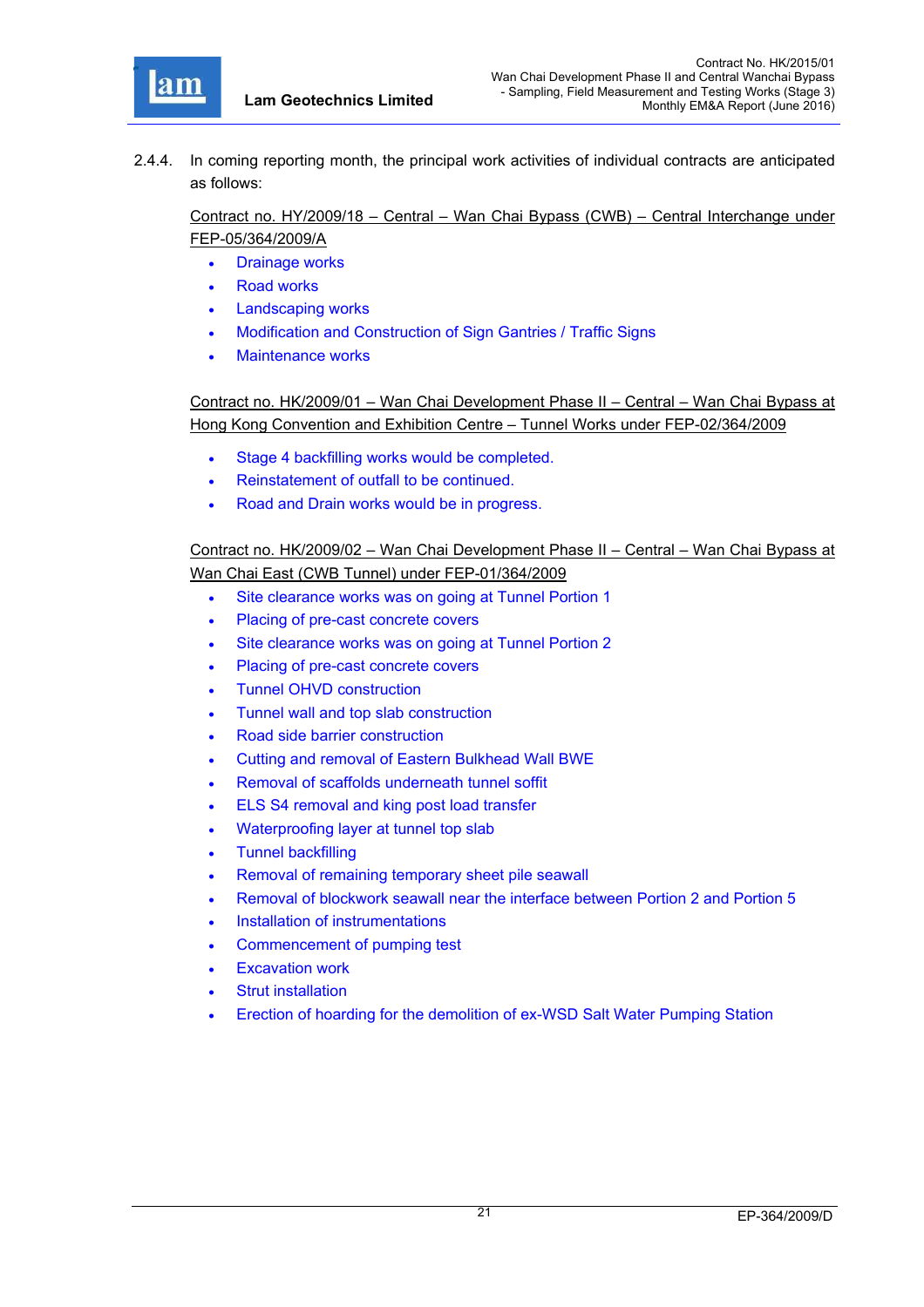2.4.4. In coming reporting month, the principal work activities of individual contracts are anticipated as follows:

Contract no. HY/2009/18 – Central – Wan Chai Bypass (CWB) – Central Interchange under FEP-05/364/2009/A

- Drainage works
- Road works
- Landscaping works
- Modification and Construction of Sign Gantries / Traffic Signs
- Maintenance works

Contract no. HK/2009/01 – Wan Chai Development Phase II – Central – Wan Chai Bypass at Hong Kong Convention and Exhibition Centre – Tunnel Works under FEP-02/364/2009

- Stage 4 backfilling works would be completed.
- Reinstatement of outfall to be continued.
- Road and Drain works would be in progress.

Contract no. HK/2009/02 – Wan Chai Development Phase II – Central – Wan Chai Bypass at Wan Chai East (CWB Tunnel) under FEP-01/364/2009

- Site clearance works was on going at Tunnel Portion 1
- Placing of pre-cast concrete covers
- Site clearance works was on going at Tunnel Portion 2
- Placing of pre-cast concrete covers
- Tunnel OHVD construction
- Tunnel wall and top slab construction
- Road side barrier construction
- Cutting and removal of Eastern Bulkhead Wall BWE
- Removal of scaffolds underneath tunnel soffit
- ELS S4 removal and king post load transfer
- Waterproofing layer at tunnel top slab
- Tunnel backfilling
- Removal of remaining temporary sheet pile seawall
- Removal of blockwork seawall near the interface between Portion 2 and Portion 5
- Installation of instrumentations
- Commencement of pumping test
- Excavation work
- Strut installation
- Erection of hoarding for the demolition of ex-WSD Salt Water Pumping Station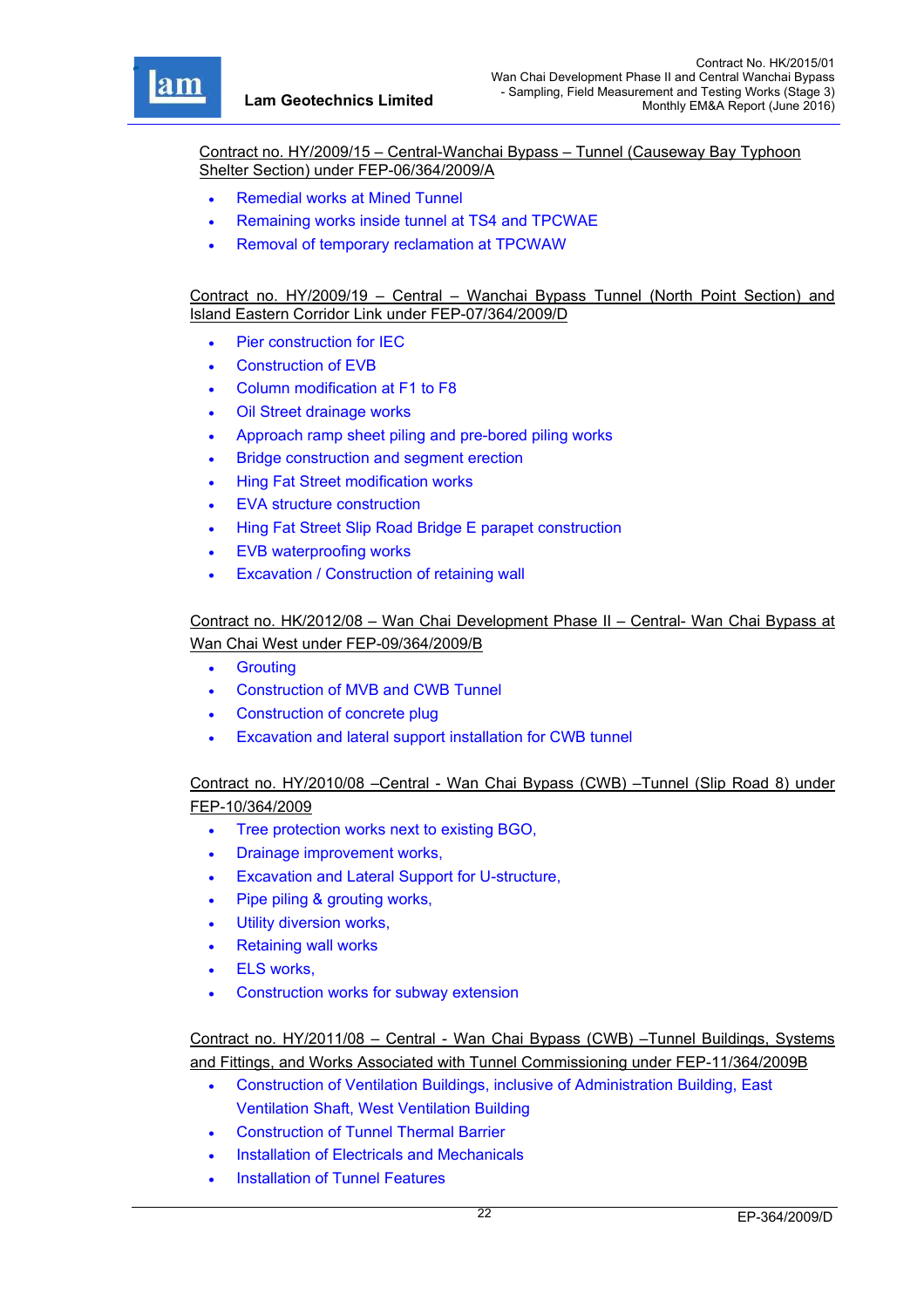Contract no. HY/2009/15 – Central-Wanchai Bypass – Tunnel (Causeway Bay Typhoon Shelter Section) under FEP-06/364/2009/A

- Remedial works at Mined Tunnel
- Remaining works inside tunnel at TS4 and TPCWAE
- Removal of temporary reclamation at TPCWAW

Contract no. HY/2009/19 – Central – Wanchai Bypass Tunnel (North Point Section) and Island Eastern Corridor Link under FEP-07/364/2009/D

- Pier construction for IEC
- Construction of EVB
- Column modification at F1 to F8
- Oil Street drainage works
- Approach ramp sheet piling and pre-bored piling works
- Bridge construction and segment erection
- Hing Fat Street modification works
- EVA structure construction
- Hing Fat Street Slip Road Bridge E parapet construction
- EVB waterproofing works
- Excavation / Construction of retaining wall

Contract no. HK/2012/08 – Wan Chai Development Phase II – Central- Wan Chai Bypass at Wan Chai West under FEP-09/364/2009/B

- Grouting
- Construction of MVB and CWB Tunnel
- Construction of concrete plug
- Excavation and lateral support installation for CWB tunnel

Contract no. HY/2010/08 –Central - Wan Chai Bypass (CWB) –Tunnel (Slip Road 8) under FEP-10/364/2009

- Tree protection works next to existing BGO,
- Drainage improvement works,
- Excavation and Lateral Support for U-structure,
- Pipe piling & grouting works,
- Utility diversion works,
- Retaining wall works
- ELS works,
- Construction works for subway extension

Contract no. HY/2011/08 – Central - Wan Chai Bypass (CWB) –Tunnel Buildings, Systems and Fittings, and Works Associated with Tunnel Commissioning under FEP-11/364/2009B

- Construction of Ventilation Buildings, inclusive of Administration Building, East Ventilation Shaft, West Ventilation Building
- Construction of Tunnel Thermal Barrier
- Installation of Electricals and Mechanicals
- Installation of Tunnel Features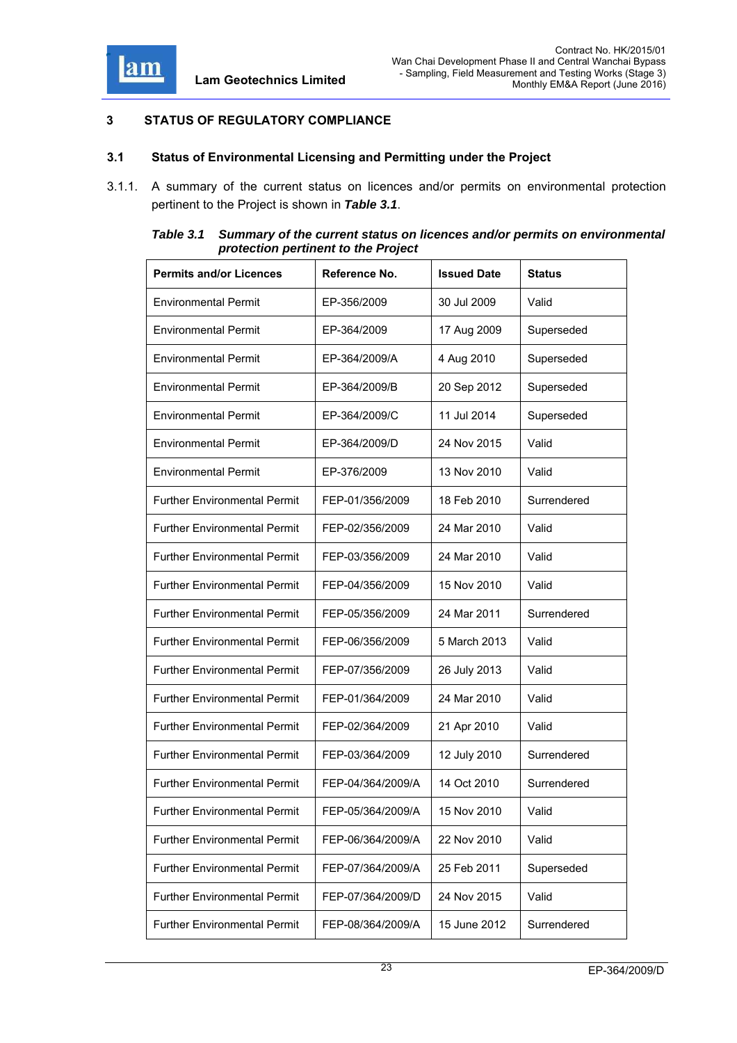# 3 STATUS OF REGULATORY COMPLIANCE

## 3.1 Status of Environmental Licensing and Permitting under the Project

3.1.1. A summary of the current status on licences and/or permits on environmental protection pertinent to the Project is shown in ***Table 3.1***.

***Table 3.1 Summary of the current status on licences and/or permits on environmental protection pertinent to the Project***

| Permits and/or Licences | Reference No. | Issued Date | Status |
|---|---|---|---|
| Environmental Permit | EP-356/2009 | 30 Jul 2009 | Valid |
| Environmental Permit | EP-364/2009 | 17 Aug 2009 | Superseded |
| Environmental Permit | EP-364/2009/A | 4 Aug 2010 | Superseded |
| Environmental Permit | EP-364/2009/B | 20 Sep 2012 | Superseded |
| Environmental Permit | EP-364/2009/C | 11 Jul 2014 | Superseded |
| Environmental Permit | EP-364/2009/D | 24 Nov 2015 | Valid |
| Environmental Permit | EP-376/2009 | 13 Nov 2010 | Valid |
| Further Environmental Permit | FEP-01/356/2009 | 18 Feb 2010 | Surrendered |
| Further Environmental Permit | FEP-02/356/2009 | 24 Mar 2010 | Valid |
| Further Environmental Permit | FEP-03/356/2009 | 24 Mar 2010 | Valid |
| Further Environmental Permit | FEP-04/356/2009 | 15 Nov 2010 | Valid |
| Further Environmental Permit | FEP-05/356/2009 | 24 Mar 2011 | Surrendered |
| Further Environmental Permit | FEP-06/356/2009 | 5 March 2013 | Valid |
| Further Environmental Permit | FEP-07/356/2009 | 26 July 2013 | Valid |
| Further Environmental Permit | FEP-01/364/2009 | 24 Mar 2010 | Valid |
| Further Environmental Permit | FEP-02/364/2009 | 21 Apr 2010 | Valid |
| Further Environmental Permit | FEP-03/364/2009 | 12 July 2010 | Surrendered |
| Further Environmental Permit | FEP-04/364/2009/A | 14 Oct 2010 | Surrendered |
| Further Environmental Permit | FEP-05/364/2009/A | 15 Nov 2010 | Valid |
| Further Environmental Permit | FEP-06/364/2009/A | 22 Nov 2010 | Valid |
| Further Environmental Permit | FEP-07/364/2009/A | 25 Feb 2011 | Superseded |
| Further Environmental Permit | FEP-07/364/2009/D | 24 Nov 2015 | Valid |
| Further Environmental Permit | FEP-08/364/2009/A | 15 June 2012 | Surrendered |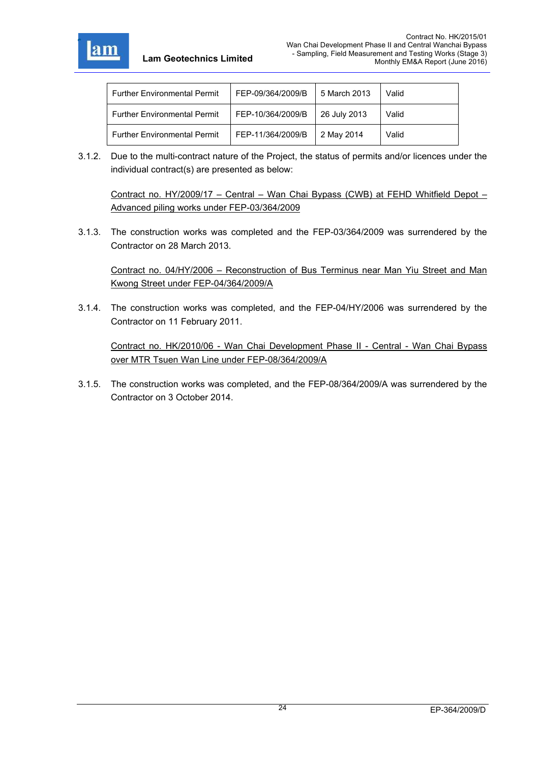| Further Environmental Permit | FEP-09/364/2009/B | 5 March 2013 | Valid |
|---|---|---|---|
| Further Environmental Permit | FEP-10/364/2009/B | 26 July 2013 | Valid |
| Further Environmental Permit | FEP-11/364/2009/B | 2 May 2014 | Valid |

3.1.2. Due to the multi-contract nature of the Project, the status of permits and/or licences under the individual contract(s) are presented as below:

<u>Contract no. HY/2009/17 – Central – Wan Chai Bypass (CWB) at FEHD Whitfield Depot – Advanced piling works under FEP-03/364/2009</u>

3.1.3. The construction works was completed and the FEP-03/364/2009 was surrendered by the Contractor on 28 March 2013.

<u>Contract no. 04/HY/2006 – Reconstruction of Bus Terminus near Man Yiu Street and Man Kwong Street under FEP-04/364/2009/A</u>

3.1.4. The construction works was completed, and the FEP-04/HY/2006 was surrendered by the Contractor on 11 February 2011.

<u>Contract no. HK/2010/06 - Wan Chai Development Phase II - Central - Wan Chai Bypass over MTR Tsuen Wan Line under FEP-08/364/2009/A</u>

3.1.5. The construction works was completed, and the FEP-08/364/2009/A was surrendered by the Contractor on 3 October 2014.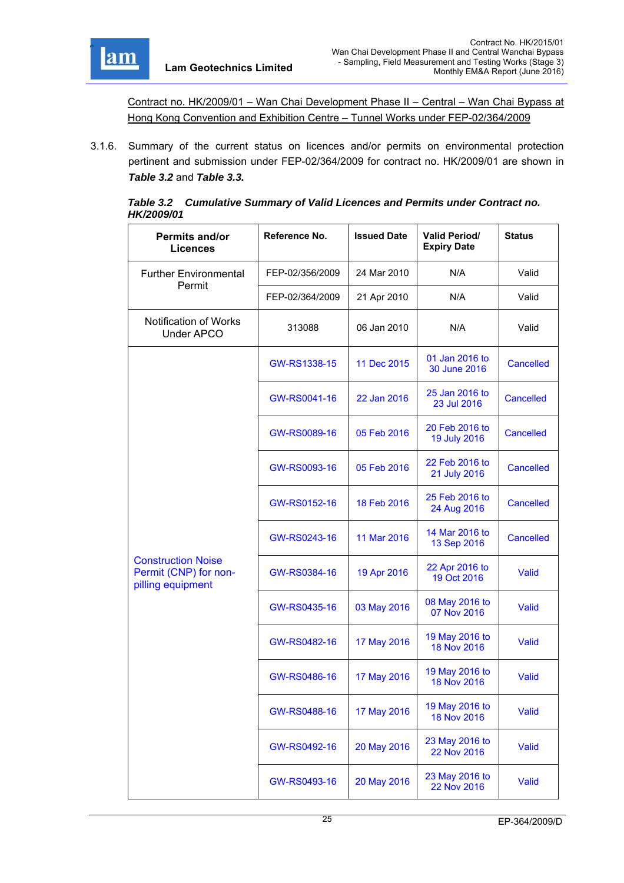Contract no. HK/2009/01 – Wan Chai Development Phase II – Central – Wan Chai Bypass at Hong Kong Convention and Exhibition Centre – Tunnel Works under FEP-02/364/2009

3.1.6. Summary of the current status on licences and/or permits on environmental protection pertinent and submission under FEP-02/364/2009 for contract no. HK/2009/01 are shown in ***Table 3.2*** and ***Table 3.3.***

***Table 3.2 Cumulative Summary of Valid Licences and Permits under Contract no. HK/2009/01***

| Permits and/or Licences | Reference No. | Issued Date | Valid Period/ Expiry Date | Status |
|---|---|---|---|---|
| Further Environmental Permit | FEP-02/356/2009 | 24 Mar 2010 | N/A | Valid |
| | FEP-02/364/2009 | 21 Apr 2010 | N/A | Valid |
| Notification of Works Under APCO | 313088 | 06 Jan 2010 | N/A | Valid |
| Construction Noise Permit (CNP) for non-pilling equipment | GW-RS1338-15 | 11 Dec 2015 | 01 Jan 2016 to 30 June 2016 | Cancelled |
| | GW-RS0041-16 | 22 Jan 2016 | 25 Jan 2016 to 23 Jul 2016 | Cancelled |
| | GW-RS0089-16 | 05 Feb 2016 | 20 Feb 2016 to 19 July 2016 | Cancelled |
| | GW-RS0093-16 | 05 Feb 2016 | 22 Feb 2016 to 21 July 2016 | Cancelled |
| | GW-RS0152-16 | 18 Feb 2016 | 25 Feb 2016 to 24 Aug 2016 | Cancelled |
| | GW-RS0243-16 | 11 Mar 2016 | 14 Mar 2016 to 13 Sep 2016 | Cancelled |
| | GW-RS0384-16 | 19 Apr 2016 | 22 Apr 2016 to 19 Oct 2016 | Valid |
| | GW-RS0435-16 | 03 May 2016 | 08 May 2016 to 07 Nov 2016 | Valid |
| | GW-RS0482-16 | 17 May 2016 | 19 May 2016 to 18 Nov 2016 | Valid |
| | GW-RS0486-16 | 17 May 2016 | 19 May 2016 to 18 Nov 2016 | Valid |
| | GW-RS0488-16 | 17 May 2016 | 19 May 2016 to 18 Nov 2016 | Valid |
| | GW-RS0492-16 | 20 May 2016 | 23 May 2016 to 22 Nov 2016 | Valid |
| | GW-RS0493-16 | 20 May 2016 | 23 May 2016 to 22 Nov 2016 | Valid |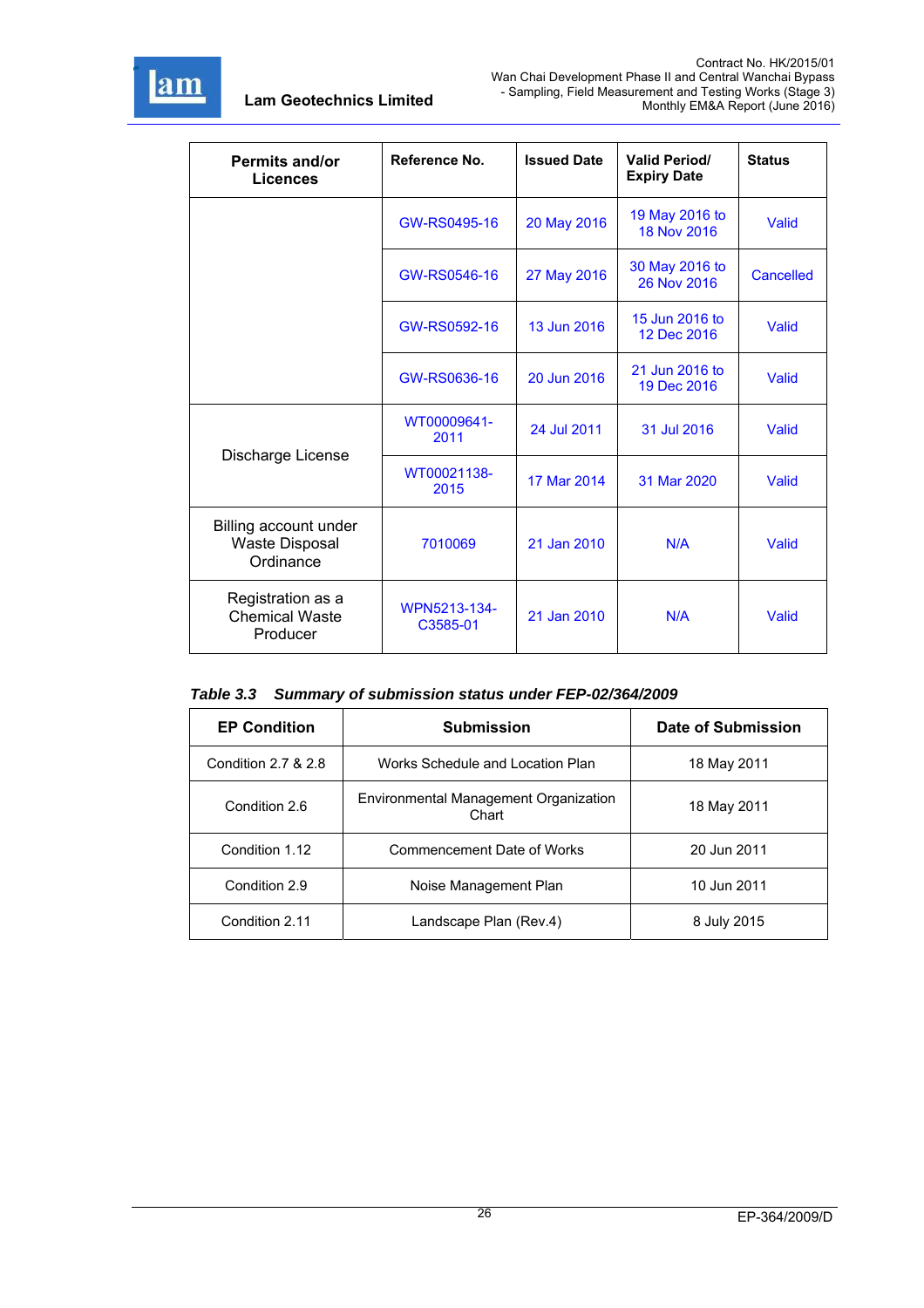| Permits and/or Licences | Reference No. | Issued Date | Valid Period/ Expiry Date | Status |
|---|---|---|---|---|
| | GW-RS0495-16 | 20 May 2016 | 19 May 2016 to 18 Nov 2016 | Valid |
| | GW-RS0546-16 | 27 May 2016 | 30 May 2016 to 26 Nov 2016 | Cancelled |
| | GW-RS0592-16 | 13 Jun 2016 | 15 Jun 2016 to 12 Dec 2016 | Valid |
| | GW-RS0636-16 | 20 Jun 2016 | 21 Jun 2016 to 19 Dec 2016 | Valid |
| Discharge License | WT00009641-2011 | 24 Jul 2011 | 31 Jul 2016 | Valid |
| | WT00021138-2015 | 17 Mar 2014 | 31 Mar 2020 | Valid |
| Billing account under Waste Disposal Ordinance | 7010069 | 21 Jan 2010 | N/A | Valid |
| Registration as a Chemical Waste Producer | WPN5213-134-C3585-01 | 21 Jan 2010 | N/A | Valid |

***Table 3.3 Summary of submission status under FEP-02/364/2009***

| EP Condition | Submission | Date of Submission |
|---|---|---|
| Condition 2.7 & 2.8 | Works Schedule and Location Plan | 18 May 2011 |
| Condition 2.6 | Environmental Management Organization Chart | 18 May 2011 |
| Condition 1.12 | Commencement Date of Works | 20 Jun 2011 |
| Condition 2.9 | Noise Management Plan | 10 Jun 2011 |
| Condition 2.11 | Landscape Plan (Rev.4) | 8 July 2015 |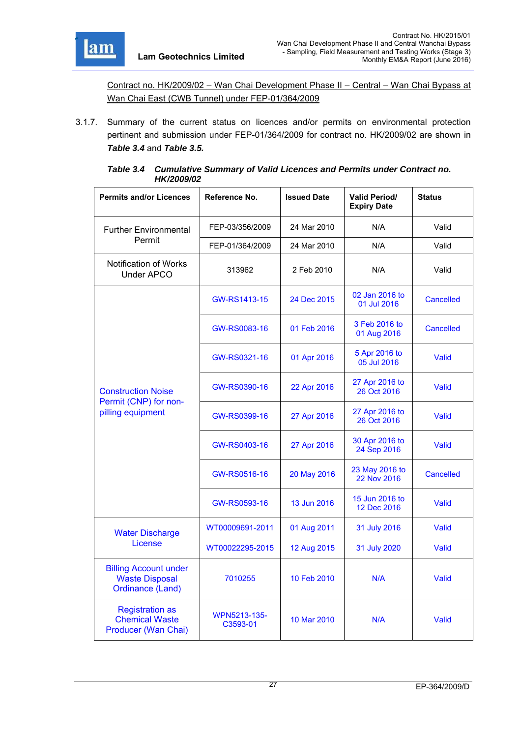Contract no. HK/2009/02 – Wan Chai Development Phase II – Central – Wan Chai Bypass at Wan Chai East (CWB Tunnel) under FEP-01/364/2009

3.1.7. Summary of the current status on licences and/or permits on environmental protection pertinent and submission under FEP-01/364/2009 for contract no. HK/2009/02 are shown in ***Table 3.4*** and ***Table 3.5.***

***Table 3.4 Cumulative Summary of Valid Licences and Permits under Contract no. HK/2009/02***

| Permits and/or Licences | Reference No. | Issued Date | Valid Period/ Expiry Date | Status |
|---|---|---|---|---|
| Further Environmental Permit | FEP-03/356/2009 | 24 Mar 2010 | N/A | Valid |
| | FEP-01/364/2009 | 24 Mar 2010 | N/A | Valid |
| Notification of Works Under APCO | 313962 | 2 Feb 2010 | N/A | Valid |
| Construction Noise Permit (CNP) for non-pilling equipment | GW-RS1413-15 | 24 Dec 2015 | 02 Jan 2016 to 01 Jul 2016 | Cancelled |
| | GW-RS0083-16 | 01 Feb 2016 | 3 Feb 2016 to 01 Aug 2016 | Cancelled |
| | GW-RS0321-16 | 01 Apr 2016 | 5 Apr 2016 to 05 Jul 2016 | Valid |
| | GW-RS0390-16 | 22 Apr 2016 | 27 Apr 2016 to 26 Oct 2016 | Valid |
| | GW-RS0399-16 | 27 Apr 2016 | 27 Apr 2016 to 26 Oct 2016 | Valid |
| | GW-RS0403-16 | 27 Apr 2016 | 30 Apr 2016 to 24 Sep 2016 | Valid |
| | GW-RS0516-16 | 20 May 2016 | 23 May 2016 to 22 Nov 2016 | Cancelled |
| | GW-RS0593-16 | 13 Jun 2016 | 15 Jun 2016 to 12 Dec 2016 | Valid |
| Water Discharge License | WT00009691-2011 | 01 Aug 2011 | 31 July 2016 | Valid |
| | WT00022295-2015 | 12 Aug 2015 | 31 July 2020 | Valid |
| Billing Account under Waste Disposal Ordinance (Land) | 7010255 | 10 Feb 2010 | N/A | Valid |
| Registration as Chemical Waste Producer (Wan Chai) | WPN5213-135-C3593-01 | 10 Mar 2010 | N/A | Valid |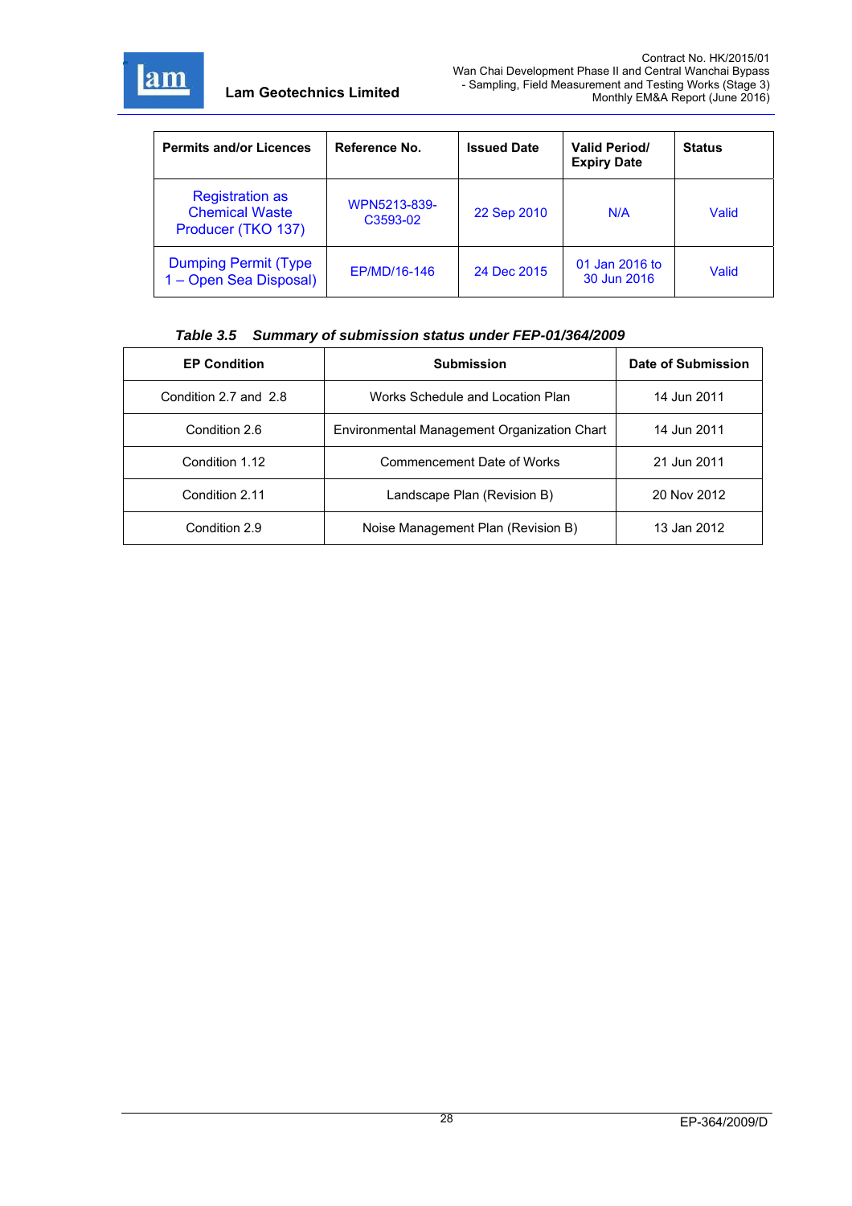| Permits and/or Licences | Reference No. | Issued Date | Valid Period/ Expiry Date | Status |
|---|---|---|---|---|
| Registration as Chemical Waste Producer (TKO 137) | WPN5213-839-C3593-02 | 22 Sep 2010 | N/A | Valid |
| Dumping Permit (Type 1 – Open Sea Disposal) | EP/MD/16-146 | 24 Dec 2015 | 01 Jan 2016 to 30 Jun 2016 | Valid |

***Table 3.5 Summary of submission status under FEP-01/364/2009***

| EP Condition | Submission | Date of Submission |
|---|---|---|
| Condition 2.7 and 2.8 | Works Schedule and Location Plan | 14 Jun 2011 |
| Condition 2.6 | Environmental Management Organization Chart | 14 Jun 2011 |
| Condition 1.12 | Commencement Date of Works | 21 Jun 2011 |
| Condition 2.11 | Landscape Plan (Revision B) | 20 Nov 2012 |
| Condition 2.9 | Noise Management Plan (Revision B) | 13 Jan 2012 |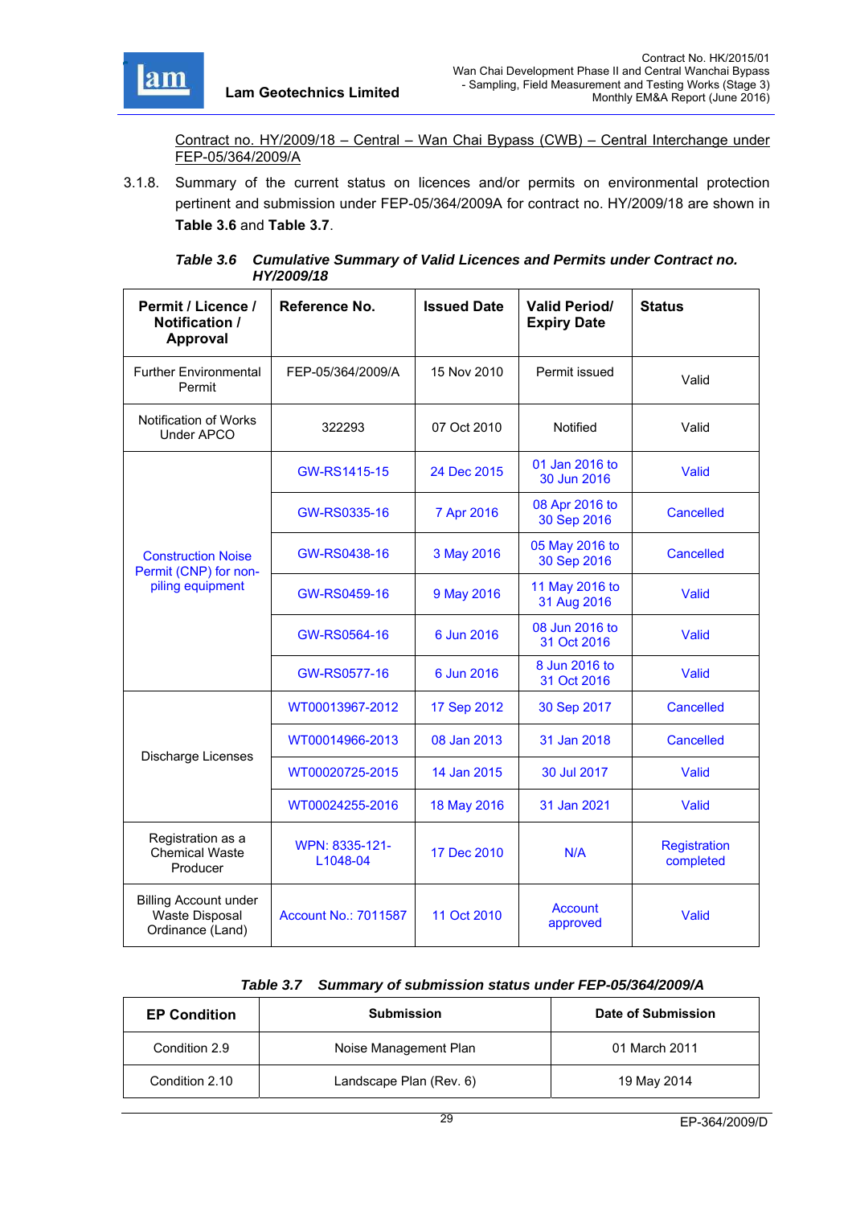Contract no. HY/2009/18 – Central – Wan Chai Bypass (CWB) – Central Interchange under FEP-05/364/2009/A

3.1.8. Summary of the current status on licences and/or permits on environmental protection pertinent and submission under FEP-05/364/2009A for contract no. HY/2009/18 are shown in **Table 3.6** and **Table 3.7**.

***Table 3.6 Cumulative Summary of Valid Licences and Permits under Contract no. HY/2009/18***

| Permit / Licence / Notification / Approval | Reference No. | Issued Date | Valid Period/ Expiry Date | Status |
|---|---|---|---|---|
| Further Environmental Permit | FEP-05/364/2009/A | 15 Nov 2010 | Permit issued | Valid |
| Notification of Works Under APCO | 322293 | 07 Oct 2010 | Notified | Valid |
| Construction Noise Permit (CNP) for non-piling equipment | GW-RS1415-15 | 24 Dec 2015 | 01 Jan 2016 to 30 Jun 2016 | Valid |
| | GW-RS0335-16 | 7 Apr 2016 | 08 Apr 2016 to 30 Sep 2016 | Cancelled |
| | GW-RS0438-16 | 3 May 2016 | 05 May 2016 to 30 Sep 2016 | Cancelled |
| | GW-RS0459-16 | 9 May 2016 | 11 May 2016 to 31 Aug 2016 | Valid |
| | GW-RS0564-16 | 6 Jun 2016 | 08 Jun 2016 to 31 Oct 2016 | Valid |
| | GW-RS0577-16 | 6 Jun 2016 | 8 Jun 2016 to 31 Oct 2016 | Valid |
| Discharge Licenses | WT00013967-2012 | 17 Sep 2012 | 30 Sep 2017 | Cancelled |
| | WT00014966-2013 | 08 Jan 2013 | 31 Jan 2018 | Cancelled |
| | WT00020725-2015 | 14 Jan 2015 | 30 Jul 2017 | Valid |
| | WT00024255-2016 | 18 May 2016 | 31 Jan 2021 | Valid |
| Registration as a Chemical Waste Producer | WPN: 8335-121-L1048-04 | 17 Dec 2010 | N/A | Registration completed |
| Billing Account under Waste Disposal Ordinance (Land) | Account No.: 7011587 | 11 Oct 2010 | Account approved | Valid |

***Table 3.7 Summary of submission status under FEP-05/364/2009/A***

| EP Condition | Submission | Date of Submission |
|---|---|---|
| Condition 2.9 | Noise Management Plan | 01 March 2011 |
| Condition 2.10 | Landscape Plan (Rev. 6) | 19 May 2014 |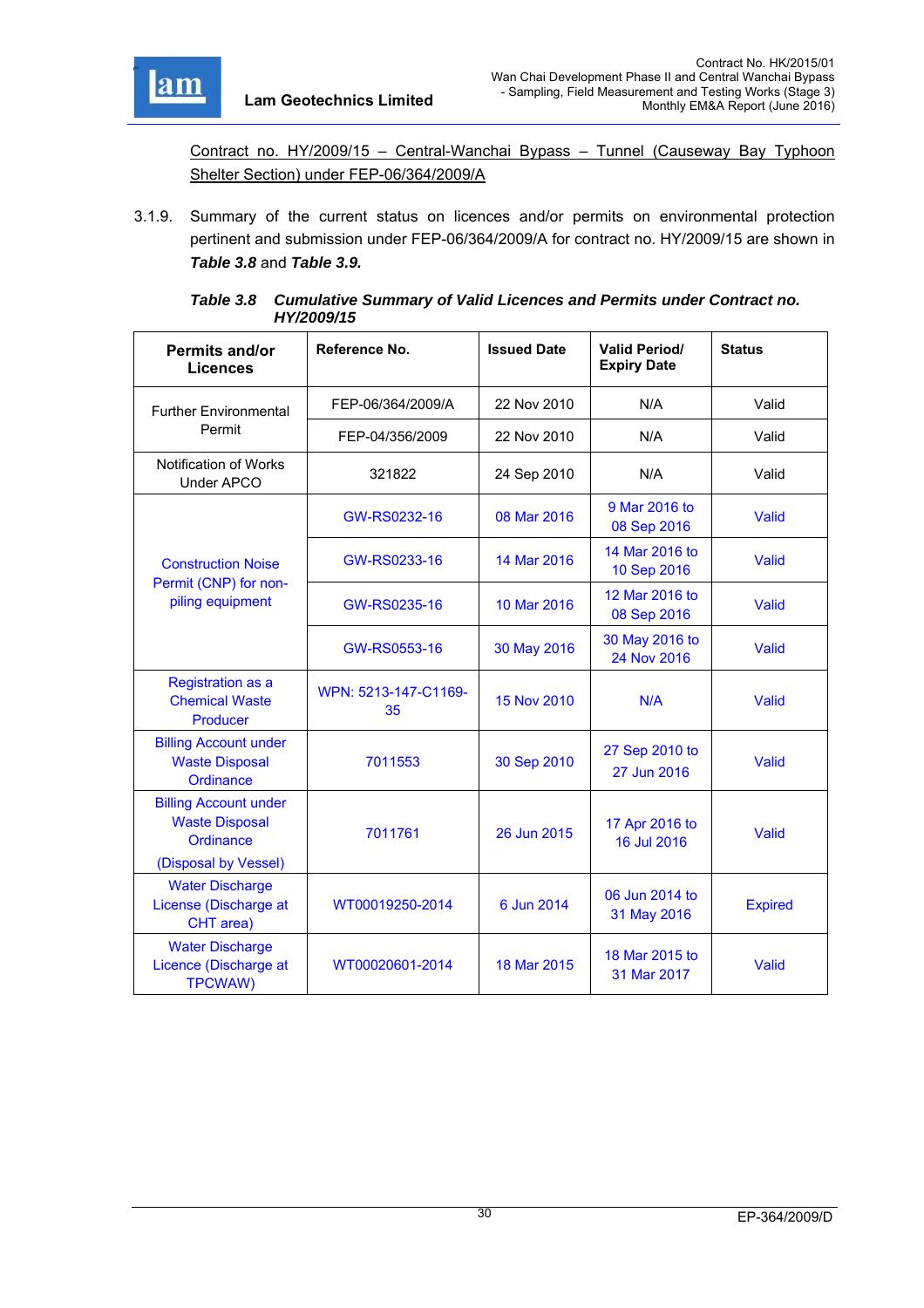Contract no. HY/2009/15 – Central-Wanchai Bypass – Tunnel (Causeway Bay Typhoon Shelter Section) under FEP-06/364/2009/A

3.1.9. Summary of the current status on licences and/or permits on environmental protection pertinent and submission under FEP-06/364/2009/A for contract no. HY/2009/15 are shown in ***Table 3.8*** and ***Table 3.9.***

***Table 3.8 Cumulative Summary of Valid Licences and Permits under Contract no. HY/2009/15***

| Permits and/or Licences | Reference No. | Issued Date | Valid Period/ Expiry Date | Status |
|---|---|---|---|---|
| Further Environmental Permit | FEP-06/364/2009/A | 22 Nov 2010 | N/A | Valid |
| | FEP-04/356/2009 | 22 Nov 2010 | N/A | Valid |
| Notification of Works Under APCO | 321822 | 24 Sep 2010 | N/A | Valid |
| Construction Noise Permit (CNP) for non-piling equipment | GW-RS0232-16 | 08 Mar 2016 | 9 Mar 2016 to 08 Sep 2016 | Valid |
| | GW-RS0233-16 | 14 Mar 2016 | 14 Mar 2016 to 10 Sep 2016 | Valid |
| | GW-RS0235-16 | 10 Mar 2016 | 12 Mar 2016 to 08 Sep 2016 | Valid |
| | GW-RS0553-16 | 30 May 2016 | 30 May 2016 to 24 Nov 2016 | Valid |
| Registration as a Chemical Waste Producer | WPN: 5213-147-C1169-35 | 15 Nov 2010 | N/A | Valid |
| Billing Account under Waste Disposal Ordinance | 7011553 | 30 Sep 2010 | 27 Sep 2010 to 27 Jun 2016 | Valid |
| Billing Account under Waste Disposal Ordinance (Disposal by Vessel) | 7011761 | 26 Jun 2015 | 17 Apr 2016 to 16 Jul 2016 | Valid |
| Water Discharge License (Discharge at CHT area) | WT00019250-2014 | 6 Jun 2014 | 06 Jun 2014 to 31 May 2016 | Expired |
| Water Discharge Licence (Discharge at TPCWAW) | WT00020601-2014 | 18 Mar 2015 | 18 Mar 2015 to 31 Mar 2017 | Valid |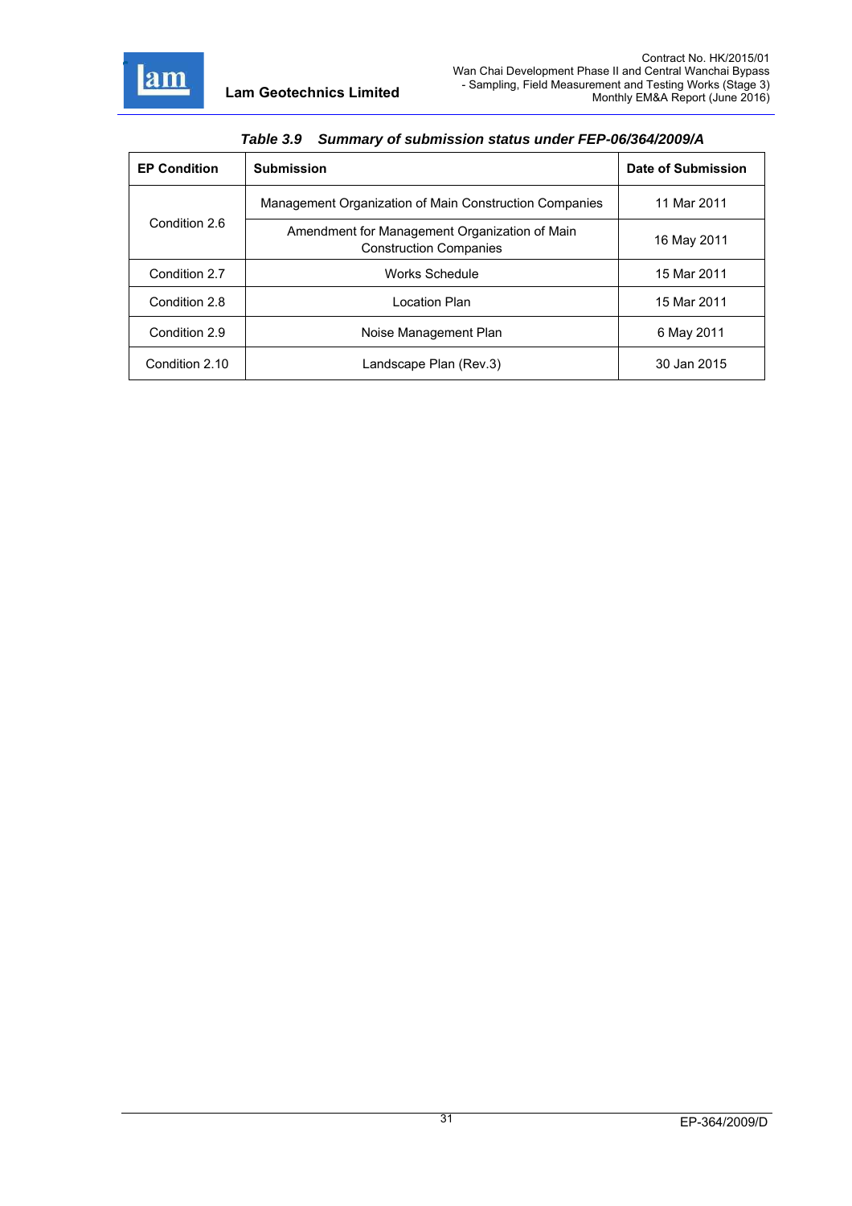*Table 3.9 Summary of submission status under FEP-06/364/2009/A*

| EP Condition | Submission | Date of Submission |
|---|---|---|
| Condition 2.6 | Management Organization of Main Construction Companies | 11 Mar 2011 |
| | Amendment for Management Organization of Main Construction Companies | 16 May 2011 |
| Condition 2.7 | Works Schedule | 15 Mar 2011 |
| Condition 2.8 | Location Plan | 15 Mar 2011 |
| Condition 2.9 | Noise Management Plan | 6 May 2011 |
| Condition 2.10 | Landscape Plan (Rev.3) | 30 Jan 2015 |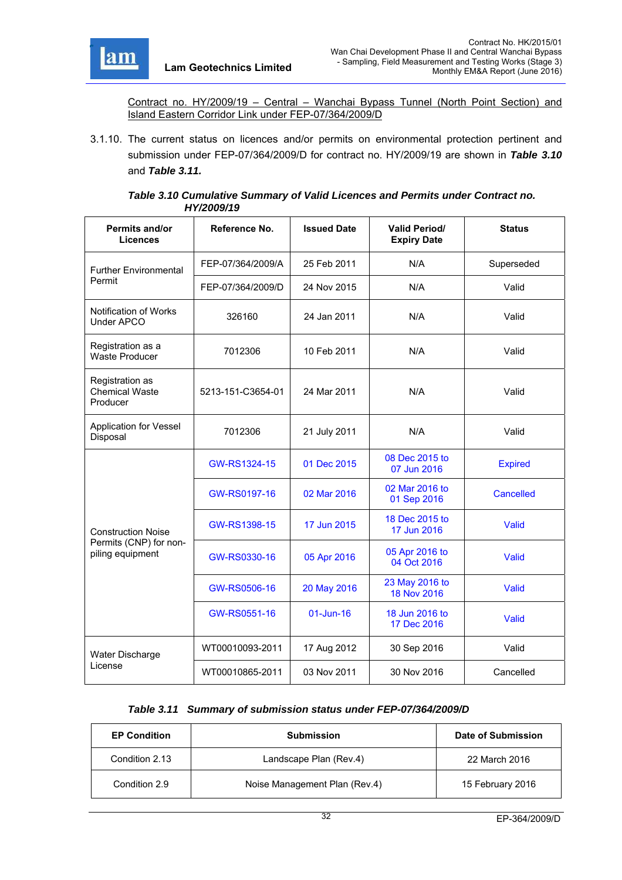Contract no. HY/2009/19 – Central – Wanchai Bypass Tunnel (North Point Section) and Island Eastern Corridor Link under FEP-07/364/2009/D

3.1.10. The current status on licences and/or permits on environmental protection pertinent and submission under FEP-07/364/2009/D for contract no. HY/2009/19 are shown in ***Table 3.10*** and ***Table 3.11.***

***Table 3.10 Cumulative Summary of Valid Licences and Permits under Contract no. HY/2009/19***

| Permits and/or Licences | Reference No. | Issued Date | Valid Period/ Expiry Date | Status |
|---|---|---|---|---|
| Further Environmental Permit | FEP-07/364/2009/A | 25 Feb 2011 | N/A | Superseded |
| | FEP-07/364/2009/D | 24 Nov 2015 | N/A | Valid |
| Notification of Works Under APCO | 326160 | 24 Jan 2011 | N/A | Valid |
| Registration as a Waste Producer | 7012306 | 10 Feb 2011 | N/A | Valid |
| Registration as Chemical Waste Producer | 5213-151-C3654-01 | 24 Mar 2011 | N/A | Valid |
| Application for Vessel Disposal | 7012306 | 21 July 2011 | N/A | Valid |
| Construction Noise Permits (CNP) for non-piling equipment | GW-RS1324-15 | 01 Dec 2015 | 08 Dec 2015 to 07 Jun 2016 | Expired |
| | GW-RS0197-16 | 02 Mar 2016 | 02 Mar 2016 to 01 Sep 2016 | Cancelled |
| | GW-RS1398-15 | 17 Jun 2015 | 18 Dec 2015 to 17 Jun 2016 | Valid |
| | GW-RS0330-16 | 05 Apr 2016 | 05 Apr 2016 to 04 Oct 2016 | Valid |
| | GW-RS0506-16 | 20 May 2016 | 23 May 2016 to 18 Nov 2016 | Valid |
| | GW-RS0551-16 | 01-Jun-16 | 18 Jun 2016 to 17 Dec 2016 | Valid |
| Water Discharge License | WT00010093-2011 | 17 Aug 2012 | 30 Sep 2016 | Valid |
| | WT00010865-2011 | 03 Nov 2011 | 30 Nov 2016 | Cancelled |

***Table 3.11 Summary of submission status under FEP-07/364/2009/D***

| EP Condition | Submission | Date of Submission |
|---|---|---|
| Condition 2.13 | Landscape Plan (Rev.4) | 22 March 2016 |
| Condition 2.9 | Noise Management Plan (Rev.4) | 15 February 2016 |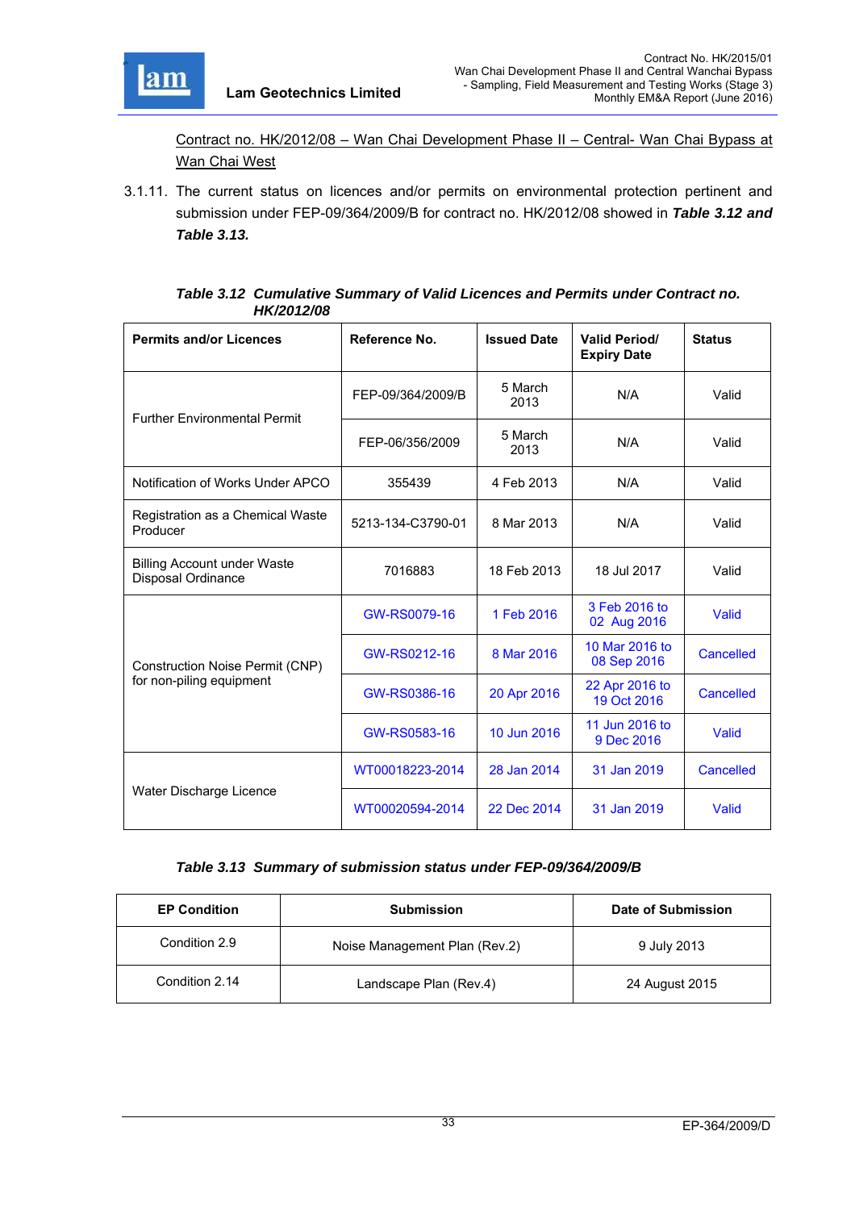Contract no. HK/2012/08 – Wan Chai Development Phase II – Central- Wan Chai Bypass at Wan Chai West

3.1.11. The current status on licences and/or permits on environmental protection pertinent and submission under FEP-09/364/2009/B for contract no. HK/2012/08 showed in ***Table 3.12 and Table 3.13.***

***Table 3.12 Cumulative Summary of Valid Licences and Permits under Contract no. HK/2012/08***

| Permits and/or Licences | Reference No. | Issued Date | Valid Period/ Expiry Date | Status |
|---|---|---|---|---|
| Further Environmental Permit | FEP-09/364/2009/B | 5 March 2013 | N/A | Valid |
| | FEP-06/356/2009 | 5 March 2013 | N/A | Valid |
| Notification of Works Under APCO | 355439 | 4 Feb 2013 | N/A | Valid |
| Registration as a Chemical Waste Producer | 5213-134-C3790-01 | 8 Mar 2013 | N/A | Valid |
| Billing Account under Waste Disposal Ordinance | 7016883 | 18 Feb 2013 | 18 Jul 2017 | Valid |
| Construction Noise Permit (CNP) for non-piling equipment | GW-RS0079-16 | 1 Feb 2016 | 3 Feb 2016 to 02 Aug 2016 | Valid |
| | GW-RS0212-16 | 8 Mar 2016 | 10 Mar 2016 to 08 Sep 2016 | Cancelled |
| | GW-RS0386-16 | 20 Apr 2016 | 22 Apr 2016 to 19 Oct 2016 | Cancelled |
| | GW-RS0583-16 | 10 Jun 2016 | 11 Jun 2016 to 9 Dec 2016 | Valid |
| Water Discharge Licence | WT00018223-2014 | 28 Jan 2014 | 31 Jan 2019 | Cancelled |
| | WT00020594-2014 | 22 Dec 2014 | 31 Jan 2019 | Valid |

***Table 3.13 Summary of submission status under FEP-09/364/2009/B***

| EP Condition | Submission | Date of Submission |
|---|---|---|
| Condition 2.9 | Noise Management Plan (Rev.2) | 9 July 2013 |
| Condition 2.14 | Landscape Plan (Rev.4) | 24 August 2015 |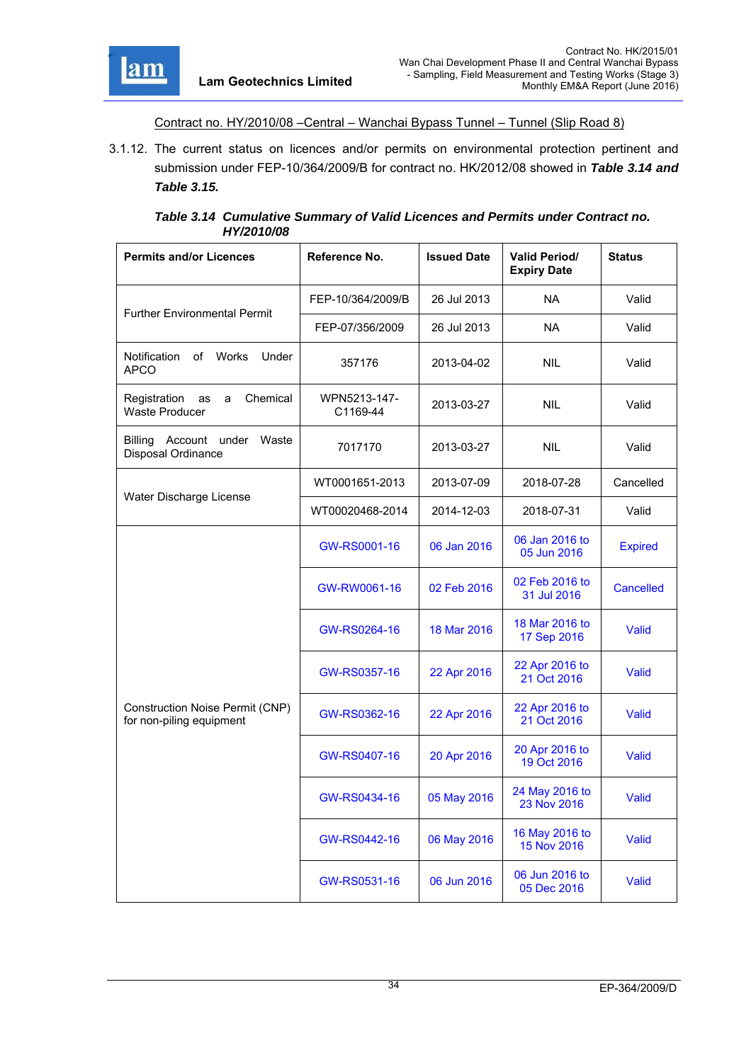Contract no. HY/2010/08 –Central – Wanchai Bypass Tunnel – Tunnel (Slip Road 8)

3.1.12. The current status on licences and/or permits on environmental protection pertinent and submission under FEP-10/364/2009/B for contract no. HK/2012/08 showed in ***Table 3.14 and Table 3.15.***

***Table 3.14 Cumulative Summary of Valid Licences and Permits under Contract no. HY/2010/08***

| Permits and/or Licences | Reference No. | Issued Date | Valid Period/ Expiry Date | Status |
|---|---|---|---|---|
| Further Environmental Permit | FEP-10/364/2009/B | 26 Jul 2013 | NA | Valid |
| | FEP-07/356/2009 | 26 Jul 2013 | NA | Valid |
| Notification of Works Under APCO | 357176 | 2013-04-02 | NIL | Valid |
| Registration as a Chemical Waste Producer | WPN5213-147-C1169-44 | 2013-03-27 | NIL | Valid |
| Billing Account under Waste Disposal Ordinance | 7017170 | 2013-03-27 | NIL | Valid |
| Water Discharge License | WT0001651-2013 | 2013-07-09 | 2018-07-28 | Cancelled |
| | WT00020468-2014 | 2014-12-03 | 2018-07-31 | Valid |
| Construction Noise Permit (CNP) for non-piling equipment | GW-RS0001-16 | 06 Jan 2016 | 06 Jan 2016 to 05 Jun 2016 | Expired |
| | GW-RW0061-16 | 02 Feb 2016 | 02 Feb 2016 to 31 Jul 2016 | Cancelled |
| | GW-RS0264-16 | 18 Mar 2016 | 18 Mar 2016 to 17 Sep 2016 | Valid |
| | GW-RS0357-16 | 22 Apr 2016 | 22 Apr 2016 to 21 Oct 2016 | Valid |
| | GW-RS0362-16 | 22 Apr 2016 | 22 Apr 2016 to 21 Oct 2016 | Valid |
| | GW-RS0407-16 | 20 Apr 2016 | 20 Apr 2016 to 19 Oct 2016 | Valid |
| | GW-RS0434-16 | 05 May 2016 | 24 May 2016 to 23 Nov 2016 | Valid |
| | GW-RS0442-16 | 06 May 2016 | 16 May 2016 to 15 Nov 2016 | Valid |
| | GW-RS0531-16 | 06 Jun 2016 | 06 Jun 2016 to 05 Dec 2016 | Valid |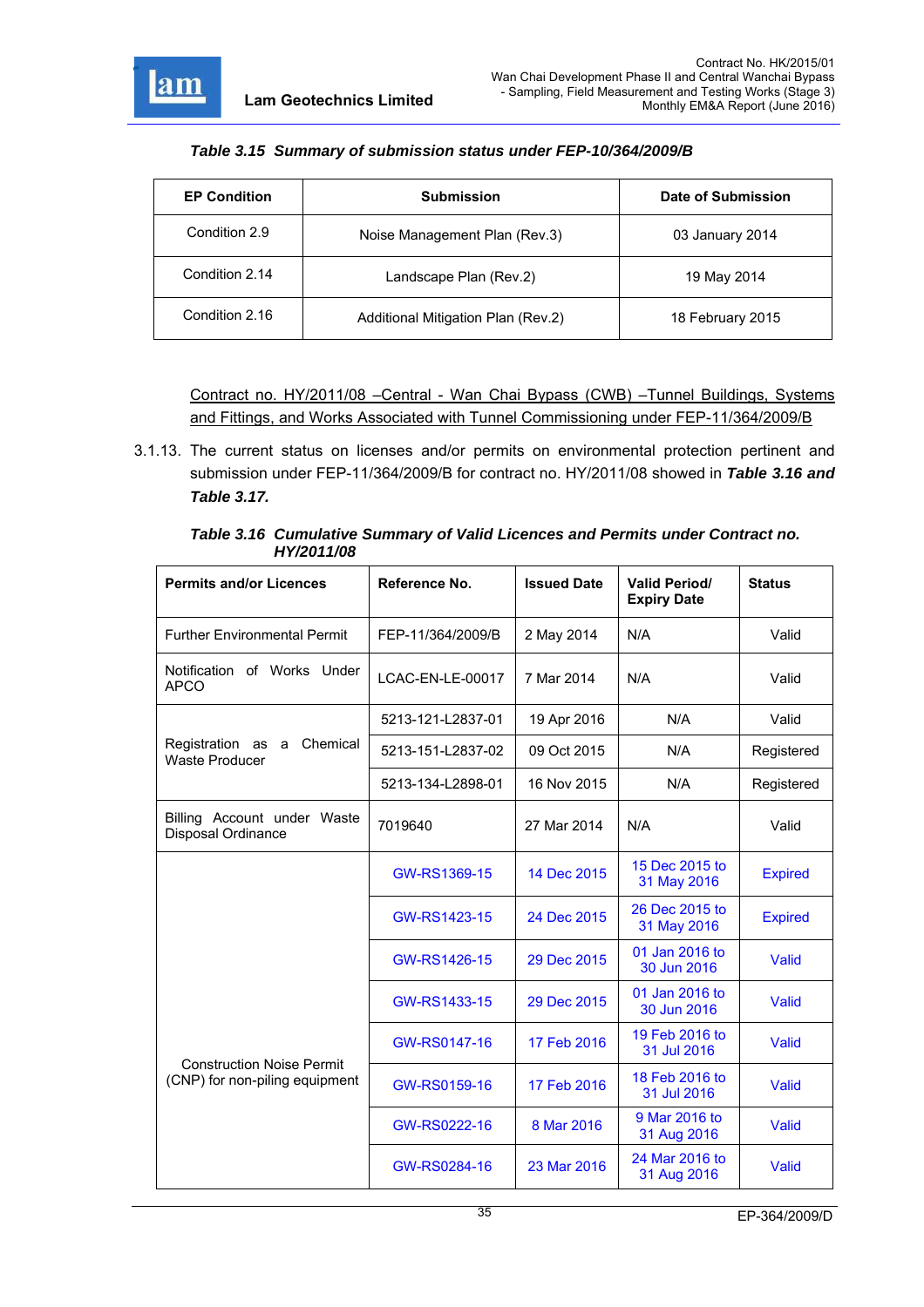***Table 3.15 Summary of submission status under FEP-10/364/2009/B***

| EP Condition | Submission | Date of Submission |
|---|---|---|
| Condition 2.9 | Noise Management Plan (Rev.3) | 03 January 2014 |
| Condition 2.14 | Landscape Plan (Rev.2) | 19 May 2014 |
| Condition 2.16 | Additional Mitigation Plan (Rev.2) | 18 February 2015 |

<u>Contract no. HY/2011/08 –Central - Wan Chai Bypass (CWB) –Tunnel Buildings, Systems and Fittings, and Works Associated with Tunnel Commissioning under FEP-11/364/2009/B</u>

3.1.13. The current status on licenses and/or permits on environmental protection pertinent and submission under FEP-11/364/2009/B for contract no. HY/2011/08 showed in ***Table 3.16 and Table 3.17.***

***Table 3.16 Cumulative Summary of Valid Licences and Permits under Contract no. HY/2011/08***

| Permits and/or Licences | Reference No. | Issued Date | Valid Period/ Expiry Date | Status |
|---|---|---|---|---|
| Further Environmental Permit | FEP-11/364/2009/B | 2 May 2014 | N/A | Valid |
| Notification of Works Under APCO | LCAC-EN-LE-00017 | 7 Mar 2014 | N/A | Valid |
| Registration as a Chemical Waste Producer | 5213-121-L2837-01 | 19 Apr 2016 | N/A | Valid |
| | 5213-151-L2837-02 | 09 Oct 2015 | N/A | Registered |
| | 5213-134-L2898-01 | 16 Nov 2015 | N/A | Registered |
| Billing Account under Waste Disposal Ordinance | 7019640 | 27 Mar 2014 | N/A | Valid |
| Construction Noise Permit (CNP) for non-piling equipment | GW-RS1369-15 | 14 Dec 2015 | 15 Dec 2015 to 31 May 2016 | Expired |
| | GW-RS1423-15 | 24 Dec 2015 | 26 Dec 2015 to 31 May 2016 | Expired |
| | GW-RS1426-15 | 29 Dec 2015 | 01 Jan 2016 to 30 Jun 2016 | Valid |
| | GW-RS1433-15 | 29 Dec 2015 | 01 Jan 2016 to 30 Jun 2016 | Valid |
| | GW-RS0147-16 | 17 Feb 2016 | 19 Feb 2016 to 31 Jul 2016 | Valid |
| | GW-RS0159-16 | 17 Feb 2016 | 18 Feb 2016 to 31 Jul 2016 | Valid |
| | GW-RS0222-16 | 8 Mar 2016 | 9 Mar 2016 to 31 Aug 2016 | Valid |
| | GW-RS0284-16 | 23 Mar 2016 | 24 Mar 2016 to 31 Aug 2016 | Valid |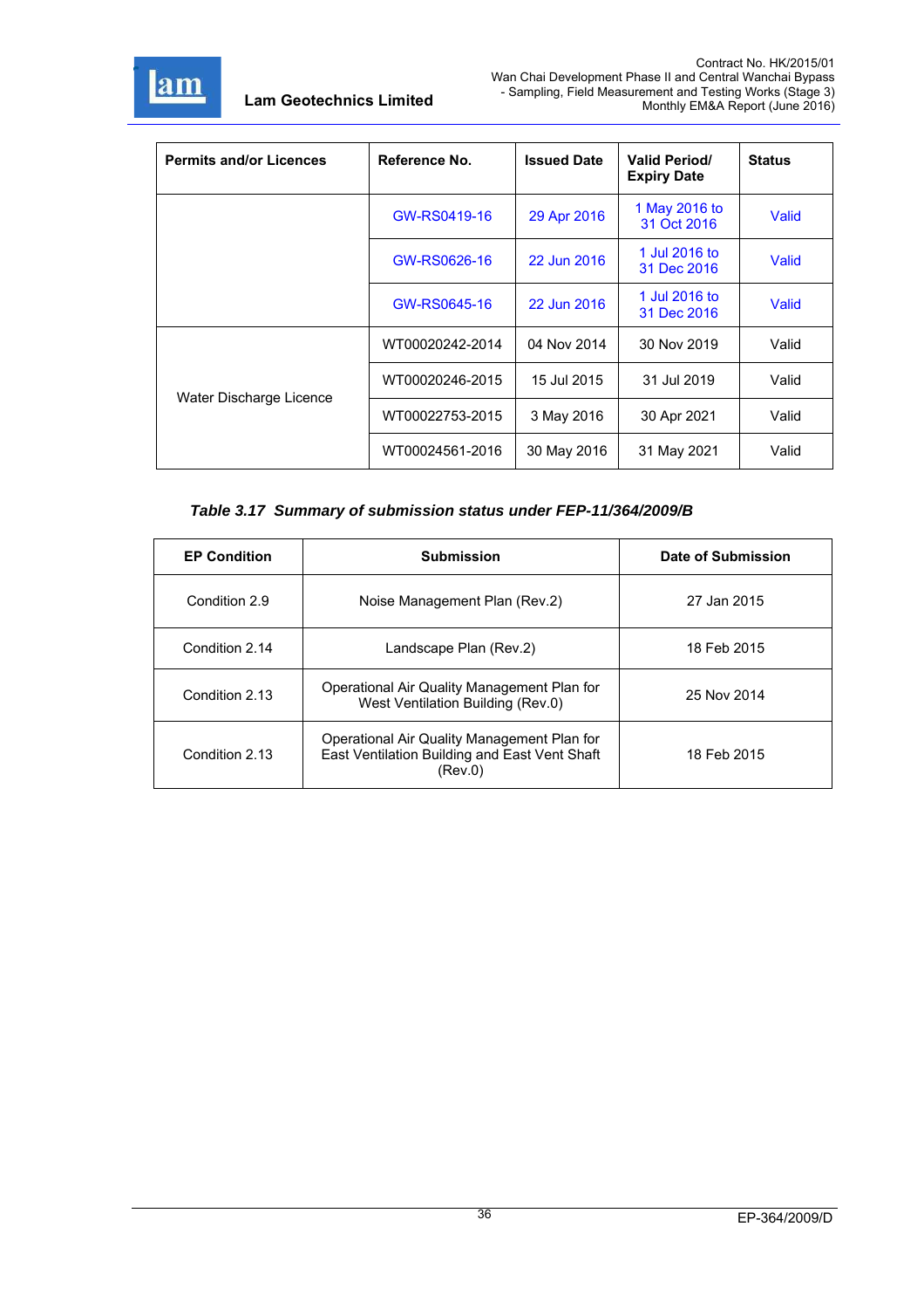| Permits and/or Licences | Reference No. | Issued Date | Valid Period/ Expiry Date | Status |
|---|---|---|---|---|
| | GW-RS0419-16 | 29 Apr 2016 | 1 May 2016 to 31 Oct 2016 | Valid |
| | GW-RS0626-16 | 22 Jun 2016 | 1 Jul 2016 to 31 Dec 2016 | Valid |
| | GW-RS0645-16 | 22 Jun 2016 | 1 Jul 2016 to 31 Dec 2016 | Valid |
| Water Discharge Licence | WT00020242-2014 | 04 Nov 2014 | 30 Nov 2019 | Valid |
| | WT00020246-2015 | 15 Jul 2015 | 31 Jul 2019 | Valid |
| | WT00022753-2015 | 3 May 2016 | 30 Apr 2021 | Valid |
| | WT00024561-2016 | 30 May 2016 | 31 May 2021 | Valid |

***Table 3.17 Summary of submission status under FEP-11/364/2009/B***

| EP Condition | Submission | Date of Submission |
|---|---|---|
| Condition 2.9 | Noise Management Plan (Rev.2) | 27 Jan 2015 |
| Condition 2.14 | Landscape Plan (Rev.2) | 18 Feb 2015 |
| Condition 2.13 | Operational Air Quality Management Plan for West Ventilation Building (Rev.0) | 25 Nov 2014 |
| Condition 2.13 | Operational Air Quality Management Plan for East Ventilation Building and East Vent Shaft (Rev.0) | 18 Feb 2015 |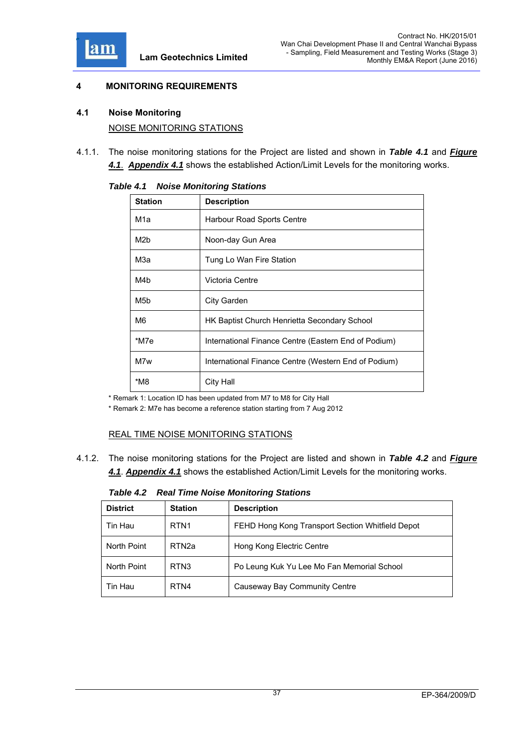# 4 MONITORING REQUIREMENTS

## 4.1 Noise Monitoring

NOISE MONITORING STATIONS

4.1.1. The noise monitoring stations for the Project are listed and shown in ***Table 4.1*** and ***Figure 4.1***. ***Appendix 4.1*** shows the established Action/Limit Levels for the monitoring works.

***Table 4.1 Noise Monitoring Stations***

| Station | Description |
|---|---|
| M1a | Harbour Road Sports Centre |
| M2b | Noon-day Gun Area |
| M3a | Tung Lo Wan Fire Station |
| M4b | Victoria Centre |
| M5b | City Garden |
| M6 | HK Baptist Church Henrietta Secondary School |
| *M7e | International Finance Centre (Eastern End of Podium) |
| M7w | International Finance Centre (Western End of Podium) |
| *M8 | City Hall |

\* Remark 1: Location ID has been updated from M7 to M8 for City Hall

\* Remark 2: M7e has become a reference station starting from 7 Aug 2012

REAL TIME NOISE MONITORING STATIONS

4.1.2. The noise monitoring stations for the Project are listed and shown in ***Table 4.2*** and ***Figure 4.1***. ***Appendix 4.1*** shows the established Action/Limit Levels for the monitoring works.

***Table 4.2 Real Time Noise Monitoring Stations***

| District | Station | Description |
|---|---|---|
| Tin Hau | RTN1 | FEHD Hong Kong Transport Section Whitfield Depot |
| North Point | RTN2a | Hong Kong Electric Centre |
| North Point | RTN3 | Po Leung Kuk Yu Lee Mo Fan Memorial School |
| Tin Hau | RTN4 | Causeway Bay Community Centre |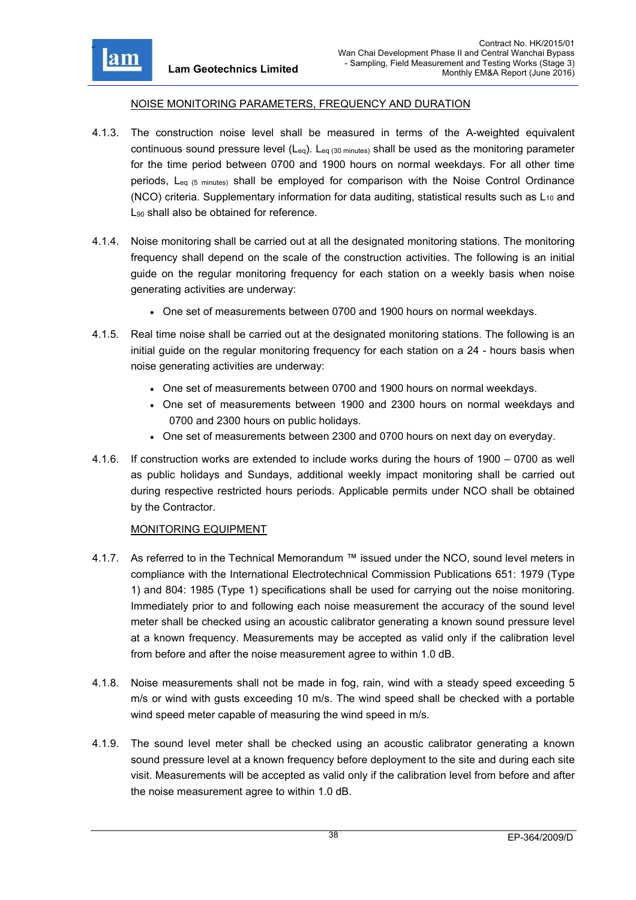## NOISE MONITORING PARAMETERS, FREQUENCY AND DURATION

4.1.3. The construction noise level shall be measured in terms of the A-weighted equivalent continuous sound pressure level ($L_{eq}$). $L_{eq\ (30\ minutes)}$ shall be used as the monitoring parameter for the time period between 0700 and 1900 hours on normal weekdays. For all other time periods, $L_{eq\ (5\ minutes)}$ shall be employed for comparison with the Noise Control Ordinance (NCO) criteria. Supplementary information for data auditing, statistical results such as $L_{10}$ and $L_{90}$ shall also be obtained for reference.

4.1.4. Noise monitoring shall be carried out at all the designated monitoring stations. The monitoring frequency shall depend on the scale of the construction activities. The following is an initial guide on the regular monitoring frequency for each station on a weekly basis when noise generating activities are underway:

- One set of measurements between 0700 and 1900 hours on normal weekdays.

4.1.5. Real time noise shall be carried out at the designated monitoring stations. The following is an initial guide on the regular monitoring frequency for each station on a 24 - hours basis when noise generating activities are underway:

- One set of measurements between 0700 and 1900 hours on normal weekdays.
- One set of measurements between 1900 and 2300 hours on normal weekdays and 0700 and 2300 hours on public holidays.
- One set of measurements between 2300 and 0700 hours on next day on everyday.

4.1.6. If construction works are extended to include works during the hours of 1900 – 0700 as well as public holidays and Sundays, additional weekly impact monitoring shall be carried out during respective restricted hours periods. Applicable permits under NCO shall be obtained by the Contractor.

## MONITORING EQUIPMENT

4.1.7. As referred to in the Technical Memorandum ™ issued under the NCO, sound level meters in compliance with the International Electrotechnical Commission Publications 651: 1979 (Type 1) and 804: 1985 (Type 1) specifications shall be used for carrying out the noise monitoring. Immediately prior to and following each noise measurement the accuracy of the sound level meter shall be checked using an acoustic calibrator generating a known sound pressure level at a known frequency. Measurements may be accepted as valid only if the calibration level from before and after the noise measurement agree to within 1.0 dB.

4.1.8. Noise measurements shall not be made in fog, rain, wind with a steady speed exceeding 5 m/s or wind with gusts exceeding 10 m/s. The wind speed shall be checked with a portable wind speed meter capable of measuring the wind speed in m/s.

4.1.9. The sound level meter shall be checked using an acoustic calibrator generating a known sound pressure level at a known frequency before deployment to the site and during each site visit. Measurements will be accepted as valid only if the calibration level from before and after the noise measurement agree to within 1.0 dB.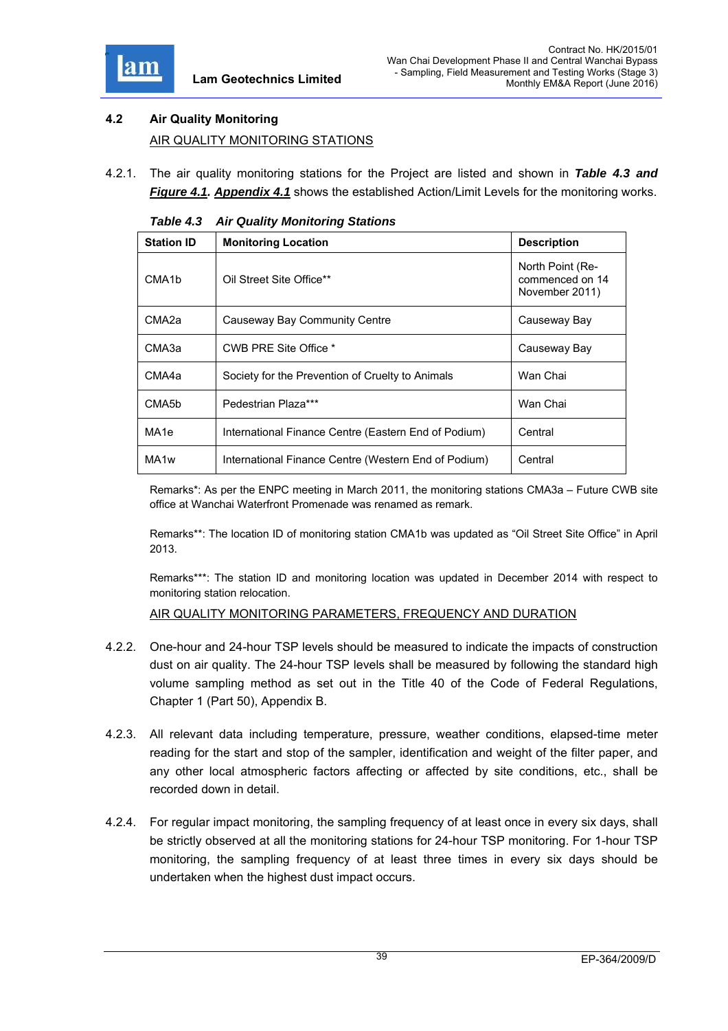## 4.2 Air Quality Monitoring

AIR QUALITY MONITORING STATIONS

4.2.1. The air quality monitoring stations for the Project are listed and shown in ***Table 4.3 and Figure 4.1***. ***Appendix 4.1*** shows the established Action/Limit Levels for the monitoring works.

*Table 4.3 Air Quality Monitoring Stations*

| Station ID | Monitoring Location | Description |
|---|---|---|
| CMA1b | Oil Street Site Office** | North Point (Re-commenced on 14 November 2011) |
| CMA2a | Causeway Bay Community Centre | Causeway Bay |
| CMA3a | CWB PRE Site Office * | Causeway Bay |
| CMA4a | Society for the Prevention of Cruelty to Animals | Wan Chai |
| CMA5b | Pedestrian Plaza*** | Wan Chai |
| MA1e | International Finance Centre (Eastern End of Podium) | Central |
| MA1w | International Finance Centre (Western End of Podium) | Central |

Remarks*: As per the ENPC meeting in March 2011, the monitoring stations CMA3a – Future CWB site office at Wanchai Waterfront Promenade was renamed as remark.

Remarks**: The location ID of monitoring station CMA1b was updated as "Oil Street Site Office" in April 2013.

Remarks***: The station ID and monitoring location was updated in December 2014 with respect to monitoring station relocation.

AIR QUALITY MONITORING PARAMETERS, FREQUENCY AND DURATION

4.2.2. One-hour and 24-hour TSP levels should be measured to indicate the impacts of construction dust on air quality. The 24-hour TSP levels shall be measured by following the standard high volume sampling method as set out in the Title 40 of the Code of Federal Regulations, Chapter 1 (Part 50), Appendix B.

4.2.3. All relevant data including temperature, pressure, weather conditions, elapsed-time meter reading for the start and stop of the sampler, identification and weight of the filter paper, and any other local atmospheric factors affecting or affected by site conditions, etc., shall be recorded down in detail.

4.2.4. For regular impact monitoring, the sampling frequency of at least once in every six days, shall be strictly observed at all the monitoring stations for 24-hour TSP monitoring. For 1-hour TSP monitoring, the sampling frequency of at least three times in every six days should be undertaken when the highest dust impact occurs.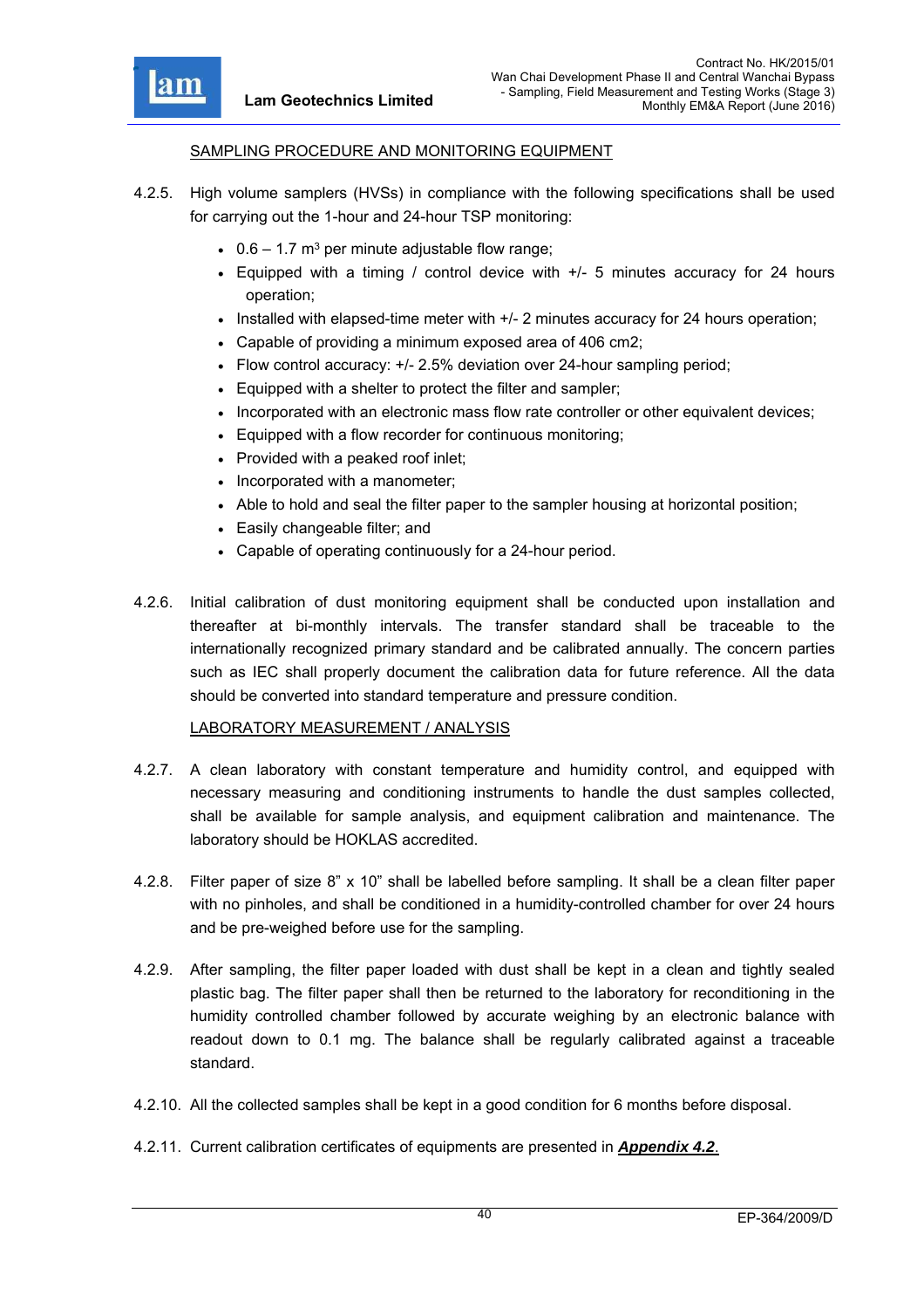SAMPLING PROCEDURE AND MONITORING EQUIPMENT

4.2.5. High volume samplers (HVSs) in compliance with the following specifications shall be used for carrying out the 1-hour and 24-hour TSP monitoring:

- 0.6 – 1.7 $m^3$ per minute adjustable flow range;
- Equipped with a timing / control device with +/- 5 minutes accuracy for 24 hours operation;
- Installed with elapsed-time meter with +/- 2 minutes accuracy for 24 hours operation;
- Capable of providing a minimum exposed area of 406 cm2;
- Flow control accuracy: +/- 2.5% deviation over 24-hour sampling period;
- Equipped with a shelter to protect the filter and sampler;
- Incorporated with an electronic mass flow rate controller or other equivalent devices;
- Equipped with a flow recorder for continuous monitoring;
- Provided with a peaked roof inlet;
- Incorporated with a manometer;
- Able to hold and seal the filter paper to the sampler housing at horizontal position;
- Easily changeable filter; and
- Capable of operating continuously for a 24-hour period.

4.2.6. Initial calibration of dust monitoring equipment shall be conducted upon installation and thereafter at bi-monthly intervals. The transfer standard shall be traceable to the internationally recognized primary standard and be calibrated annually. The concern parties such as IEC shall properly document the calibration data for future reference. All the data should be converted into standard temperature and pressure condition.

LABORATORY MEASUREMENT / ANALYSIS

4.2.7. A clean laboratory with constant temperature and humidity control, and equipped with necessary measuring and conditioning instruments to handle the dust samples collected, shall be available for sample analysis, and equipment calibration and maintenance. The laboratory should be HOKLAS accredited.

4.2.8. Filter paper of size 8" x 10" shall be labelled before sampling. It shall be a clean filter paper with no pinholes, and shall be conditioned in a humidity-controlled chamber for over 24 hours and be pre-weighed before use for the sampling.

4.2.9. After sampling, the filter paper loaded with dust shall be kept in a clean and tightly sealed plastic bag. The filter paper shall then be returned to the laboratory for reconditioning in the humidity controlled chamber followed by accurate weighing by an electronic balance with readout down to 0.1 mg. The balance shall be regularly calibrated against a traceable standard.

4.2.10. All the collected samples shall be kept in a good condition for 6 months before disposal.

4.2.11. Current calibration certificates of equipments are presented in ***Appendix 4.2***.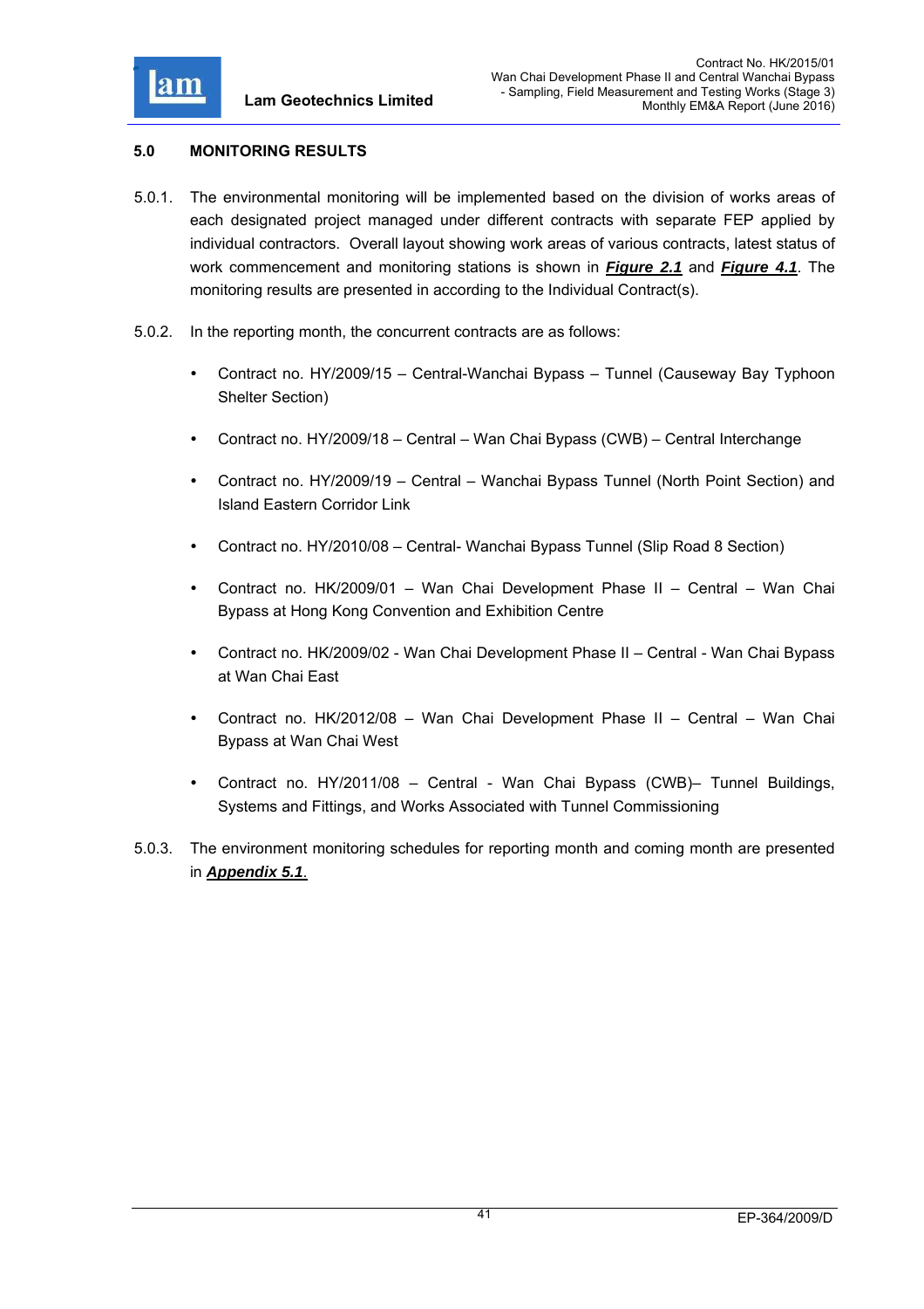## 5.0 MONITORING RESULTS

5.0.1. The environmental monitoring will be implemented based on the division of works areas of each designated project managed under different contracts with separate FEP applied by individual contractors. Overall layout showing work areas of various contracts, latest status of work commencement and monitoring stations is shown in ***Figure 2.1*** and ***Figure 4.1***. The monitoring results are presented in according to the Individual Contract(s).

5.0.2. In the reporting month, the concurrent contracts are as follows:

- Contract no. HY/2009/15 – Central-Wanchai Bypass – Tunnel (Causeway Bay Typhoon Shelter Section)
- Contract no. HY/2009/18 – Central – Wan Chai Bypass (CWB) – Central Interchange
- Contract no. HY/2009/19 – Central – Wanchai Bypass Tunnel (North Point Section) and Island Eastern Corridor Link
- Contract no. HY/2010/08 – Central- Wanchai Bypass Tunnel (Slip Road 8 Section)
- Contract no. HK/2009/01 – Wan Chai Development Phase II – Central – Wan Chai Bypass at Hong Kong Convention and Exhibition Centre
- Contract no. HK/2009/02 - Wan Chai Development Phase II – Central - Wan Chai Bypass at Wan Chai East
- Contract no. HK/2012/08 – Wan Chai Development Phase II – Central – Wan Chai Bypass at Wan Chai West
- Contract no. HY/2011/08 – Central - Wan Chai Bypass (CWB)– Tunnel Buildings, Systems and Fittings, and Works Associated with Tunnel Commissioning

5.0.3. The environment monitoring schedules for reporting month and coming month are presented in ***Appendix 5.1***.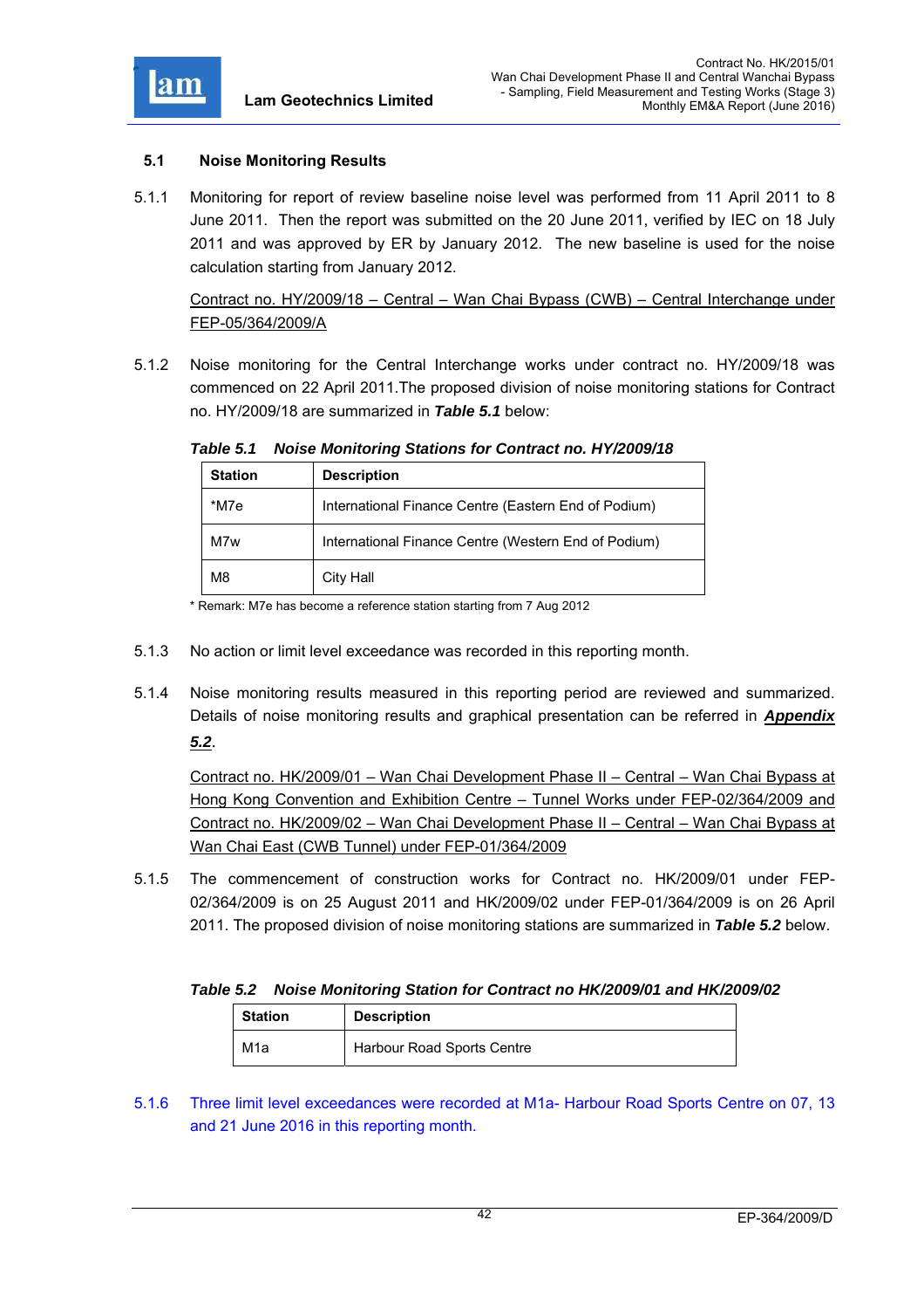## 5.1 Noise Monitoring Results

5.1.1 Monitoring for report of review baseline noise level was performed from 11 April 2011 to 8 June 2011. Then the report was submitted on the 20 June 2011, verified by IEC on 18 July 2011 and was approved by ER by January 2012. The new baseline is used for the noise calculation starting from January 2012.

Contract no. HY/2009/18 – Central – Wan Chai Bypass (CWB) – Central Interchange under FEP-05/364/2009/A

5.1.2 Noise monitoring for the Central Interchange works under contract no. HY/2009/18 was commenced on 22 April 2011.The proposed division of noise monitoring stations for Contract no. HY/2009/18 are summarized in ***Table 5.1*** below:

***Table 5.1 Noise Monitoring Stations for Contract no. HY/2009/18***

| Station | Description |
|---|---|
| *M7e | International Finance Centre (Eastern End of Podium) |
| M7w | International Finance Centre (Western End of Podium) |
| M8 | City Hall |

* Remark: M7e has become a reference station starting from 7 Aug 2012

5.1.3 No action or limit level exceedance was recorded in this reporting month.

5.1.4 Noise monitoring results measured in this reporting period are reviewed and summarized. Details of noise monitoring results and graphical presentation can be referred in ***Appendix 5.2***.

Contract no. HK/2009/01 – Wan Chai Development Phase II – Central – Wan Chai Bypass at Hong Kong Convention and Exhibition Centre – Tunnel Works under FEP-02/364/2009 and Contract no. HK/2009/02 – Wan Chai Development Phase II – Central – Wan Chai Bypass at Wan Chai East (CWB Tunnel) under FEP-01/364/2009

5.1.5 The commencement of construction works for Contract no. HK/2009/01 under FEP-02/364/2009 is on 25 August 2011 and HK/2009/02 under FEP-01/364/2009 is on 26 April 2011. The proposed division of noise monitoring stations are summarized in ***Table 5.2*** below.

***Table 5.2 Noise Monitoring Station for Contract no HK/2009/01 and HK/2009/02***

| Station | Description |
|---|---|
| M1a | Harbour Road Sports Centre |

5.1.6 Three limit level exceedances were recorded at M1a- Harbour Road Sports Centre on 07, 13 and 21 June 2016 in this reporting month.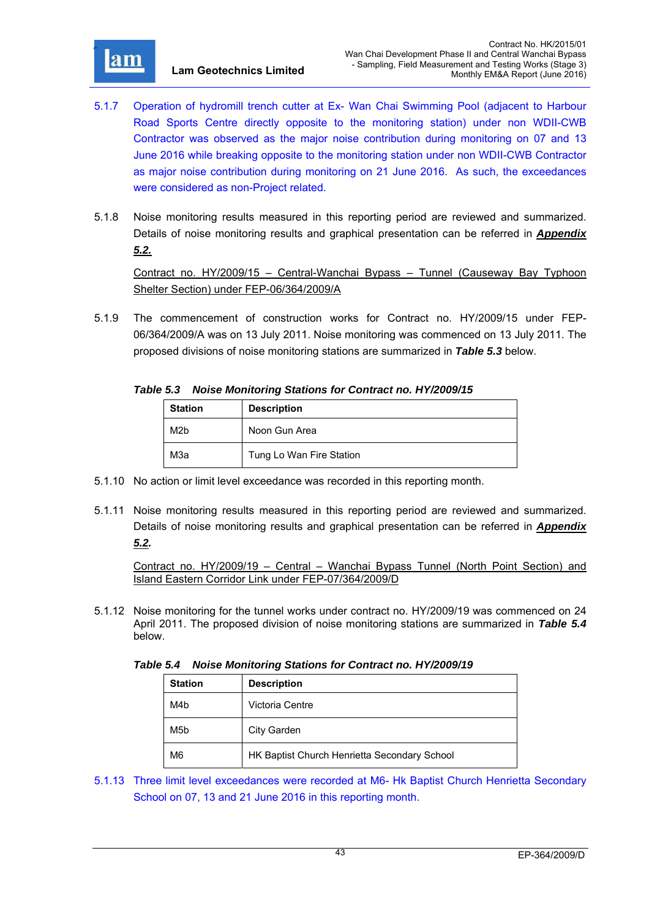5.1.7 Operation of hydromill trench cutter at Ex- Wan Chai Swimming Pool (adjacent to Harbour Road Sports Centre directly opposite to the monitoring station) under non WDII-CWB Contractor was observed as the major noise contribution during monitoring on 07 and 13 June 2016 while breaking opposite to the monitoring station under non WDII-CWB Contractor as major noise contribution during monitoring on 21 June 2016. As such, the exceedances were considered as non-Project related.

5.1.8 Noise monitoring results measured in this reporting period are reviewed and summarized. Details of noise monitoring results and graphical presentation can be referred in ***Appendix 5.2.***

Contract no. HY/2009/15 – Central-Wanchai Bypass – Tunnel (Causeway Bay Typhoon Shelter Section) under FEP-06/364/2009/A

5.1.9 The commencement of construction works for Contract no. HY/2009/15 under FEP-06/364/2009/A was on 13 July 2011. Noise monitoring was commenced on 13 July 2011. The proposed divisions of noise monitoring stations are summarized in ***Table 5.3*** below.

***Table 5.3 Noise Monitoring Stations for Contract no. HY/2009/15***

| Station | Description |
|---|---|
| M2b | Noon Gun Area |
| M3a | Tung Lo Wan Fire Station |

5.1.10 No action or limit level exceedance was recorded in this reporting month.

5.1.11 Noise monitoring results measured in this reporting period are reviewed and summarized. Details of noise monitoring results and graphical presentation can be referred in ***Appendix 5.2***.

Contract no. HY/2009/19 – Central – Wanchai Bypass Tunnel (North Point Section) and Island Eastern Corridor Link under FEP-07/364/2009/D

5.1.12 Noise monitoring for the tunnel works under contract no. HY/2009/19 was commenced on 24 April 2011. The proposed division of noise monitoring stations are summarized in ***Table 5.4*** below.

***Table 5.4 Noise Monitoring Stations for Contract no. HY/2009/19***

| Station | Description |
|---|---|
| M4b | Victoria Centre |
| M5b | City Garden |
| M6 | HK Baptist Church Henrietta Secondary School |

5.1.13 Three limit level exceedances were recorded at M6- Hk Baptist Church Henrietta Secondary School on 07, 13 and 21 June 2016 in this reporting month.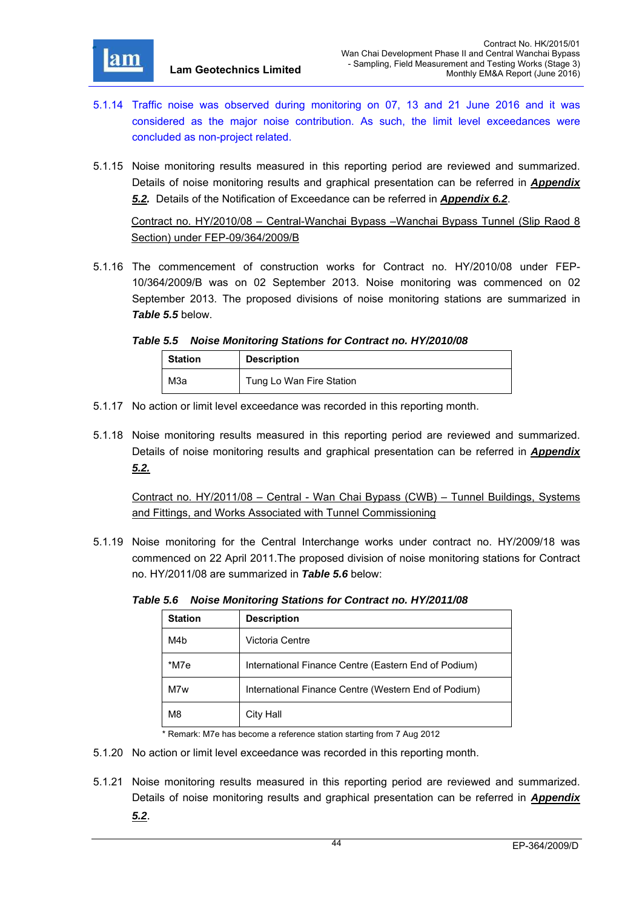5.1.14 Traffic noise was observed during monitoring on 07, 13 and 21 June 2016 and it was considered as the major noise contribution. As such, the limit level exceedances were concluded as non-project related.

5.1.15 Noise monitoring results measured in this reporting period are reviewed and summarized. Details of noise monitoring results and graphical presentation can be referred in ***Appendix 5.2.*** Details of the Notification of Exceedance can be referred in ***Appendix 6.2***.

Contract no. HY/2010/08 – Central-Wanchai Bypass –Wanchai Bypass Tunnel (Slip Raod 8 Section) under FEP-09/364/2009/B

5.1.16 The commencement of construction works for Contract no. HY/2010/08 under FEP-10/364/2009/B was on 02 September 2013. Noise monitoring was commenced on 02 September 2013. The proposed divisions of noise monitoring stations are summarized in ***Table 5.5*** below.

***Table 5.5 Noise Monitoring Stations for Contract no. HY/2010/08***

| Station | Description |
|---|---|
| M3a | Tung Lo Wan Fire Station |

5.1.17 No action or limit level exceedance was recorded in this reporting month.

5.1.18 Noise monitoring results measured in this reporting period are reviewed and summarized. Details of noise monitoring results and graphical presentation can be referred in ***Appendix 5.2.***

Contract no. HY/2011/08 – Central - Wan Chai Bypass (CWB) – Tunnel Buildings, Systems and Fittings, and Works Associated with Tunnel Commissioning

5.1.19 Noise monitoring for the Central Interchange works under contract no. HY/2009/18 was commenced on 22 April 2011.The proposed division of noise monitoring stations for Contract no. HY/2011/08 are summarized in ***Table 5.6*** below:

***Table 5.6 Noise Monitoring Stations for Contract no. HY/2011/08***

| Station | Description |
|---|---|
| M4b | Victoria Centre |
| *M7e | International Finance Centre (Eastern End of Podium) |
| M7w | International Finance Centre (Western End of Podium) |
| M8 | City Hall |

* Remark: M7e has become a reference station starting from 7 Aug 2012

5.1.20 No action or limit level exceedance was recorded in this reporting month.

5.1.21 Noise monitoring results measured in this reporting period are reviewed and summarized. Details of noise monitoring results and graphical presentation can be referred in ***Appendix 5.2***.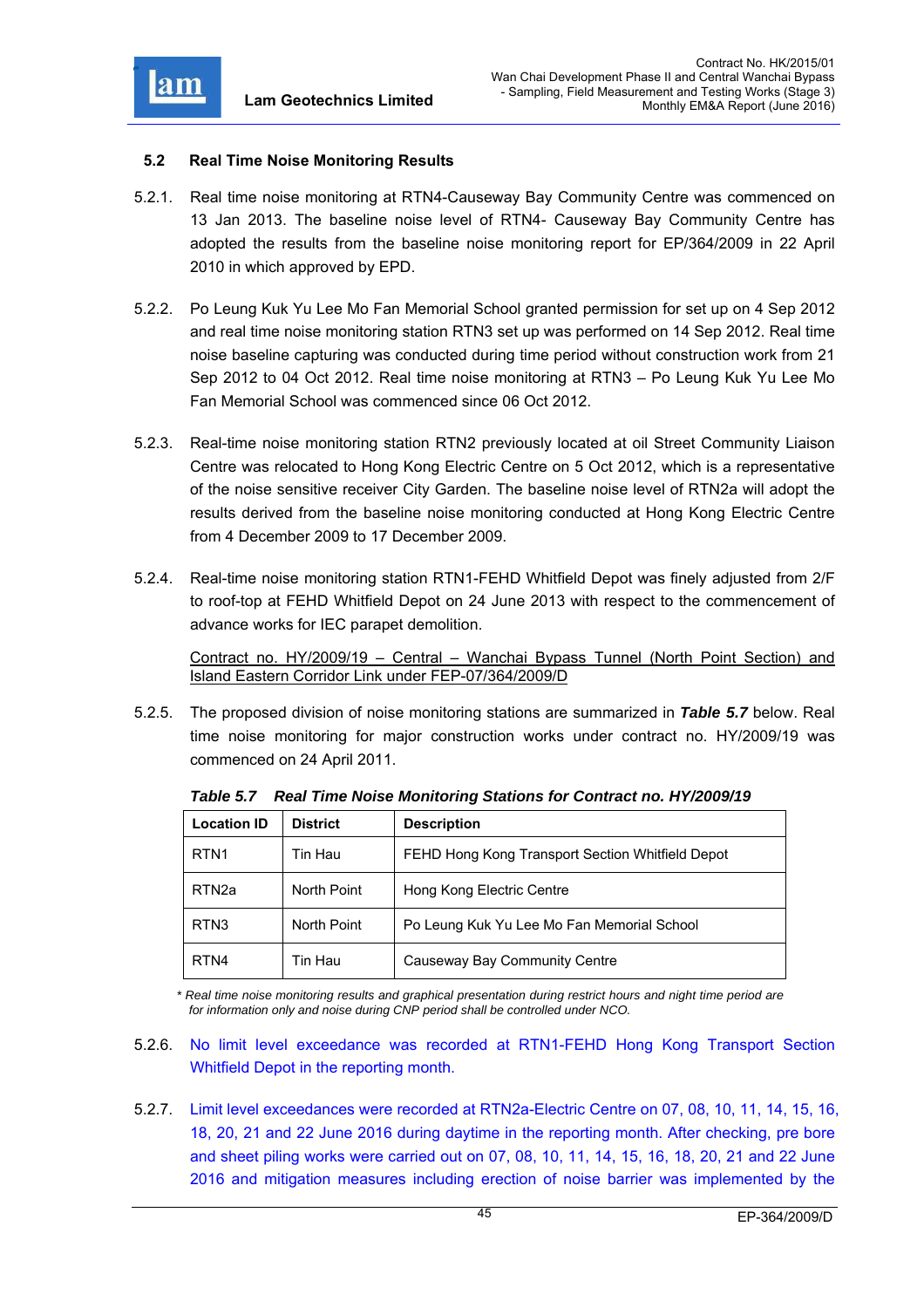## 5.2 Real Time Noise Monitoring Results

5.2.1. Real time noise monitoring at RTN4-Causeway Bay Community Centre was commenced on 13 Jan 2013. The baseline noise level of RTN4- Causeway Bay Community Centre has adopted the results from the baseline noise monitoring report for EP/364/2009 in 22 April 2010 in which approved by EPD.

5.2.2. Po Leung Kuk Yu Lee Mo Fan Memorial School granted permission for set up on 4 Sep 2012 and real time noise monitoring station RTN3 set up was performed on 14 Sep 2012. Real time noise baseline capturing was conducted during time period without construction work from 21 Sep 2012 to 04 Oct 2012. Real time noise monitoring at RTN3 – Po Leung Kuk Yu Lee Mo Fan Memorial School was commenced since 06 Oct 2012.

5.2.3. Real-time noise monitoring station RTN2 previously located at oil Street Community Liaison Centre was relocated to Hong Kong Electric Centre on 5 Oct 2012, which is a representative of the noise sensitive receiver City Garden. The baseline noise level of RTN2a will adopt the results derived from the baseline noise monitoring conducted at Hong Kong Electric Centre from 4 December 2009 to 17 December 2009.

5.2.4. Real-time noise monitoring station RTN1-FEHD Whitfield Depot was finely adjusted from 2/F to roof-top at FEHD Whitfield Depot on 24 June 2013 with respect to the commencement of advance works for IEC parapet demolition.

Contract no. HY/2009/19 – Central – Wanchai Bypass Tunnel (North Point Section) and Island Eastern Corridor Link under FEP-07/364/2009/D

5.2.5. The proposed division of noise monitoring stations are summarized in ***Table 5.7*** below. Real time noise monitoring for major construction works under contract no. HY/2009/19 was commenced on 24 April 2011.

***Table 5.7 Real Time Noise Monitoring Stations for Contract no. HY/2009/19***

| Location ID | District | Description |
|---|---|---|
| RTN1 | Tin Hau | FEHD Hong Kong Transport Section Whitfield Depot |
| RTN2a | North Point | Hong Kong Electric Centre |
| RTN3 | North Point | Po Leung Kuk Yu Lee Mo Fan Memorial School |
| RTN4 | Tin Hau | Causeway Bay Community Centre |

*\* Real time noise monitoring results and graphical presentation during restrict hours and night time period are for information only and noise during CNP period shall be controlled under NCO.*

5.2.6. No limit level exceedance was recorded at RTN1-FEHD Hong Kong Transport Section Whitfield Depot in the reporting month.

5.2.7. Limit level exceedances were recorded at RTN2a-Electric Centre on 07, 08, 10, 11, 14, 15, 16, 18, 20, 21 and 22 June 2016 during daytime in the reporting month. After checking, pre bore and sheet piling works were carried out on 07, 08, 10, 11, 14, 15, 16, 18, 20, 21 and 22 June 2016 and mitigation measures including erection of noise barrier was implemented by the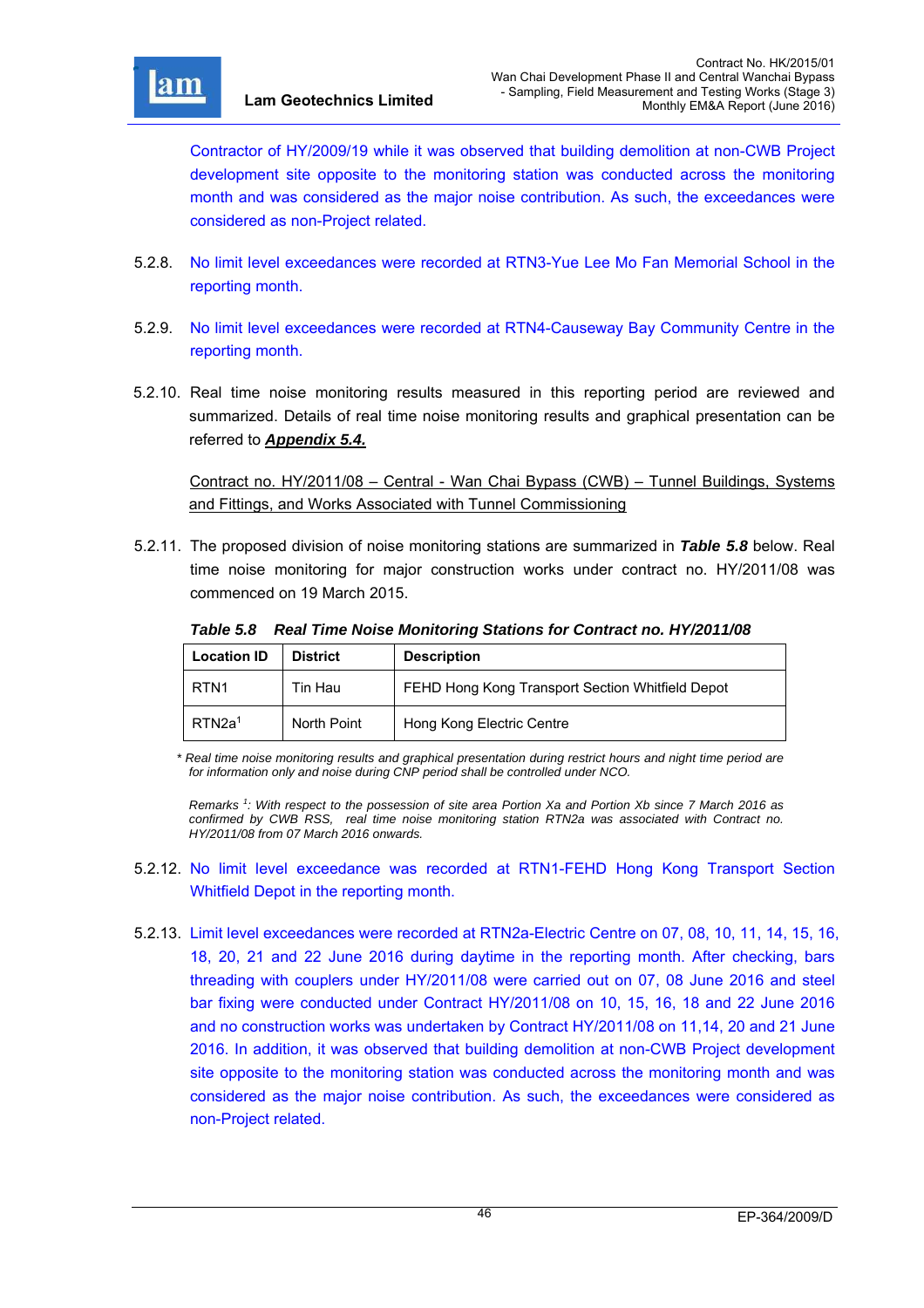Contractor of HY/2009/19 while it was observed that building demolition at non-CWB Project development site opposite to the monitoring station was conducted across the monitoring month and was considered as the major noise contribution. As such, the exceedances were considered as non-Project related.

5.2.8. No limit level exceedances were recorded at RTN3-Yue Lee Mo Fan Memorial School in the reporting month.

5.2.9. No limit level exceedances were recorded at RTN4-Causeway Bay Community Centre in the reporting month.

5.2.10. Real time noise monitoring results measured in this reporting period are reviewed and summarized. Details of real time noise monitoring results and graphical presentation can be referred to ***Appendix 5.4.***

Contract no. HY/2011/08 – Central - Wan Chai Bypass (CWB) – Tunnel Buildings, Systems and Fittings, and Works Associated with Tunnel Commissioning

5.2.11. The proposed division of noise monitoring stations are summarized in ***Table 5.8*** below. Real time noise monitoring for major construction works under contract no. HY/2011/08 was commenced on 19 March 2015.

***Table 5.8 Real Time Noise Monitoring Stations for Contract no. HY/2011/08***

| Location ID | District | Description |
|---|---|---|
| RTN1 | Tin Hau | FEHD Hong Kong Transport Section Whitfield Depot |
| RTN2a[1] | North Point | Hong Kong Electric Centre |

*\* Real time noise monitoring results and graphical presentation during restrict hours and night time period are for information only and noise during CNP period shall be controlled under NCO.*

*Remarks [1]: With respect to the possession of site area Portion Xa and Portion Xb since 7 March 2016 as confirmed by CWB RSS, real time noise monitoring station RTN2a was associated with Contract no. HY/2011/08 from 07 March 2016 onwards.*

5.2.12. No limit level exceedance was recorded at RTN1-FEHD Hong Kong Transport Section Whitfield Depot in the reporting month.

5.2.13. Limit level exceedances were recorded at RTN2a-Electric Centre on 07, 08, 10, 11, 14, 15, 16, 18, 20, 21 and 22 June 2016 during daytime in the reporting month. After checking, bars threading with couplers under HY/2011/08 were carried out on 07, 08 June 2016 and steel bar fixing were conducted under Contract HY/2011/08 on 10, 15, 16, 18 and 22 June 2016 and no construction works was undertaken by Contract HY/2011/08 on 11,14, 20 and 21 June 2016. In addition, it was observed that building demolition at non-CWB Project development site opposite to the monitoring station was conducted across the monitoring month and was considered as the major noise contribution. As such, the exceedances were considered as non-Project related.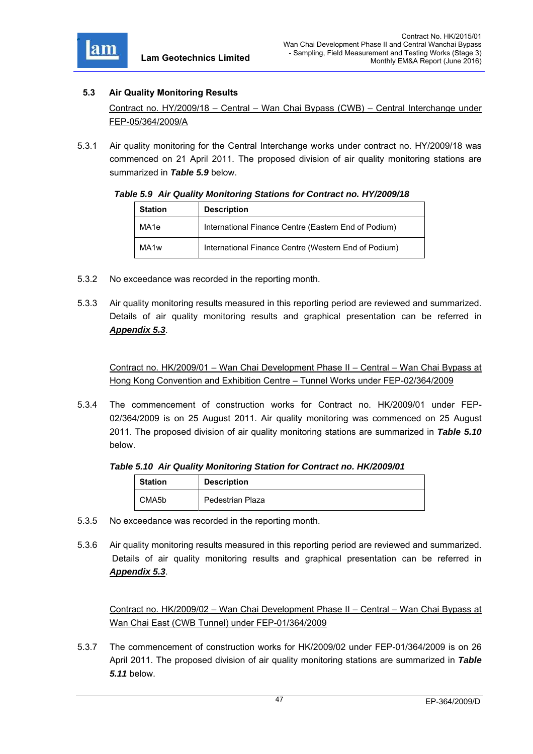### 5.3 Air Quality Monitoring Results

<u>Contract no. HY/2009/18 – Central – Wan Chai Bypass (CWB) – Central Interchange under FEP-05/364/2009/A</u>

5.3.1 Air quality monitoring for the Central Interchange works under contract no. HY/2009/18 was commenced on 21 April 2011. The proposed division of air quality monitoring stations are summarized in ***Table 5.9*** below.

***Table 5.9 Air Quality Monitoring Stations for Contract no. HY/2009/18***

| Station | Description |
|---|---|
| MA1e | International Finance Centre (Eastern End of Podium) |
| MA1w | International Finance Centre (Western End of Podium) |

5.3.2 No exceedance was recorded in the reporting month.

5.3.3 Air quality monitoring results measured in this reporting period are reviewed and summarized. Details of air quality monitoring results and graphical presentation can be referred in ***<u>Appendix 5.3</u>***.

<u>Contract no. HK/2009/01 – Wan Chai Development Phase II – Central – Wan Chai Bypass at Hong Kong Convention and Exhibition Centre – Tunnel Works under FEP-02/364/2009</u>

5.3.4 The commencement of construction works for Contract no. HK/2009/01 under FEP-02/364/2009 is on 25 August 2011. Air quality monitoring was commenced on 25 August 2011. The proposed division of air quality monitoring stations are summarized in ***Table 5.10*** below.

***Table 5.10 Air Quality Monitoring Station for Contract no. HK/2009/01***

| Station | Description |
|---|---|
| CMA5b | Pedestrian Plaza |

5.3.5 No exceedance was recorded in the reporting month.

5.3.6 Air quality monitoring results measured in this reporting period are reviewed and summarized. Details of air quality monitoring results and graphical presentation can be referred in ***<u>Appendix 5.3</u>***.

<u>Contract no. HK/2009/02 – Wan Chai Development Phase II – Central – Wan Chai Bypass at Wan Chai East (CWB Tunnel) under FEP-01/364/2009</u>

5.3.7 The commencement of construction works for HK/2009/02 under FEP-01/364/2009 is on 26 April 2011. The proposed division of air quality monitoring stations are summarized in ***Table 5.11*** below.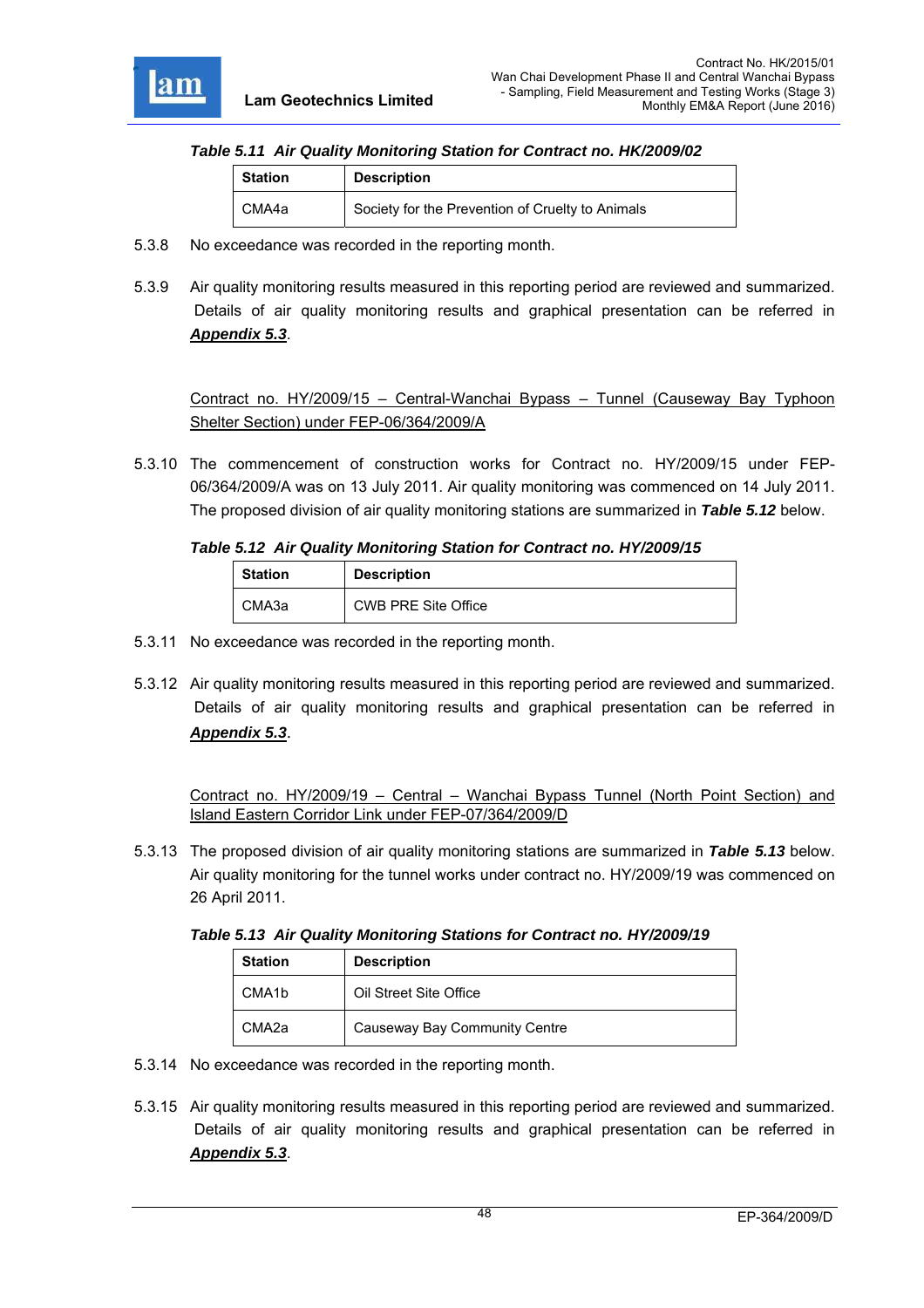***Table 5.11 Air Quality Monitoring Station for Contract no. HK/2009/02***

| Station | Description |
|---|---|
| CMA4a | Society for the Prevention of Cruelty to Animals |

5.3.8 No exceedance was recorded in the reporting month.

5.3.9 Air quality monitoring results measured in this reporting period are reviewed and summarized. Details of air quality monitoring results and graphical presentation can be referred in ***Appendix 5.3***.

Contract no. HY/2009/15 – Central-Wanchai Bypass – Tunnel (Causeway Bay Typhoon Shelter Section) under FEP-06/364/2009/A

5.3.10 The commencement of construction works for Contract no. HY/2009/15 under FEP-06/364/2009/A was on 13 July 2011. Air quality monitoring was commenced on 14 July 2011. The proposed division of air quality monitoring stations are summarized in ***Table 5.12*** below.

***Table 5.12 Air Quality Monitoring Station for Contract no. HY/2009/15***

| Station | Description |
|---|---|
| CMA3a | CWB PRE Site Office |

5.3.11 No exceedance was recorded in the reporting month.

5.3.12 Air quality monitoring results measured in this reporting period are reviewed and summarized. Details of air quality monitoring results and graphical presentation can be referred in ***Appendix 5.3***.

Contract no. HY/2009/19 – Central – Wanchai Bypass Tunnel (North Point Section) and Island Eastern Corridor Link under FEP-07/364/2009/D

5.3.13 The proposed division of air quality monitoring stations are summarized in ***Table 5.13*** below. Air quality monitoring for the tunnel works under contract no. HY/2009/19 was commenced on 26 April 2011.

***Table 5.13 Air Quality Monitoring Stations for Contract no. HY/2009/19***

| Station | Description |
|---|---|
| CMA1b | Oil Street Site Office |
| CMA2a | Causeway Bay Community Centre |

5.3.14 No exceedance was recorded in the reporting month.

5.3.15 Air quality monitoring results measured in this reporting period are reviewed and summarized. Details of air quality monitoring results and graphical presentation can be referred in ***Appendix 5.3***.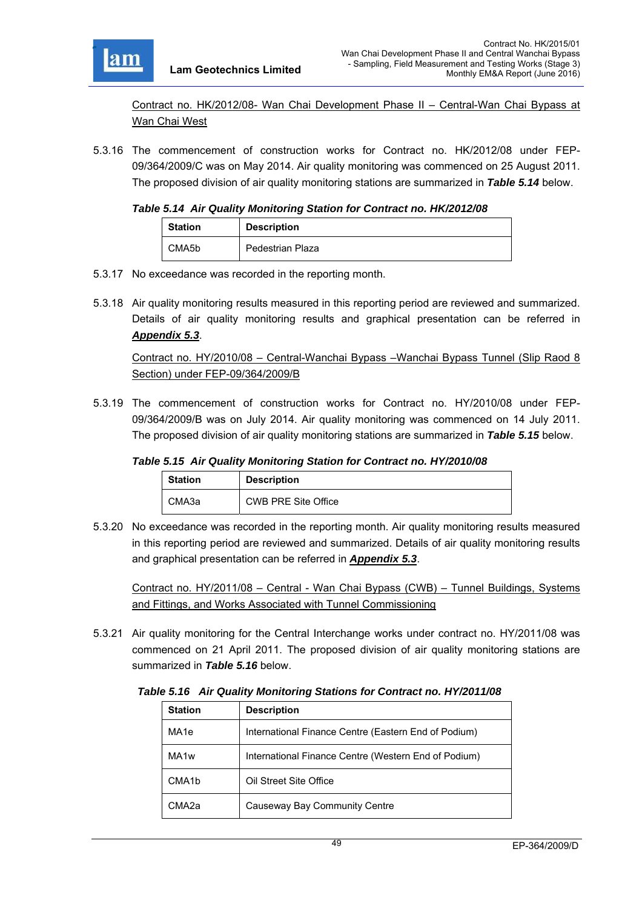Contract no. HK/2012/08- Wan Chai Development Phase II – Central-Wan Chai Bypass at Wan Chai West

5.3.16 The commencement of construction works for Contract no. HK/2012/08 under FEP-09/364/2009/C was on May 2014. Air quality monitoring was commenced on 25 August 2011. The proposed division of air quality monitoring stations are summarized in ***Table 5.14*** below.

***Table 5.14 Air Quality Monitoring Station for Contract no. HK/2012/08***

| Station | Description |
|---|---|
| CMA5b | Pedestrian Plaza |

5.3.17 No exceedance was recorded in the reporting month.

5.3.18 Air quality monitoring results measured in this reporting period are reviewed and summarized. Details of air quality monitoring results and graphical presentation can be referred in ***Appendix 5.3***.

Contract no. HY/2010/08 – Central-Wanchai Bypass –Wanchai Bypass Tunnel (Slip Raod 8 Section) under FEP-09/364/2009/B

5.3.19 The commencement of construction works for Contract no. HY/2010/08 under FEP-09/364/2009/B was on July 2014. Air quality monitoring was commenced on 14 July 2011. The proposed division of air quality monitoring stations are summarized in ***Table 5.15*** below.

***Table 5.15 Air Quality Monitoring Station for Contract no. HY/2010/08***

| Station | Description |
|---|---|
| CMA3a | CWB PRE Site Office |

5.3.20 No exceedance was recorded in the reporting month. Air quality monitoring results measured in this reporting period are reviewed and summarized. Details of air quality monitoring results and graphical presentation can be referred in ***Appendix 5.3***.

Contract no. HY/2011/08 – Central - Wan Chai Bypass (CWB) – Tunnel Buildings, Systems and Fittings, and Works Associated with Tunnel Commissioning

5.3.21 Air quality monitoring for the Central Interchange works under contract no. HY/2011/08 was commenced on 21 April 2011. The proposed division of air quality monitoring stations are summarized in ***Table 5.16*** below.

***Table 5.16 Air Quality Monitoring Stations for Contract no. HY/2011/08***

| Station | Description |
|---|---|
| MA1e | International Finance Centre (Eastern End of Podium) |
| MA1w | International Finance Centre (Western End of Podium) |
| CMA1b | Oil Street Site Office |
| CMA2a | Causeway Bay Community Centre |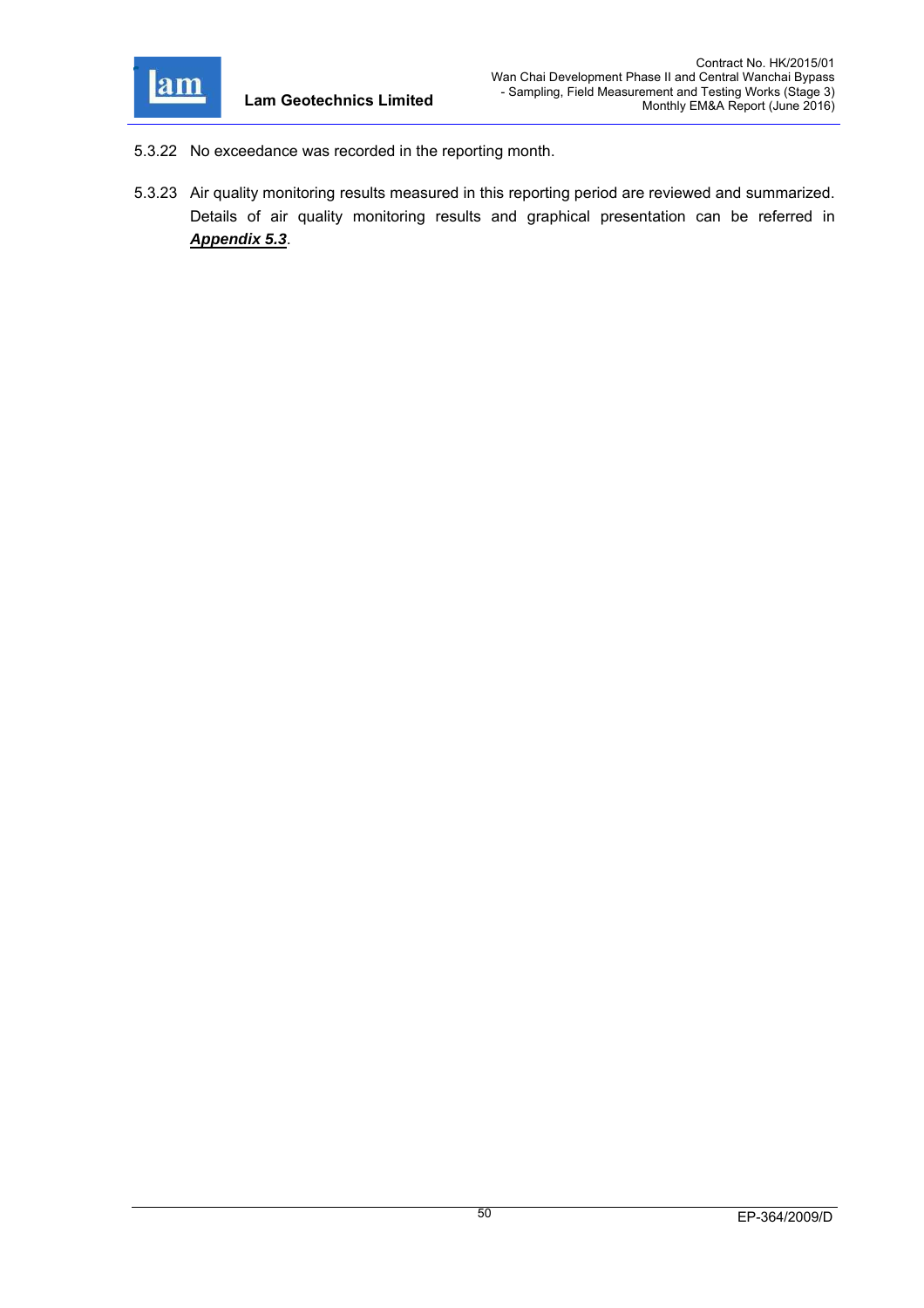5.3.22 No exceedance was recorded in the reporting month.

5.3.23 Air quality monitoring results measured in this reporting period are reviewed and summarized. Details of air quality monitoring results and graphical presentation can be referred in ***Appendix 5.3***.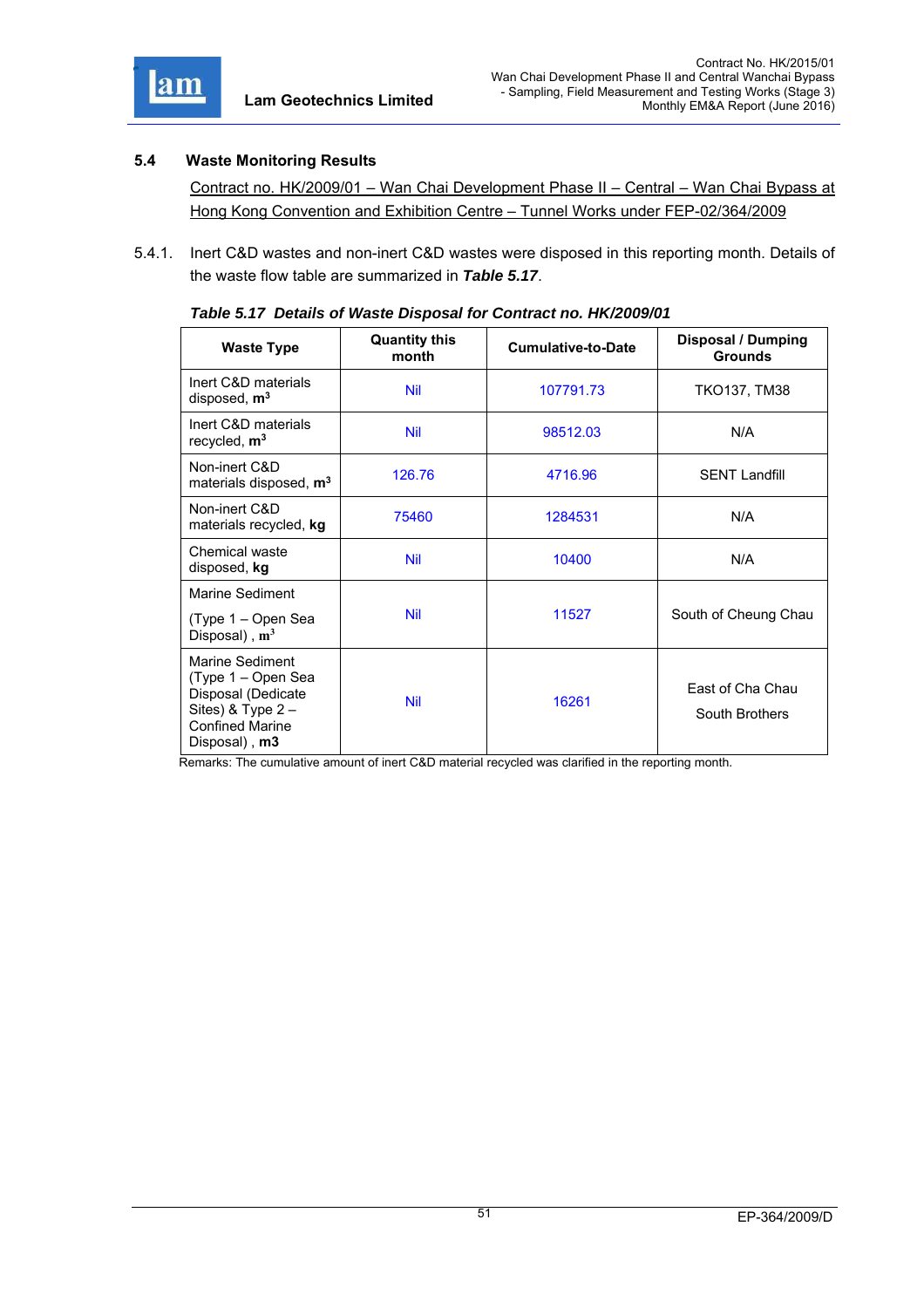### 5.4 Waste Monitoring Results

Contract no. HK/2009/01 – Wan Chai Development Phase II – Central – Wan Chai Bypass at Hong Kong Convention and Exhibition Centre – Tunnel Works under FEP-02/364/2009

5.4.1. Inert C&D wastes and non-inert C&D wastes were disposed in this reporting month. Details of the waste flow table are summarized in ***Table 5.17***.

***Table 5.17 Details of Waste Disposal for Contract no. HK/2009/01***

| Waste Type | Quantity this month | Cumulative-to-Date | Disposal / Dumping Grounds |
|---|---|---|---|
| Inert C&D materials disposed, **$m^3$** | Nil | 107791.73 | TKO137, TM38 |
| Inert C&D materials recycled, **$m^3$** | Nil | 98512.03 | N/A |
| Non-inert C&D materials disposed, **$m^3$** | 126.76 | 4716.96 | SENT Landfill |
| Non-inert C&D materials recycled, **kg** | 75460 | 1284531 | N/A |
| Chemical waste disposed, **kg** | Nil | 10400 | N/A |
| Marine Sediment (Type 1 – Open Sea Disposal) , **$m^3$** | Nil | 11527 | South of Cheung Chau |
| Marine Sediment (Type 1 – Open Sea Disposal (Dedicate Sites) & Type 2 – Confined Marine Disposal) , **m3** | Nil | 16261 | East of Cha Chau South Brothers |

Remarks: The cumulative amount of inert C&D material recycled was clarified in the reporting month.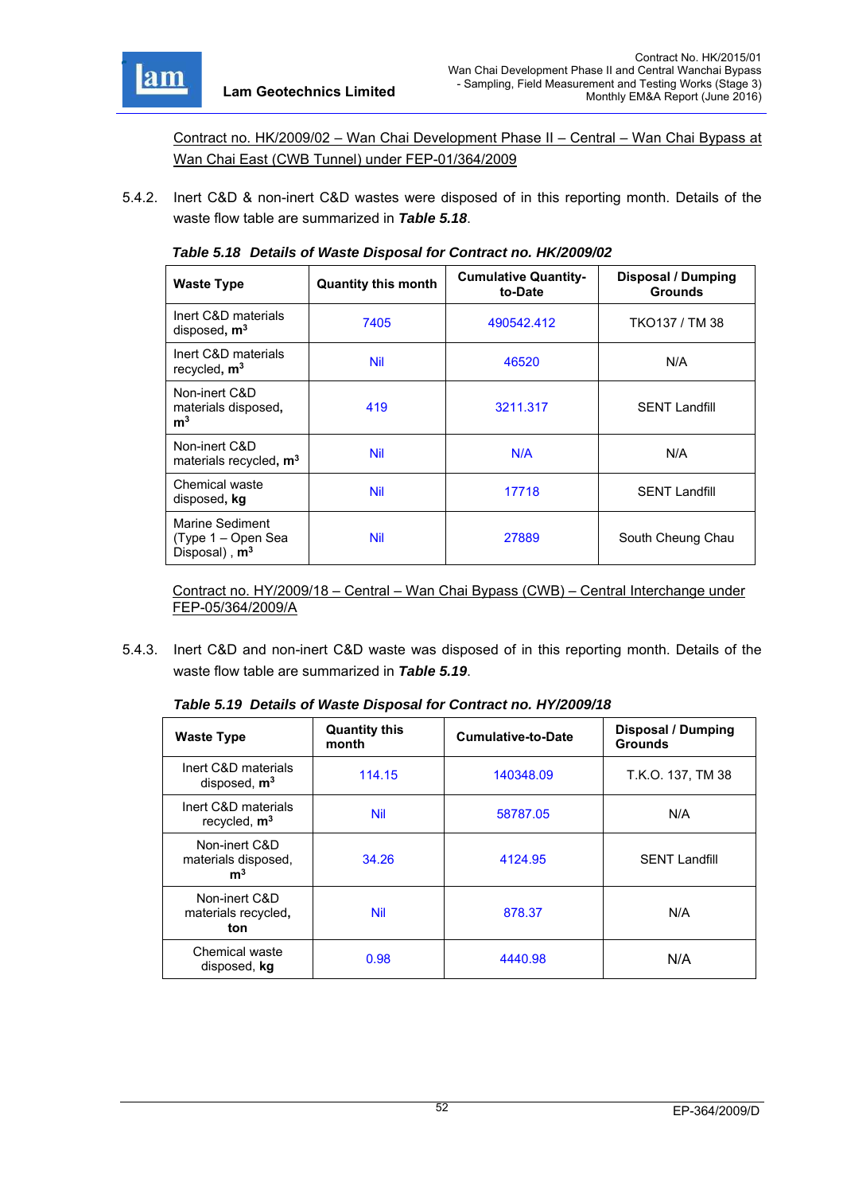Contract no. HK/2009/02 – Wan Chai Development Phase II – Central – Wan Chai Bypass at Wan Chai East (CWB Tunnel) under FEP-01/364/2009

5.4.2. Inert C&D & non-inert C&D wastes were disposed of in this reporting month. Details of the waste flow table are summarized in ***Table 5.18***.

***Table 5.18 Details of Waste Disposal for Contract no. HK/2009/02***

| Waste Type | Quantity this month | Cumulative Quantity-to-Date | Disposal / Dumping Grounds |
|---|---|---|---|
| Inert C&D materials disposed, $m^3$ | 7405 | 490542.412 | TKO137 / TM 38 |
| Inert C&D materials recycled, $m^3$ | Nil | 46520 | N/A |
| Non-inert C&D materials disposed, $m^3$ | 419 | 3211.317 | SENT Landfill |
| Non-inert C&D materials recycled, $m^3$ | Nil | N/A | N/A |
| Chemical waste disposed, **kg** | Nil | 17718 | SENT Landfill |
| Marine Sediment (Type 1 – Open Sea Disposal) , $m^3$ | Nil | 27889 | South Cheung Chau |

Contract no. HY/2009/18 – Central – Wan Chai Bypass (CWB) – Central Interchange under FEP-05/364/2009/A

5.4.3. Inert C&D and non-inert C&D waste was disposed of in this reporting month. Details of the waste flow table are summarized in ***Table 5.19***.

***Table 5.19 Details of Waste Disposal for Contract no. HY/2009/18***

| Waste Type | Quantity this month | Cumulative-to-Date | Disposal / Dumping Grounds |
|---|---|---|---|
| Inert C&D materials disposed, $m^3$ | 114.15 | 140348.09 | T.K.O. 137, TM 38 |
| Inert C&D materials recycled, $m^3$ | Nil | 58787.05 | N/A |
| Non-inert C&D materials disposed, $m^3$ | 34.26 | 4124.95 | SENT Landfill |
| Non-inert C&D materials recycled, **ton** | Nil | 878.37 | N/A |
| Chemical waste disposed, **kg** | 0.98 | 4440.98 | N/A |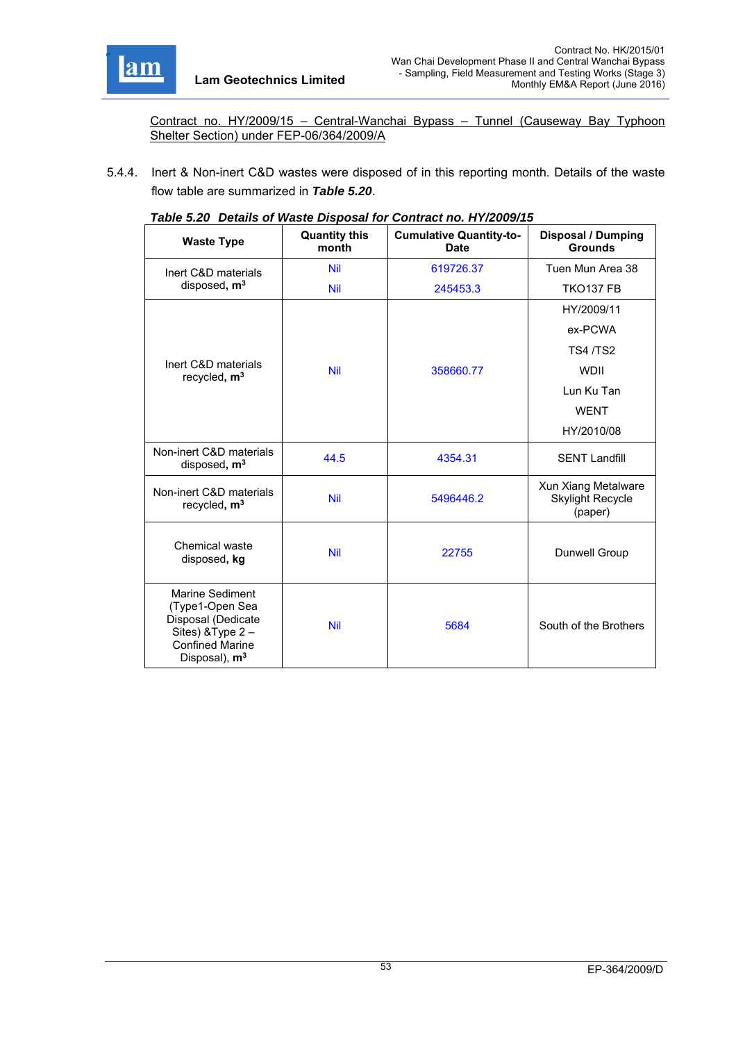Contract no. HY/2009/15 – Central-Wanchai Bypass – Tunnel (Causeway Bay Typhoon Shelter Section) under FEP-06/364/2009/A

5.4.4. Inert & Non-inert C&D wastes were disposed of in this reporting month. Details of the waste flow table are summarized in ***Table 5.20***.

***Table 5.20 Details of Waste Disposal for Contract no. HY/2009/15***

| Waste Type | Quantity this month | Cumulative Quantity-to-Date | Disposal / Dumping Grounds |
|---|---|---|---|
| Inert C&D materials disposed, $m^3$ | Nil | 619726.37 | Tuen Mun Area 38 |
| | Nil | 245453.3 | TKO137 FB |
| Inert C&D materials recycled, $m^3$ | Nil | 358660.77 | HY/2009/11<br>ex-PCWA<br>TS4 /TS2<br>WDII<br>Lun Ku Tan<br>WENT<br>HY/2010/08 |
| Non-inert C&D materials disposed, $m^3$ | 44.5 | 4354.31 | SENT Landfill |
| Non-inert C&D materials recycled, $m^3$ | Nil | 5496446.2 | Xun Xiang Metalware Skylight Recycle (paper) |
| Chemical waste disposed, **kg** | Nil | 22755 | Dunwell Group |
| Marine Sediment (Type1-Open Sea Disposal (Dedicate Sites) &Type 2 – Confined Marine Disposal), $m^3$ | Nil | 5684 | South of the Brothers |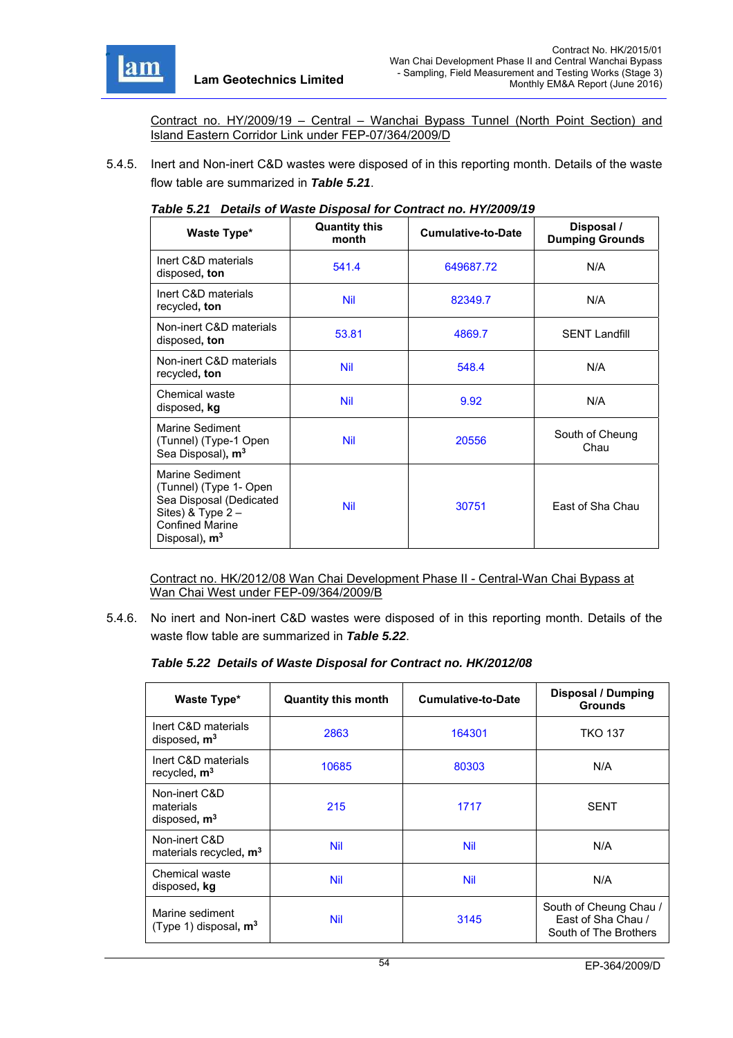Contract no. HY/2009/19 – Central – Wanchai Bypass Tunnel (North Point Section) and Island Eastern Corridor Link under FEP-07/364/2009/D

5.4.5. Inert and Non-inert C&D wastes were disposed of in this reporting month. Details of the waste flow table are summarized in ***Table 5.21***.

***Table 5.21 Details of Waste Disposal for Contract no. HY/2009/19***

| Waste Type* | Quantity this month | Cumulative-to-Date | Disposal / Dumping Grounds |
|---|---|---|---|
| Inert C&D materials disposed, **ton** | 541.4 | 649687.72 | N/A |
| Inert C&D materials recycled, **ton** | Nil | 82349.7 | N/A |
| Non-inert C&D materials disposed, **ton** | 53.81 | 4869.7 | SENT Landfill |
| Non-inert C&D materials recycled, **ton** | Nil | 548.4 | N/A |
| Chemical waste disposed, **kg** | Nil | 9.92 | N/A |
| Marine Sediment (Tunnel) (Type-1 Open Sea Disposal), **$m^3$** | Nil | 20556 | South of Cheung Chau |
| Marine Sediment (Tunnel) (Type 1- Open Sea Disposal (Dedicated Sites) & Type 2 – Confined Marine Disposal), **$m^3$** | Nil | 30751 | East of Sha Chau |

Contract no. HK/2012/08 Wan Chai Development Phase II - Central-Wan Chai Bypass at Wan Chai West under FEP-09/364/2009/B

5.4.6. No inert and Non-inert C&D wastes were disposed of in this reporting month. Details of the waste flow table are summarized in ***Table 5.22***.

***Table 5.22 Details of Waste Disposal for Contract no. HK/2012/08***

| Waste Type* | Quantity this month | Cumulative-to-Date | Disposal / Dumping Grounds |
|---|---|---|---|
| Inert C&D materials disposed, **$m^3$** | 2863 | 164301 | TKO 137 |
| Inert C&D materials recycled, **$m^3$** | 10685 | 80303 | N/A |
| Non-inert C&D materials disposed, **$m^3$** | 215 | 1717 | SENT |
| Non-inert C&D materials recycled, **$m^3$** | Nil | Nil | N/A |
| Chemical waste disposed, **kg** | Nil | Nil | N/A |
| Marine sediment (Type 1) disposal, **$m^3$** | Nil | 3145 | South of Cheung Chau / East of Sha Chau / South of The Brothers |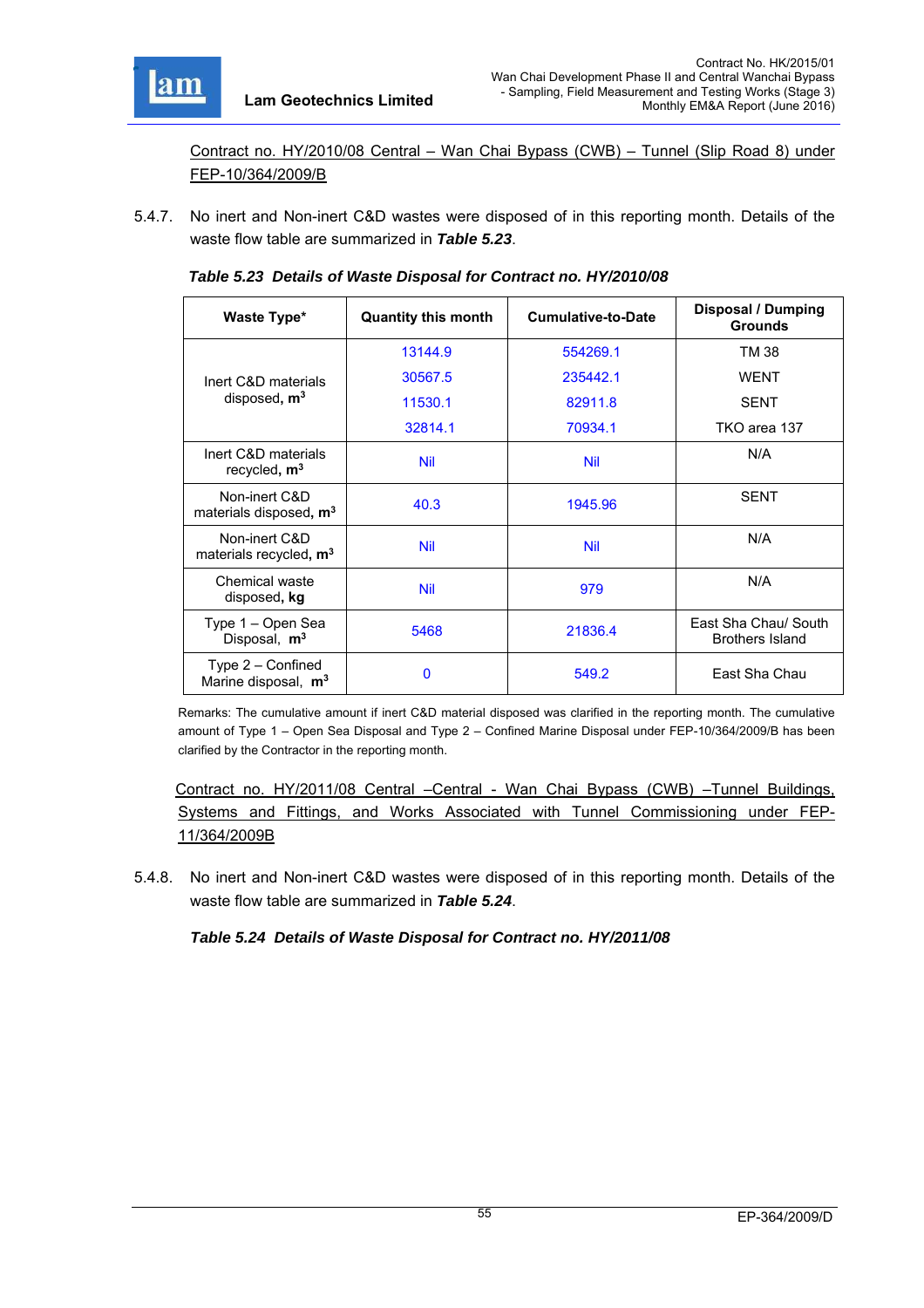Contract no. HY/2010/08 Central – Wan Chai Bypass (CWB) – Tunnel (Slip Road 8) under FEP-10/364/2009/B

5.4.7. No inert and Non-inert C&D wastes were disposed of in this reporting month. Details of the waste flow table are summarized in ***Table 5.23***.

***Table 5.23 Details of Waste Disposal for Contract no. HY/2010/08***

| Waste Type* | Quantity this month | Cumulative-to-Date | Disposal / Dumping Grounds |
|---|---|---|---|
| Inert C&D materials disposed, **m$^3$** | 13144.9 | 554269.1 | TM 38 |
| | 30567.5 | 235442.1 | WENT |
| | 11530.1 | 82911.8 | SENT |
| | 32814.1 | 70934.1 | TKO area 137 |
| Inert C&D materials recycled, **m$^3$** | Nil | Nil | N/A |
| Non-inert C&D materials disposed, **m$^3$** | 40.3 | 1945.96 | SENT |
| Non-inert C&D materials recycled, **m$^3$** | Nil | Nil | N/A |
| Chemical waste disposed, **kg** | Nil | 979 | N/A |
| Type 1 – Open Sea Disposal, **m$^3$** | 5468 | 21836.4 | East Sha Chau/ South Brothers Island |
| Type 2 – Confined Marine disposal, **m$^3$** | 0 | 549.2 | East Sha Chau |

Remarks: The cumulative amount if inert C&D material disposed was clarified in the reporting month. The cumulative amount of Type 1 – Open Sea Disposal and Type 2 – Confined Marine Disposal under FEP-10/364/2009/B has been clarified by the Contractor in the reporting month.

Contract no. HY/2011/08 Central –Central - Wan Chai Bypass (CWB) –Tunnel Buildings, Systems and Fittings, and Works Associated with Tunnel Commissioning under FEP-11/364/2009B

5.4.8. No inert and Non-inert C&D wastes were disposed of in this reporting month. Details of the waste flow table are summarized in ***Table 5.24***.

***Table 5.24 Details of Waste Disposal for Contract no. HY/2011/08***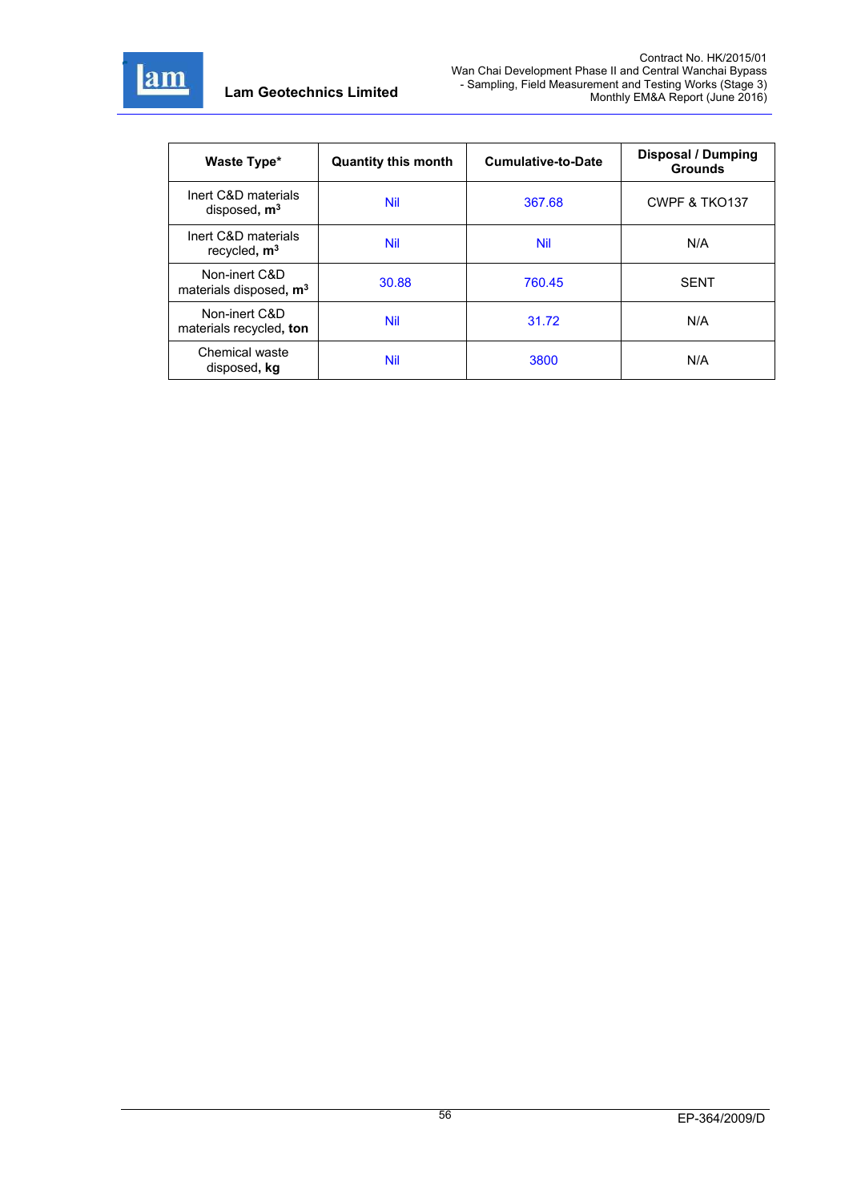| Waste Type* | Quantity this month | Cumulative-to-Date | Disposal / Dumping Grounds |
|---|---|---|---|
| Inert C&D materials disposed, **$m^3$** | Nil | 367.68 | CWPF & TKO137 |
| Inert C&D materials recycled, **$m^3$** | Nil | Nil | N/A |
| Non-inert C&D materials disposed, **$m^3$** | 30.88 | 760.45 | SENT |
| Non-inert C&D materials recycled, **ton** | Nil | 31.72 | N/A |
| Chemical waste disposed, **kg** | Nil | 3800 | N/A |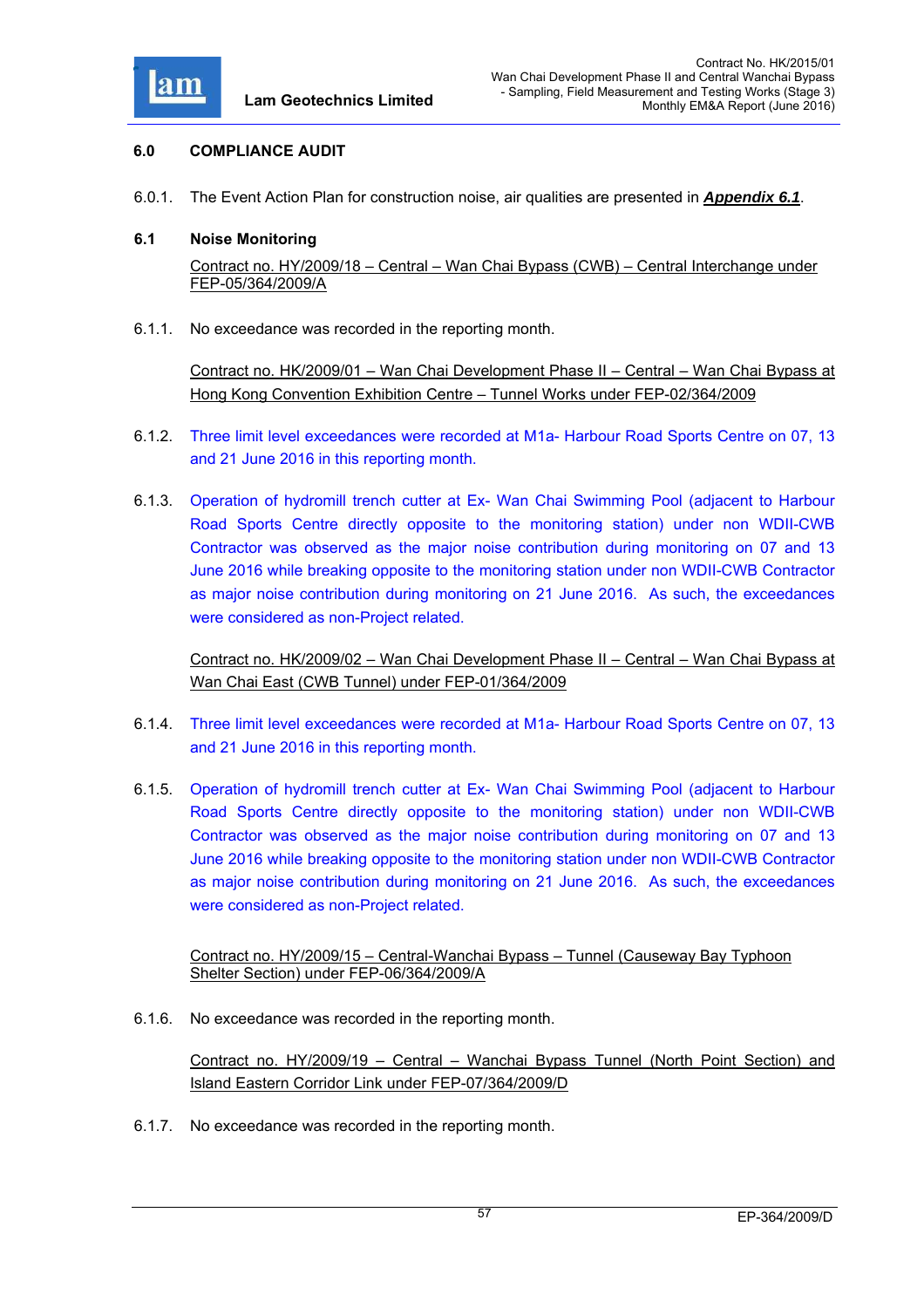## 6.0 COMPLIANCE AUDIT

6.0.1. The Event Action Plan for construction noise, air qualities are presented in ***Appendix 6.1***.

### 6.1 Noise Monitoring

Contract no. HY/2009/18 – Central – Wan Chai Bypass (CWB) – Central Interchange under FEP-05/364/2009/A

6.1.1. No exceedance was recorded in the reporting month.

Contract no. HK/2009/01 – Wan Chai Development Phase II – Central – Wan Chai Bypass at Hong Kong Convention Exhibition Centre – Tunnel Works under FEP-02/364/2009

6.1.2. Three limit level exceedances were recorded at M1a- Harbour Road Sports Centre on 07, 13 and 21 June 2016 in this reporting month.

6.1.3. Operation of hydromill trench cutter at Ex- Wan Chai Swimming Pool (adjacent to Harbour Road Sports Centre directly opposite to the monitoring station) under non WDII-CWB Contractor was observed as the major noise contribution during monitoring on 07 and 13 June 2016 while breaking opposite to the monitoring station under non WDII-CWB Contractor as major noise contribution during monitoring on 21 June 2016. As such, the exceedances were considered as non-Project related.

Contract no. HK/2009/02 – Wan Chai Development Phase II – Central – Wan Chai Bypass at Wan Chai East (CWB Tunnel) under FEP-01/364/2009

6.1.4. Three limit level exceedances were recorded at M1a- Harbour Road Sports Centre on 07, 13 and 21 June 2016 in this reporting month.

6.1.5. Operation of hydromill trench cutter at Ex- Wan Chai Swimming Pool (adjacent to Harbour Road Sports Centre directly opposite to the monitoring station) under non WDII-CWB Contractor was observed as the major noise contribution during monitoring on 07 and 13 June 2016 while breaking opposite to the monitoring station under non WDII-CWB Contractor as major noise contribution during monitoring on 21 June 2016. As such, the exceedances were considered as non-Project related.

Contract no. HY/2009/15 – Central-Wanchai Bypass – Tunnel (Causeway Bay Typhoon Shelter Section) under FEP-06/364/2009/A

6.1.6. No exceedance was recorded in the reporting month.

Contract no. HY/2009/19 – Central – Wanchai Bypass Tunnel (North Point Section) and Island Eastern Corridor Link under FEP-07/364/2009/D

6.1.7. No exceedance was recorded in the reporting month.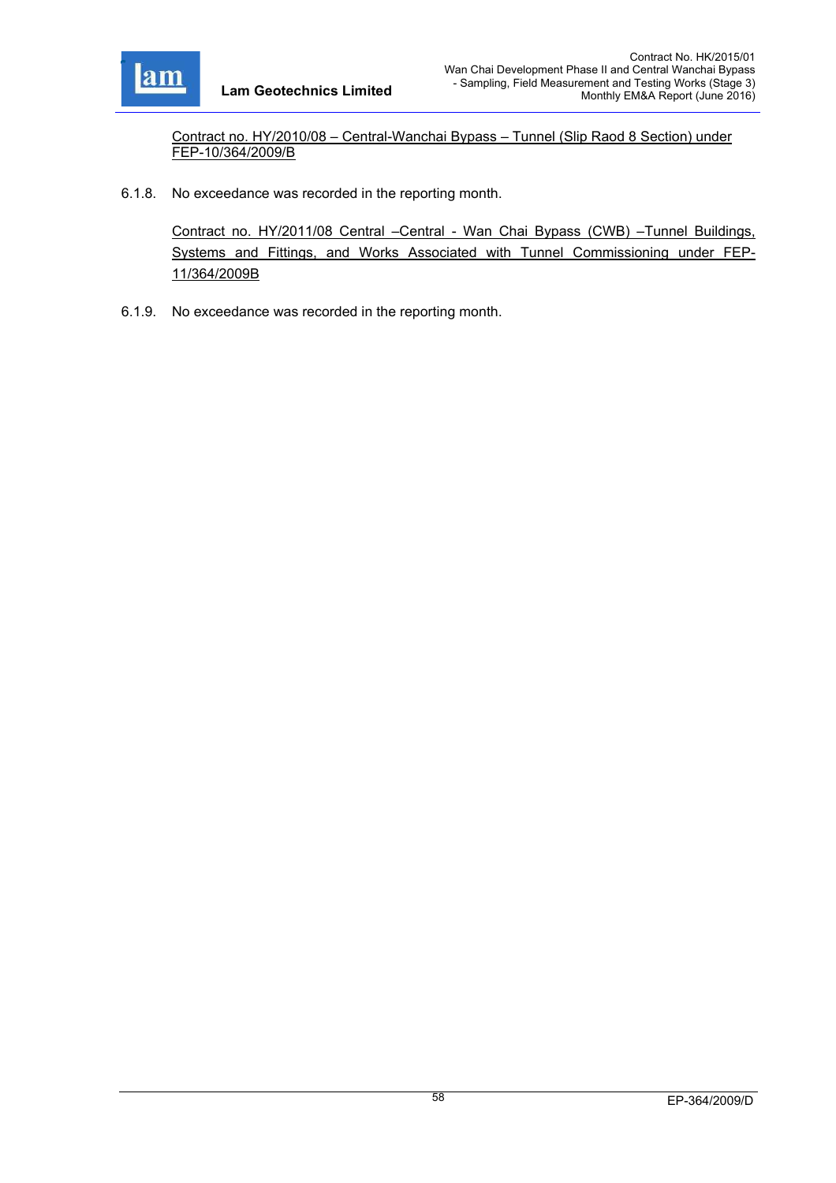<u>Contract no. HY/2010/08 – Central-Wanchai Bypass – Tunnel (Slip Raod 8 Section) under FEP-10/364/2009/B</u>

6.1.8. No exceedance was recorded in the reporting month.

<u>Contract no. HY/2011/08 Central –Central - Wan Chai Bypass (CWB) –Tunnel Buildings, Systems and Fittings, and Works Associated with Tunnel Commissioning under FEP-11/364/2009B</u>

6.1.9. No exceedance was recorded in the reporting month.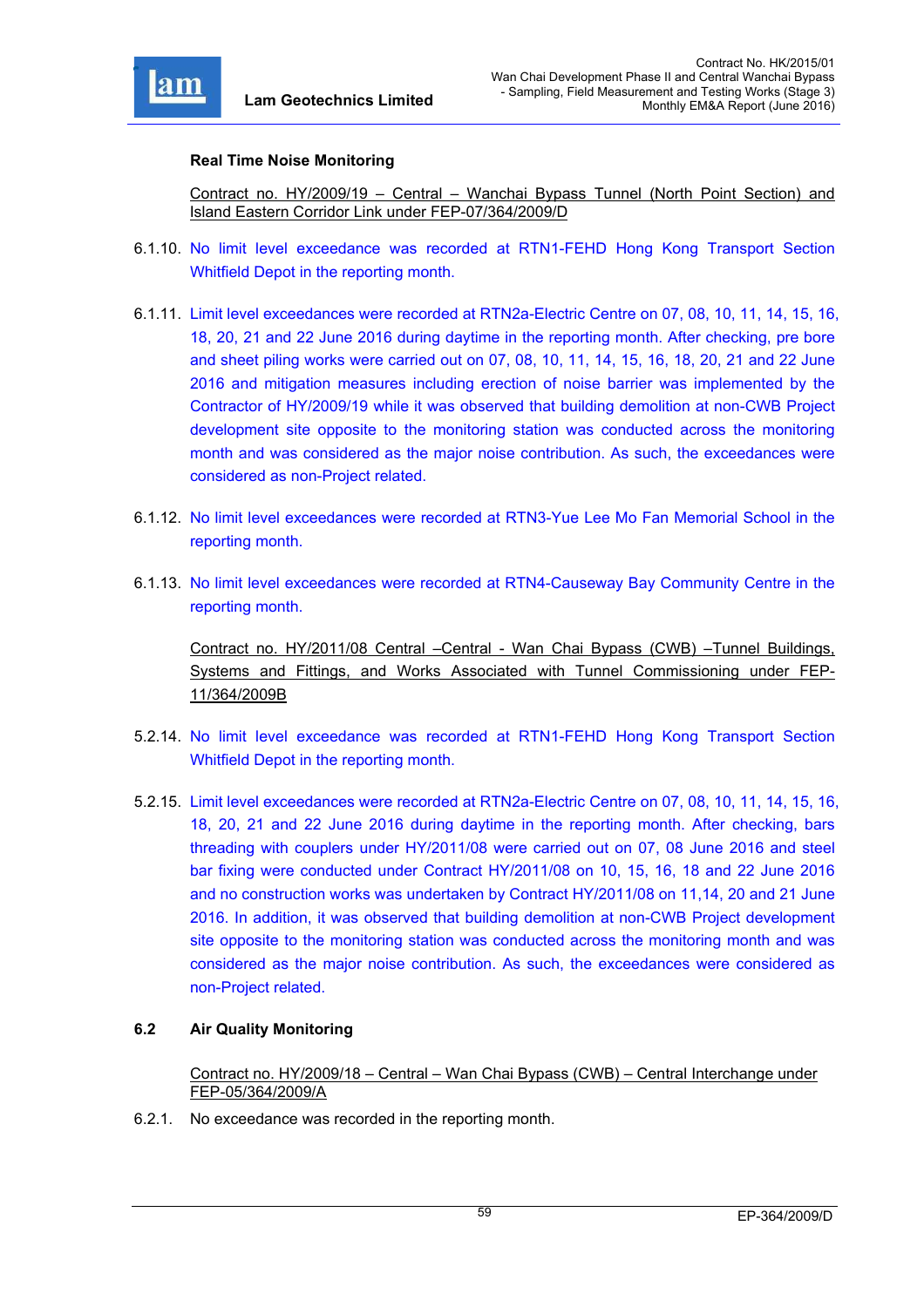**Real Time Noise Monitoring**

Contract no. HY/2009/19 – Central – Wanchai Bypass Tunnel (North Point Section) and Island Eastern Corridor Link under FEP-07/364/2009/D

6.1.10. No limit level exceedance was recorded at RTN1-FEHD Hong Kong Transport Section Whitfield Depot in the reporting month.

6.1.11. Limit level exceedances were recorded at RTN2a-Electric Centre on 07, 08, 10, 11, 14, 15, 16, 18, 20, 21 and 22 June 2016 during daytime in the reporting month. After checking, pre bore and sheet piling works were carried out on 07, 08, 10, 11, 14, 15, 16, 18, 20, 21 and 22 June 2016 and mitigation measures including erection of noise barrier was implemented by the Contractor of HY/2009/19 while it was observed that building demolition at non-CWB Project development site opposite to the monitoring station was conducted across the monitoring month and was considered as the major noise contribution. As such, the exceedances were considered as non-Project related.

6.1.12. No limit level exceedances were recorded at RTN3-Yue Lee Mo Fan Memorial School in the reporting month.

6.1.13. No limit level exceedances were recorded at RTN4-Causeway Bay Community Centre in the reporting month.

Contract no. HY/2011/08 Central –Central - Wan Chai Bypass (CWB) –Tunnel Buildings, Systems and Fittings, and Works Associated with Tunnel Commissioning under FEP-11/364/2009B

5.2.14. No limit level exceedance was recorded at RTN1-FEHD Hong Kong Transport Section Whitfield Depot in the reporting month.

5.2.15. Limit level exceedances were recorded at RTN2a-Electric Centre on 07, 08, 10, 11, 14, 15, 16, 18, 20, 21 and 22 June 2016 during daytime in the reporting month. After checking, bars threading with couplers under HY/2011/08 were carried out on 07, 08 June 2016 and steel bar fixing were conducted under Contract HY/2011/08 on 10, 15, 16, 18 and 22 June 2016 and no construction works was undertaken by Contract HY/2011/08 on 11,14, 20 and 21 June 2016. In addition, it was observed that building demolition at non-CWB Project development site opposite to the monitoring station was conducted across the monitoring month and was considered as the major noise contribution. As such, the exceedances were considered as non-Project related.

## 6.2 Air Quality Monitoring

Contract no. HY/2009/18 – Central – Wan Chai Bypass (CWB) – Central Interchange under FEP-05/364/2009/A

6.2.1. No exceedance was recorded in the reporting month.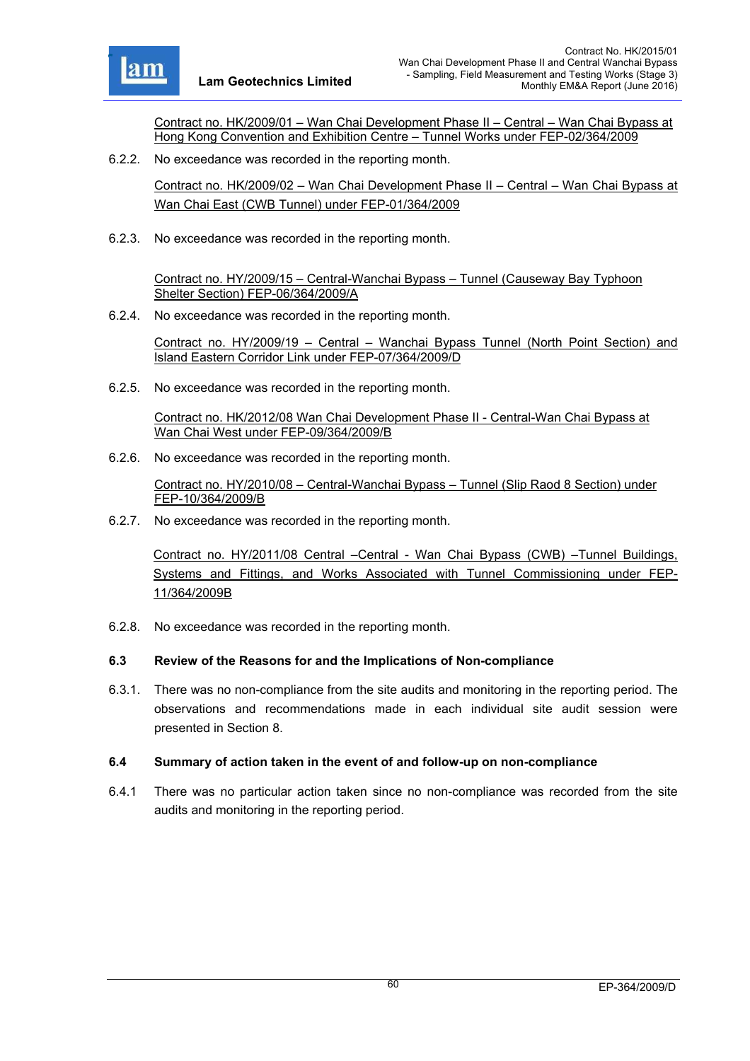<u>Contract no. HK/2009/01 – Wan Chai Development Phase II – Central – Wan Chai Bypass at Hong Kong Convention and Exhibition Centre – Tunnel Works under FEP-02/364/2009</u>

6.2.2. No exceedance was recorded in the reporting month.

<u>Contract no. HK/2009/02 – Wan Chai Development Phase II – Central – Wan Chai Bypass at Wan Chai East (CWB Tunnel) under FEP-01/364/2009</u>

6.2.3. No exceedance was recorded in the reporting month.

<u>Contract no. HY/2009/15 – Central-Wanchai Bypass – Tunnel (Causeway Bay Typhoon Shelter Section) FEP-06/364/2009/A</u>

6.2.4. No exceedance was recorded in the reporting month.

<u>Contract no. HY/2009/19 – Central – Wanchai Bypass Tunnel (North Point Section) and Island Eastern Corridor Link under FEP-07/364/2009/D</u>

6.2.5. No exceedance was recorded in the reporting month.

<u>Contract no. HK/2012/08 Wan Chai Development Phase II - Central-Wan Chai Bypass at Wan Chai West under FEP-09/364/2009/B</u>

6.2.6. No exceedance was recorded in the reporting month.

<u>Contract no. HY/2010/08 – Central-Wanchai Bypass – Tunnel (Slip Raod 8 Section) under FEP-10/364/2009/B</u>

6.2.7. No exceedance was recorded in the reporting month.

<u>Contract no. HY/2011/08 Central –Central - Wan Chai Bypass (CWB) –Tunnel Buildings, Systems and Fittings, and Works Associated with Tunnel Commissioning under FEP-11/364/2009B</u>

6.2.8. No exceedance was recorded in the reporting month.

### 6.3 Review of the Reasons for and the Implications of Non-compliance

6.3.1. There was no non-compliance from the site audits and monitoring in the reporting period. The observations and recommendations made in each individual site audit session were presented in Section 8.

### 6.4 Summary of action taken in the event of and follow-up on non-compliance

6.4.1 There was no particular action taken since no non-compliance was recorded from the site audits and monitoring in the reporting period.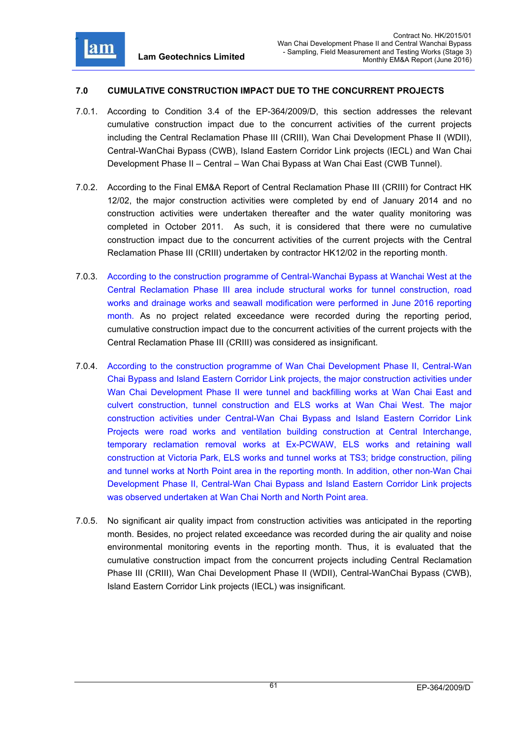## 7.0 CUMULATIVE CONSTRUCTION IMPACT DUE TO THE CONCURRENT PROJECTS

7.0.1. According to Condition 3.4 of the EP-364/2009/D, this section addresses the relevant cumulative construction impact due to the concurrent activities of the current projects including the Central Reclamation Phase III (CRIII), Wan Chai Development Phase II (WDII), Central-WanChai Bypass (CWB), Island Eastern Corridor Link projects (IECL) and Wan Chai Development Phase II – Central – Wan Chai Bypass at Wan Chai East (CWB Tunnel).

7.0.2. According to the Final EM&A Report of Central Reclamation Phase III (CRIII) for Contract HK 12/02, the major construction activities were completed by end of January 2014 and no construction activities were undertaken thereafter and the water quality monitoring was completed in October 2011. As such, it is considered that there were no cumulative construction impact due to the concurrent activities of the current projects with the Central Reclamation Phase III (CRIII) undertaken by contractor HK12/02 in the reporting month.

7.0.3. According to the construction programme of Central-Wanchai Bypass at Wanchai West at the Central Reclamation Phase III area include structural works for tunnel construction, road works and drainage works and seawall modification were performed in June 2016 reporting month. As no project related exceedance were recorded during the reporting period, cumulative construction impact due to the concurrent activities of the current projects with the Central Reclamation Phase III (CRIII) was considered as insignificant.

7.0.4. According to the construction programme of Wan Chai Development Phase II, Central-Wan Chai Bypass and Island Eastern Corridor Link projects, the major construction activities under Wan Chai Development Phase II were tunnel and backfilling works at Wan Chai East and culvert construction, tunnel construction and ELS works at Wan Chai West. The major construction activities under Central-Wan Chai Bypass and Island Eastern Corridor Link Projects were road works and ventilation building construction at Central Interchange, temporary reclamation removal works at Ex-PCWAW, ELS works and retaining wall construction at Victoria Park, ELS works and tunnel works at TS3; bridge construction, piling and tunnel works at North Point area in the reporting month. In addition, other non-Wan Chai Development Phase II, Central-Wan Chai Bypass and Island Eastern Corridor Link projects was observed undertaken at Wan Chai North and North Point area.

7.0.5. No significant air quality impact from construction activities was anticipated in the reporting month. Besides, no project related exceedance was recorded during the air quality and noise environmental monitoring events in the reporting month. Thus, it is evaluated that the cumulative construction impact from the concurrent projects including Central Reclamation Phase III (CRIII), Wan Chai Development Phase II (WDII), Central-WanChai Bypass (CWB), Island Eastern Corridor Link projects (IECL) was insignificant.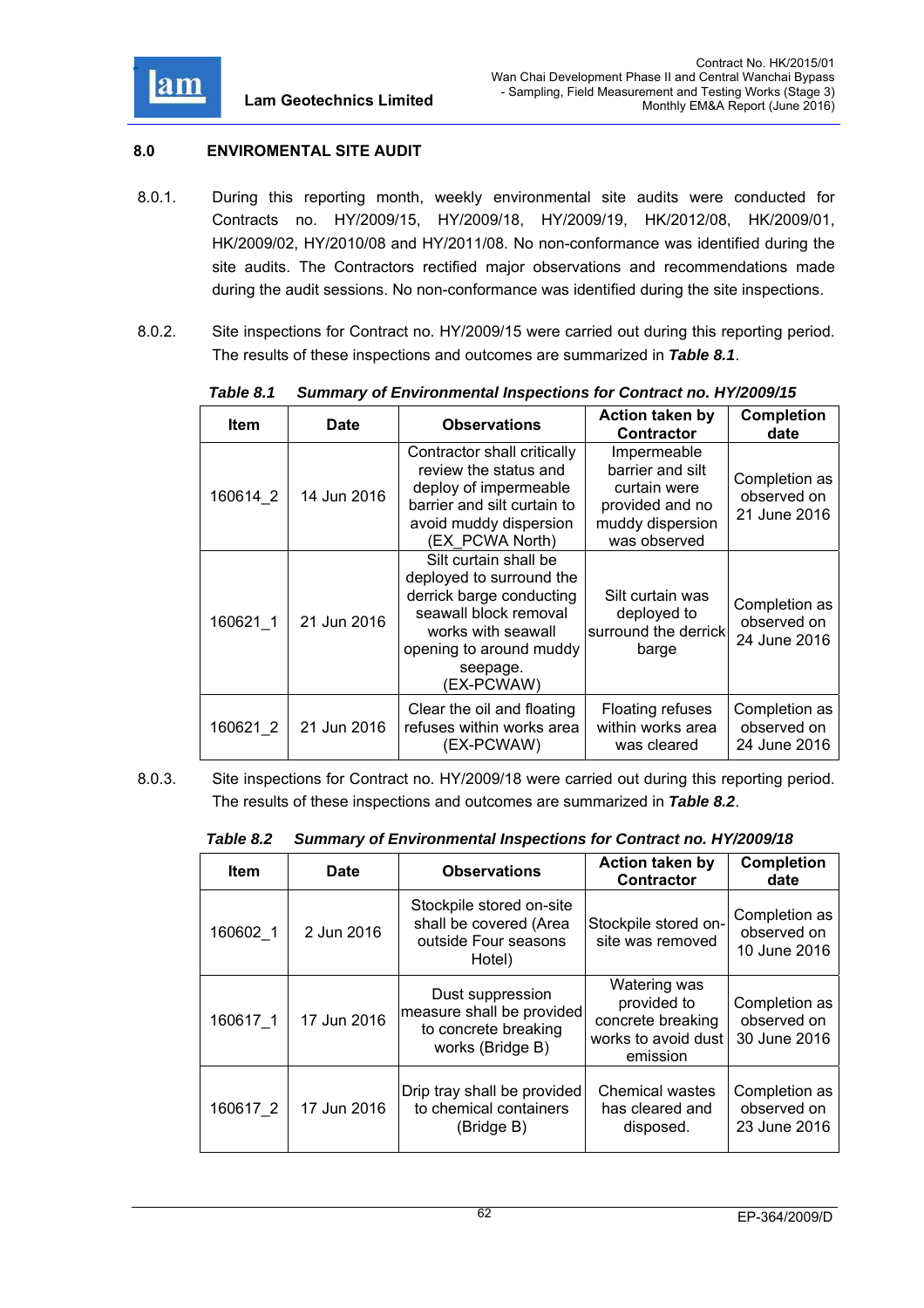## 8.0 ENVIROMENTAL SITE AUDIT

8.0.1. During this reporting month, weekly environmental site audits were conducted for Contracts no. HY/2009/15, HY/2009/18, HY/2009/19, HK/2012/08, HK/2009/01, HK/2009/02, HY/2010/08 and HY/2011/08. No non-conformance was identified during the site audits. The Contractors rectified major observations and recommendations made during the audit sessions. No non-conformance was identified during the site inspections.

8.0.2. Site inspections for Contract no. HY/2009/15 were carried out during this reporting period. The results of these inspections and outcomes are summarized in ***Table 8.1***.

***Table 8.1 Summary of Environmental Inspections for Contract no. HY/2009/15***

| Item | Date | Observations | Action taken by Contractor | Completion date |
|---|---|---|---|---|
| 160614_2 | 14 Jun 2016 | Contractor shall critically review the status and deploy of impermeable barrier and silt curtain to avoid muddy dispersion (EX_PCWA North) | Impermeable barrier and silt curtain were provided and no muddy dispersion was observed | Completion as observed on 21 June 2016 |
| 160621_1 | 21 Jun 2016 | Silt curtain shall be deployed to surround the derrick barge conducting seawall block removal works with seawall opening to around muddy seepage. (EX-PCWAW) | Silt curtain was deployed to surround the derrick barge | Completion as observed on 24 June 2016 |
| 160621_2 | 21 Jun 2016 | Clear the oil and floating refuses within works area (EX-PCWAW) | Floating refuses within works area was cleared | Completion as observed on 24 June 2016 |

8.0.3. Site inspections for Contract no. HY/2009/18 were carried out during this reporting period. The results of these inspections and outcomes are summarized in ***Table 8.2***.

***Table 8.2 Summary of Environmental Inspections for Contract no. HY/2009/18***

| Item | Date | Observations | Action taken by Contractor | Completion date |
|---|---|---|---|---|
| 160602_1 | 2 Jun 2016 | Stockpile stored on-site shall be covered (Area outside Four seasons Hotel) | Stockpile stored on-site was removed | Completion as observed on 10 June 2016 |
| 160617_1 | 17 Jun 2016 | Dust suppression measure shall be provided to concrete breaking works (Bridge B) | Watering was provided to concrete breaking works to avoid dust emission | Completion as observed on 30 June 2016 |
| 160617_2 | 17 Jun 2016 | Drip tray shall be provided to chemical containers (Bridge B) | Chemical wastes has cleared and disposed. | Completion as observed on 23 June 2016 |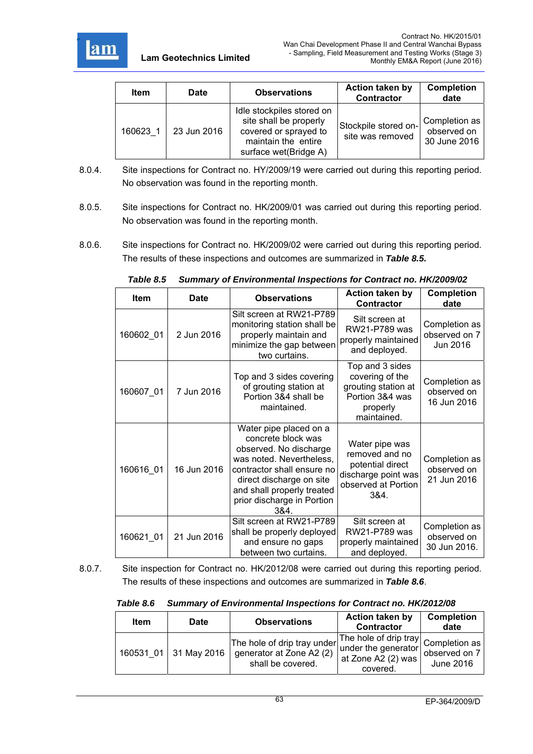| Item | Date | Observations | Action taken by Contractor | Completion date |
|---|---|---|---|---|
| 160623_1 | 23 Jun 2016 | Idle stockpiles stored on site shall be properly covered or sprayed to maintain the entire surface wet(Bridge A) | Stockpile stored on-site was removed | Completion as observed on 30 June 2016 |

8.0.4. Site inspections for Contract no. HY/2009/19 were carried out during this reporting period. No observation was found in the reporting month.

8.0.5. Site inspections for Contract no. HK/2009/01 was carried out during this reporting period. No observation was found in the reporting month.

8.0.6. Site inspections for Contract no. HK/2009/02 were carried out during this reporting period. The results of these inspections and outcomes are summarized in ***Table 8.5.***

***Table 8.5 Summary of Environmental Inspections for Contract no. HK/2009/02***

| Item | Date | Observations | Action taken by Contractor | Completion date |
|---|---|---|---|---|
| 160602_01 | 2 Jun 2016 | Silt screen at RW21-P789 monitoring station shall be properly maintain and minimize the gap between two curtains. | Silt screen at RW21-P789 was properly maintained and deployed. | Completion as observed on 7 Jun 2016 |
| 160607_01 | 7 Jun 2016 | Top and 3 sides covering of grouting station at Portion 3&4 shall be maintained. | Top and 3 sides covering of the grouting station at Portion 3&4 was properly maintained. | Completion as observed on 16 Jun 2016 |
| 160616_01 | 16 Jun 2016 | Water pipe placed on a concrete block was observed. No discharge was noted. Nevertheless, contractor shall ensure no direct discharge on site and shall properly treated prior discharge in Portion 3&4. | Water pipe was removed and no potential direct discharge point was observed at Portion 3&4. | Completion as observed on 21 Jun 2016 |
| 160621_01 | 21 Jun 2016 | Silt screen at RW21-P789 shall be properly deployed and ensure no gaps between two curtains. | Silt screen at RW21-P789 was properly maintained and deployed. | Completion as observed on 30 Jun 2016. |

8.0.7. Site inspection for Contract no. HK/2012/08 were carried out during this reporting period. The results of these inspections and outcomes are summarized in ***Table 8.6***.

***Table 8.6 Summary of Environmental Inspections for Contract no. HK/2012/08***

| Item | Date | Observations | Action taken by Contractor | Completion date |
|---|---|---|---|---|
| 160531_01 | 31 May 2016 | The hole of drip tray under generator at Zone A2 (2) shall be covered. | The hole of drip tray under the generator at Zone A2 (2) was covered. | Completion as observed on 7 June 2016 |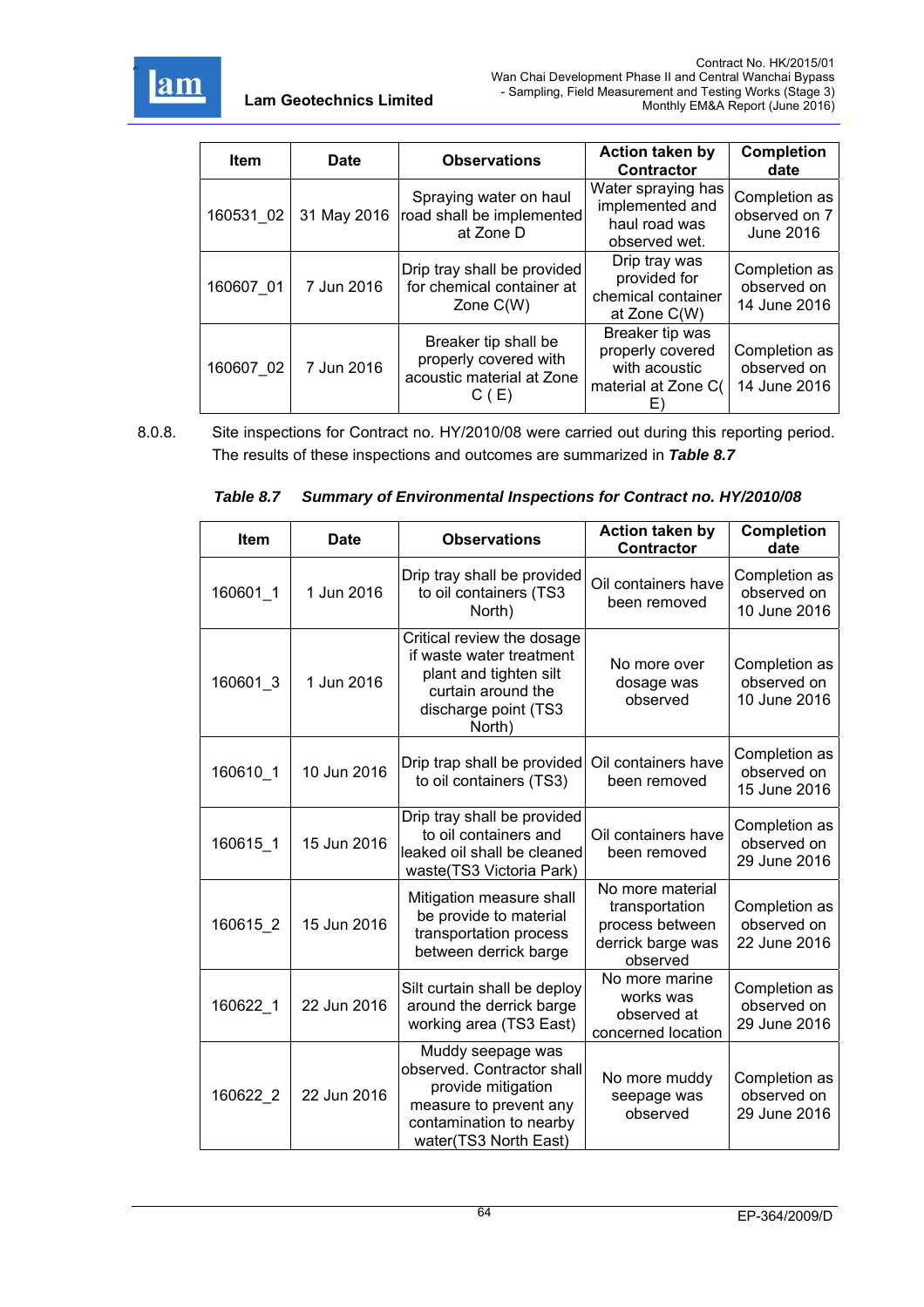| Item | Date | Observations | Action taken by Contractor | Completion date |
|---|---|---|---|---|
| 160531_02 | 31 May 2016 | Spraying water on haul road shall be implemented at Zone D | Water spraying has implemented and haul road was observed wet. | Completion as observed on 7 June 2016 |
| 160607_01 | 7 Jun 2016 | Drip tray shall be provided for chemical container at Zone C(W) | Drip tray was provided for chemical container at Zone C(W) | Completion as observed on 14 June 2016 |
| 160607_02 | 7 Jun 2016 | Breaker tip shall be properly covered with acoustic material at Zone C ( E) | Breaker tip was properly covered with acoustic material at Zone C( E) | Completion as observed on 14 June 2016 |

8.0.8. Site inspections for Contract no. HY/2010/08 were carried out during this reporting period. The results of these inspections and outcomes are summarized in ***Table 8.7***

***Table 8.7 Summary of Environmental Inspections for Contract no. HY/2010/08***

| Item | Date | Observations | Action taken by Contractor | Completion date |
|---|---|---|---|---|
| 160601_1 | 1 Jun 2016 | Drip tray shall be provided to oil containers (TS3 North) | Oil containers have been removed | Completion as observed on 10 June 2016 |
| 160601_3 | 1 Jun 2016 | Critical review the dosage if waste water treatment plant and tighten silt curtain around the discharge point (TS3 North) | No more over dosage was observed | Completion as observed on 10 June 2016 |
| 160610_1 | 10 Jun 2016 | Drip trap shall be provided to oil containers (TS3) | Oil containers have been removed | Completion as observed on 15 June 2016 |
| 160615_1 | 15 Jun 2016 | Drip tray shall be provided to oil containers and leaked oil shall be cleaned waste(TS3 Victoria Park) | Oil containers have been removed | Completion as observed on 29 June 2016 |
| 160615_2 | 15 Jun 2016 | Mitigation measure shall be provide to material transportation process between derrick barge | No more material transportation process between derrick barge was observed | Completion as observed on 22 June 2016 |
| 160622_1 | 22 Jun 2016 | Silt curtain shall be deploy around the derrick barge working area (TS3 East) | No more marine works was observed at concerned location | Completion as observed on 29 June 2016 |
| 160622_2 | 22 Jun 2016 | Muddy seepage was observed. Contractor shall provide mitigation measure to prevent any contamination to nearby water(TS3 North East) | No more muddy seepage was observed | Completion as observed on 29 June 2016 |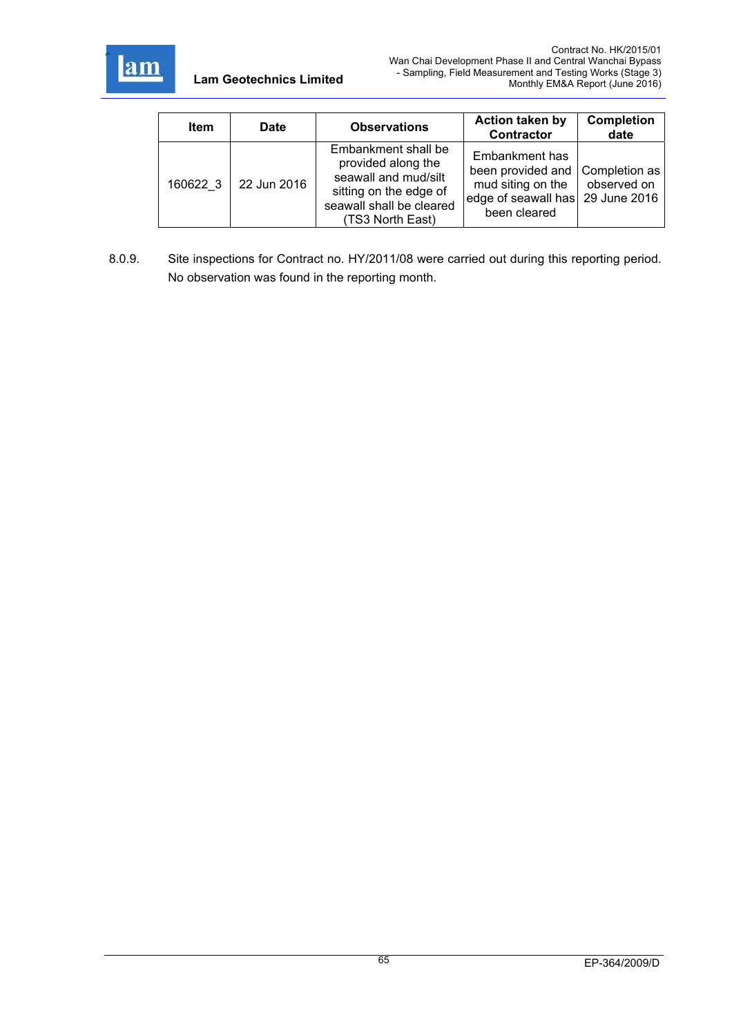| Item | Date | Observations | Action taken by Contractor | Completion date |
|---|---|---|---|---|
| 160622_3 | 22 Jun 2016 | Embankment shall be provided along the seawall and mud/silt sitting on the edge of seawall shall be cleared (TS3 North East) | Embankment has been provided and mud siting on the edge of seawall has been cleared | Completion as observed on 29 June 2016 |

8.0.9. Site inspections for Contract no. HY/2011/08 were carried out during this reporting period. No observation was found in the reporting month.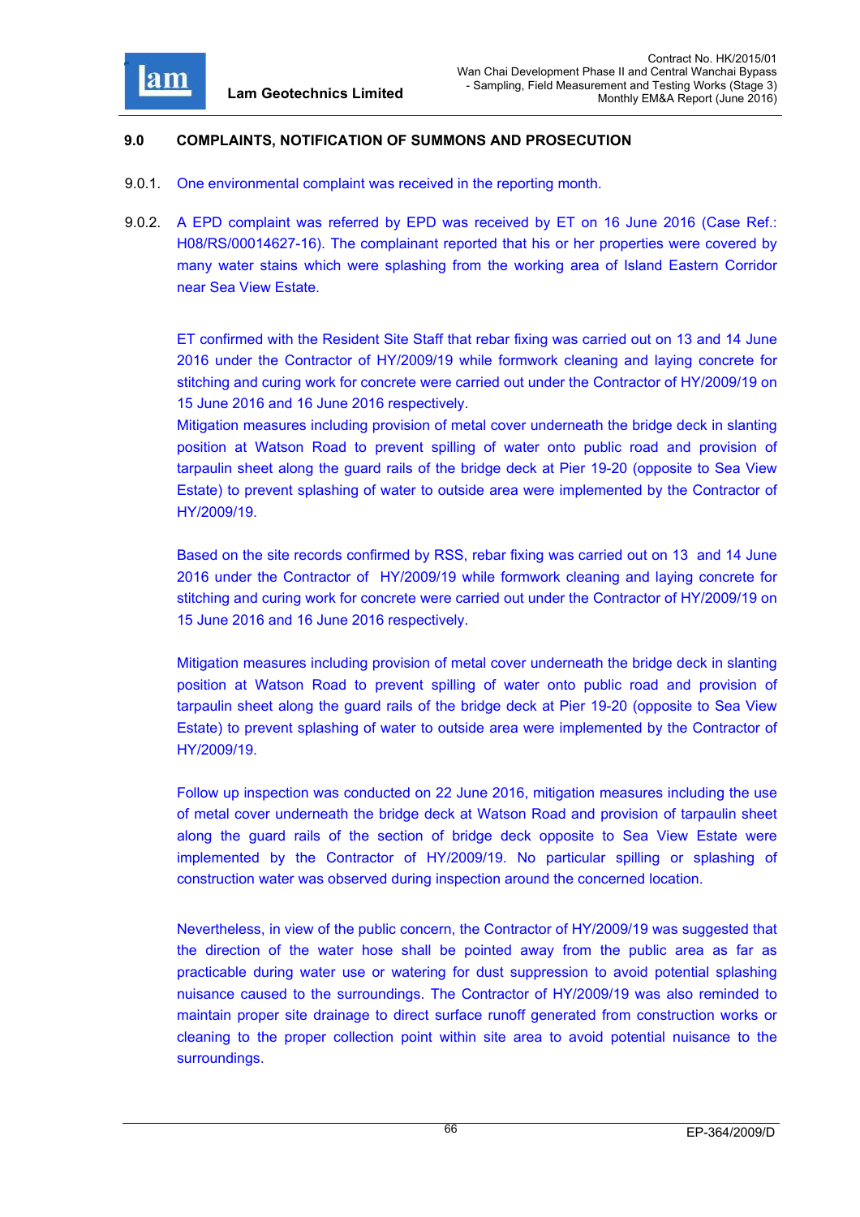## 9.0 COMPLAINTS, NOTIFICATION OF SUMMONS AND PROSECUTION

9.0.1. One environmental complaint was received in the reporting month.

9.0.2. A EPD complaint was referred by EPD was received by ET on 16 June 2016 (Case Ref.: H08/RS/00014627-16). The complainant reported that his or her properties were covered by many water stains which were splashing from the working area of Island Eastern Corridor near Sea View Estate.

ET confirmed with the Resident Site Staff that rebar fixing was carried out on 13 and 14 June 2016 under the Contractor of HY/2009/19 while formwork cleaning and laying concrete for stitching and curing work for concrete were carried out under the Contractor of HY/2009/19 on 15 June 2016 and 16 June 2016 respectively.
Mitigation measures including provision of metal cover underneath the bridge deck in slanting position at Watson Road to prevent spilling of water onto public road and provision of tarpaulin sheet along the guard rails of the bridge deck at Pier 19-20 (opposite to Sea View Estate) to prevent splashing of water to outside area were implemented by the Contractor of HY/2009/19.

Based on the site records confirmed by RSS, rebar fixing was carried out on 13 and 14 June 2016 under the Contractor of HY/2009/19 while formwork cleaning and laying concrete for stitching and curing work for concrete were carried out under the Contractor of HY/2009/19 on 15 June 2016 and 16 June 2016 respectively.

Mitigation measures including provision of metal cover underneath the bridge deck in slanting position at Watson Road to prevent spilling of water onto public road and provision of tarpaulin sheet along the guard rails of the bridge deck at Pier 19-20 (opposite to Sea View Estate) to prevent splashing of water to outside area were implemented by the Contractor of HY/2009/19.

Follow up inspection was conducted on 22 June 2016, mitigation measures including the use of metal cover underneath the bridge deck at Watson Road and provision of tarpaulin sheet along the guard rails of the section of bridge deck opposite to Sea View Estate were implemented by the Contractor of HY/2009/19. No particular spilling or splashing of construction water was observed during inspection around the concerned location.

Nevertheless, in view of the public concern, the Contractor of HY/2009/19 was suggested that the direction of the water hose shall be pointed away from the public area as far as practicable during water use or watering for dust suppression to avoid potential splashing nuisance caused to the surroundings. The Contractor of HY/2009/19 was also reminded to maintain proper site drainage to direct surface runoff generated from construction works or cleaning to the proper collection point within site area to avoid potential nuisance to the surroundings.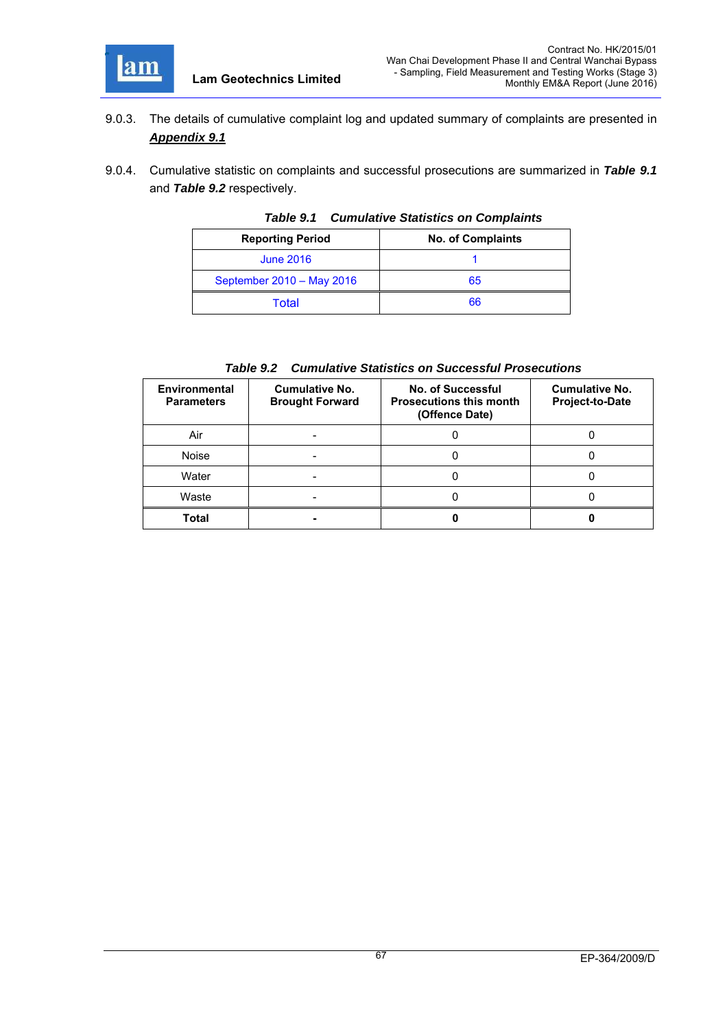9.0.3. The details of cumulative complaint log and updated summary of complaints are presented in ***Appendix 9.1***

9.0.4. Cumulative statistic on complaints and successful prosecutions are summarized in ***Table 9.1*** and ***Table 9.2*** respectively.

***Table 9.1 Cumulative Statistics on Complaints***

| Reporting Period | No. of Complaints |
|---|---|
| June 2016 | 1 |
| September 2010 – May 2016 | 65 |
| Total | 66 |

***Table 9.2 Cumulative Statistics on Successful Prosecutions***

| Environmental Parameters | Cumulative No. Brought Forward | No. of Successful Prosecutions this month (Offence Date) | Cumulative No. Project-to-Date |
|---|---|---|---|
| Air | - | 0 | 0 |
| Noise | - | 0 | 0 |
| Water | - | 0 | 0 |
| Waste | - | 0 | 0 |
| **Total** | **-** | **0** | **0** |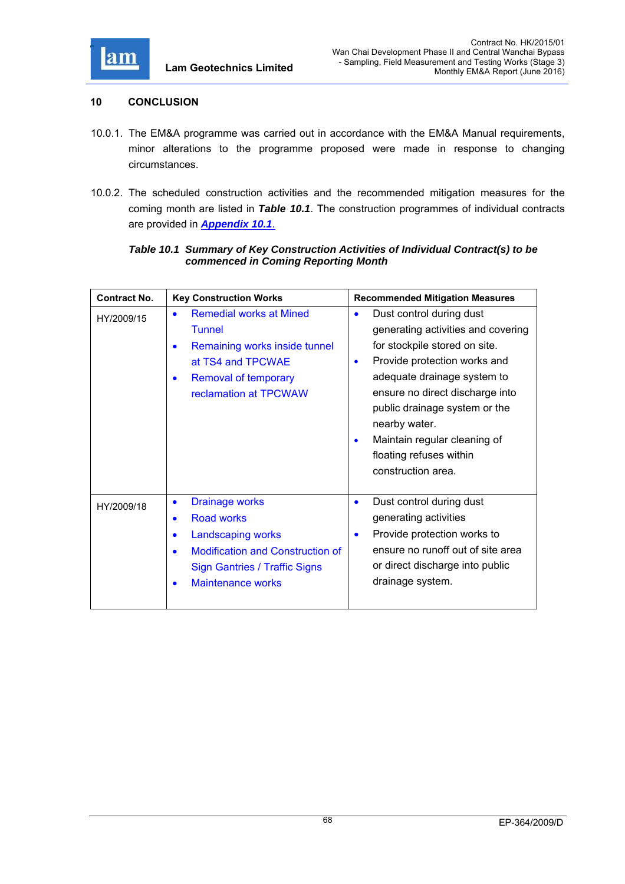# 10 CONCLUSION

10.0.1. The EM&A programme was carried out in accordance with the EM&A Manual requirements, minor alterations to the programme proposed were made in response to changing circumstances.

10.0.2. The scheduled construction activities and the recommended mitigation measures for the coming month are listed in ***Table 10.1***. The construction programmes of individual contracts are provided in ***Appendix 10.1***.

***Table 10.1 Summary of Key Construction Activities of Individual Contract(s) to be commenced in Coming Reporting Month***

| Contract No. | Key Construction Works | Recommended Mitigation Measures |
| --- | --- | --- |
| HY/2009/15 | • Remedial works at Mined Tunnel<br>• Remaining works inside tunnel at TS4 and TPCWAE<br>• Removal of temporary reclamation at TPCWAW | • Dust control during dust generating activities and covering for stockpile stored on site.<br>• Provide protection works and adequate drainage system to ensure no direct discharge into public drainage system or the nearby water.<br>• Maintain regular cleaning of floating refuses within construction area. |
| HY/2009/18 | • Drainage works<br>• Road works<br>• Landscaping works<br>• Modification and Construction of Sign Gantries / Traffic Signs<br>• Maintenance works | • Dust control during dust generating activities<br>• Provide protection works to ensure no runoff out of site area or direct discharge into public drainage system. |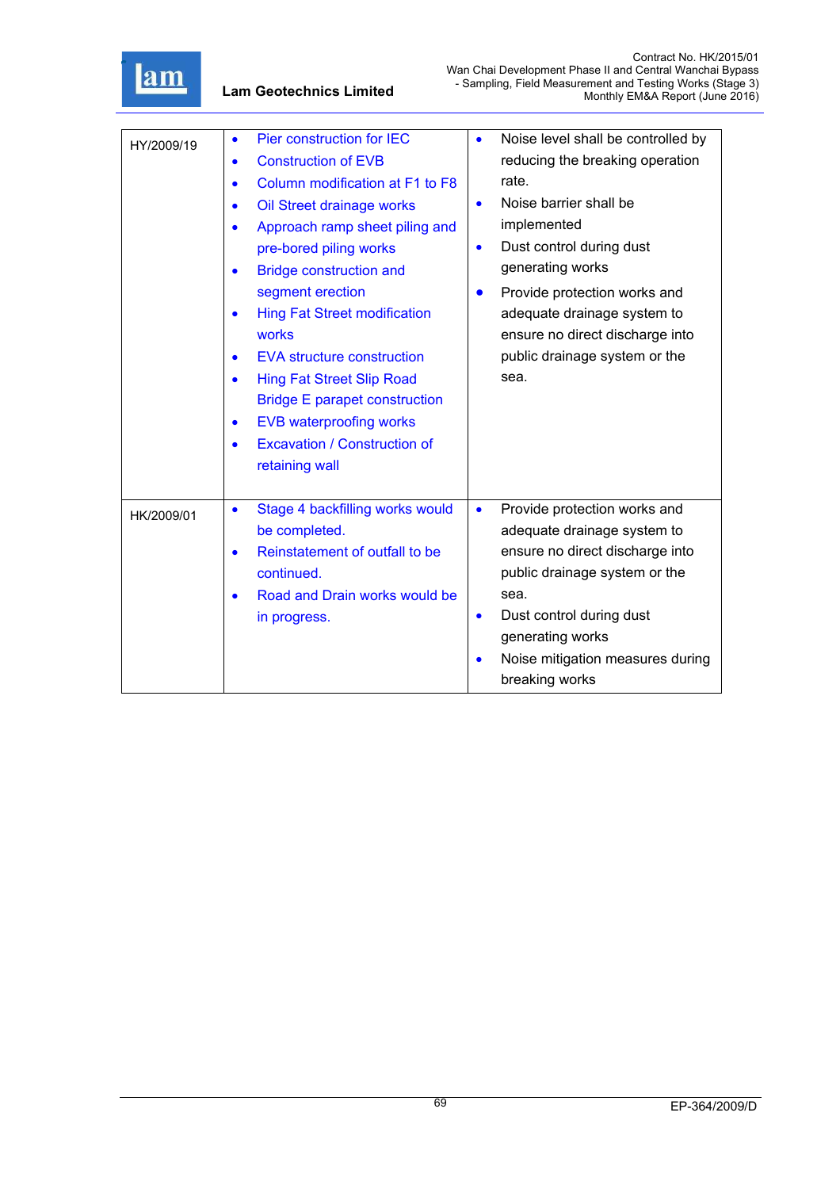| | | |
|---|---|---|
| HY/2009/19 | • Pier construction for IEC<br>• Construction of EVB<br>• Column modification at F1 to F8<br>• Oil Street drainage works<br>• Approach ramp sheet piling and pre-bored piling works<br>• Bridge construction and segment erection<br>• Hing Fat Street modification works<br>• EVA structure construction<br>• Hing Fat Street Slip Road Bridge E parapet construction<br>• EVB waterproofing works<br>• Excavation / Construction of retaining wall | • Noise level shall be controlled by reducing the breaking operation rate.<br>• Noise barrier shall be implemented<br>• Dust control during dust generating works<br>• Provide protection works and adequate drainage system to ensure no direct discharge into public drainage system or the sea. |
| HK/2009/01 | • Stage 4 backfilling works would be completed.<br>• Reinstatement of outfall to be continued.<br>• Road and Drain works would be in progress. | • Provide protection works and adequate drainage system to ensure no direct discharge into public drainage system or the sea.<br>• Dust control during dust generating works<br>• Noise mitigation measures during breaking works |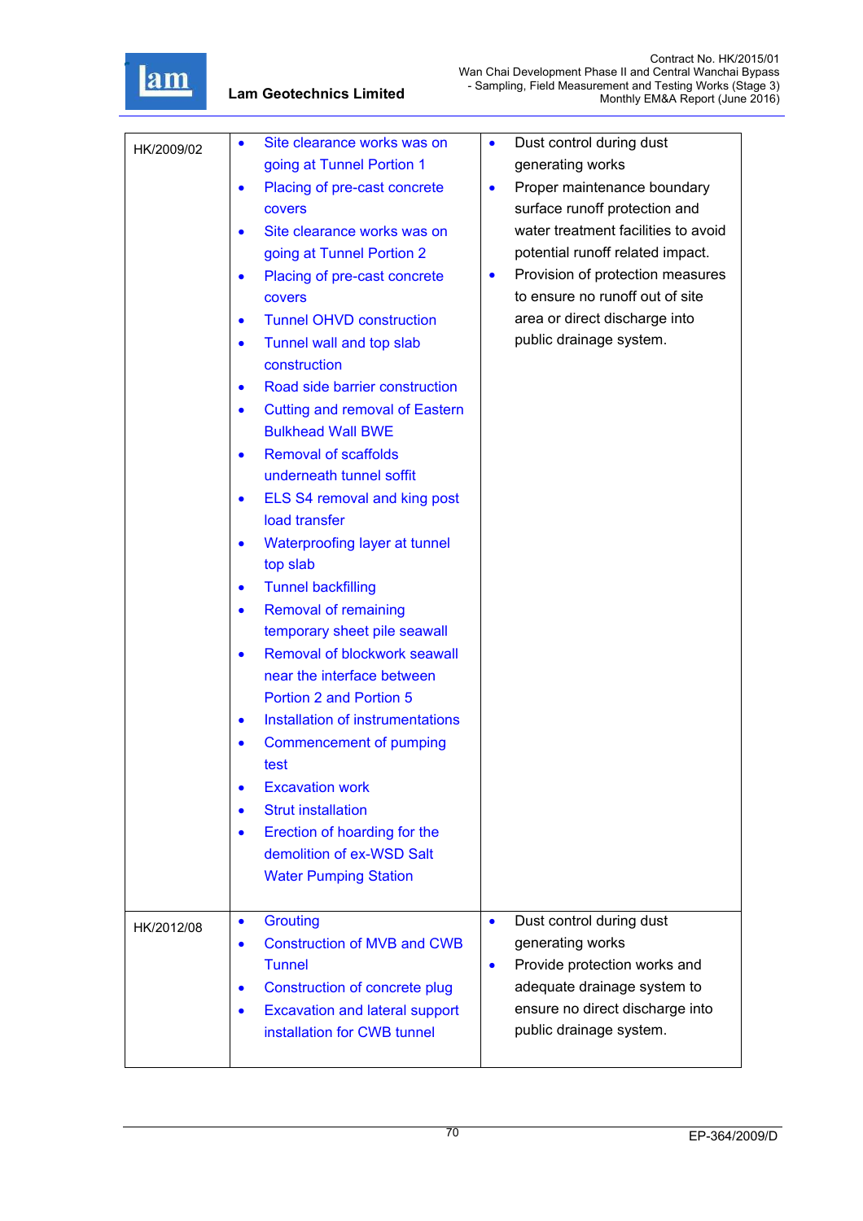| HK/2009/02 | • Site clearance works was on going at Tunnel Portion 1<br>• Placing of pre-cast concrete covers<br>• Site clearance works was on going at Tunnel Portion 2<br>• Placing of pre-cast concrete covers<br>• Tunnel OHVD construction<br>• Tunnel wall and top slab construction<br>• Road side barrier construction<br>• Cutting and removal of Eastern Bulkhead Wall BWE<br>• Removal of scaffolds underneath tunnel soffit<br>• ELS S4 removal and king post load transfer<br>• Waterproofing layer at tunnel top slab<br>• Tunnel backfilling<br>• Removal of remaining temporary sheet pile seawall<br>• Removal of blockwork seawall near the interface between Portion 2 and Portion 5<br>• Installation of instrumentations<br>• Commencement of pumping test<br>• Excavation work<br>• Strut installation<br>• Erection of hoarding for the demolition of ex-WSD Salt Water Pumping Station | • Dust control during dust generating works<br>• Proper maintenance boundary surface runoff protection and water treatment facilities to avoid potential runoff related impact.<br>• Provision of protection measures to ensure no runoff out of site area or direct discharge into public drainage system. |
|---|---|---|
| HK/2012/08 | • Grouting<br>• Construction of MVB and CWB Tunnel<br>• Construction of concrete plug<br>• Excavation and lateral support installation for CWB tunnel | • Dust control during dust generating works<br>• Provide protection works and adequate drainage system to ensure no direct discharge into public drainage system. |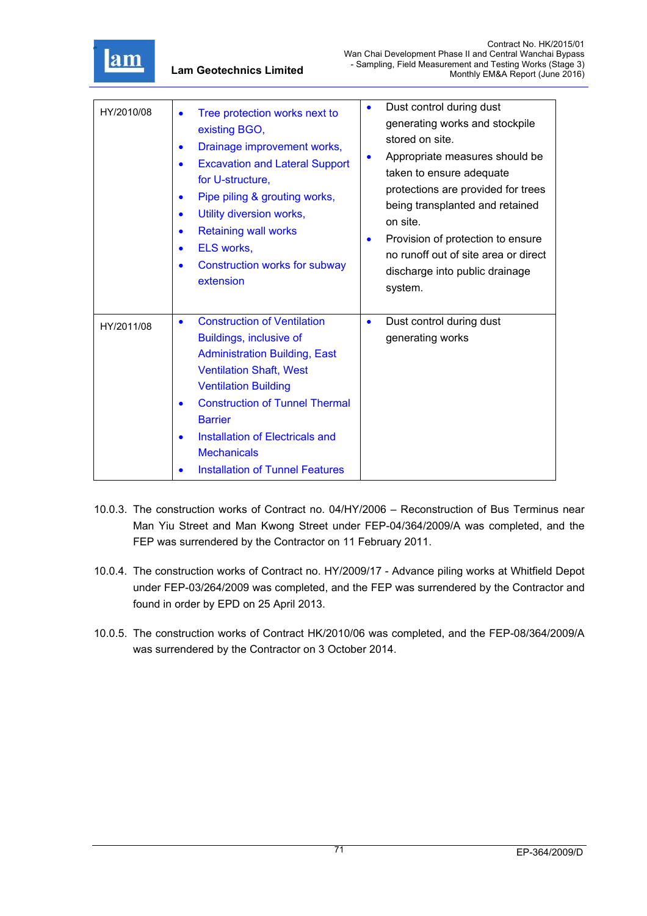| | | |
|---|---|---|
| HY/2010/08 | • Tree protection works next to existing BGO,<br>• Drainage improvement works,<br>• Excavation and Lateral Support for U-structure,<br>• Pipe piling & grouting works,<br>• Utility diversion works,<br>• Retaining wall works<br>• ELS works,<br>• Construction works for subway extension | • Dust control during dust generating works and stockpile stored on site.<br>• Appropriate measures should be taken to ensure adequate protections are provided for trees being transplanted and retained on site.<br>• Provision of protection to ensure no runoff out of site area or direct discharge into public drainage system. |
| HY/2011/08 | • Construction of Ventilation Buildings, inclusive of Administration Building, East Ventilation Shaft, West Ventilation Building<br>• Construction of Tunnel Thermal Barrier<br>• Installation of Electricals and Mechanicals<br>• Installation of Tunnel Features | • Dust control during dust generating works |

10.0.3. The construction works of Contract no. 04/HY/2006 – Reconstruction of Bus Terminus near Man Yiu Street and Man Kwong Street under FEP-04/364/2009/A was completed, and the FEP was surrendered by the Contractor on 11 February 2011.

10.0.4. The construction works of Contract no. HY/2009/17 - Advance piling works at Whitfield Depot under FEP-03/264/2009 was completed, and the FEP was surrendered by the Contractor and found in order by EPD on 25 April 2013.

10.0.5. The construction works of Contract HK/2010/06 was completed, and the FEP-08/364/2009/A was surrendered by the Contractor on 3 October 2014.